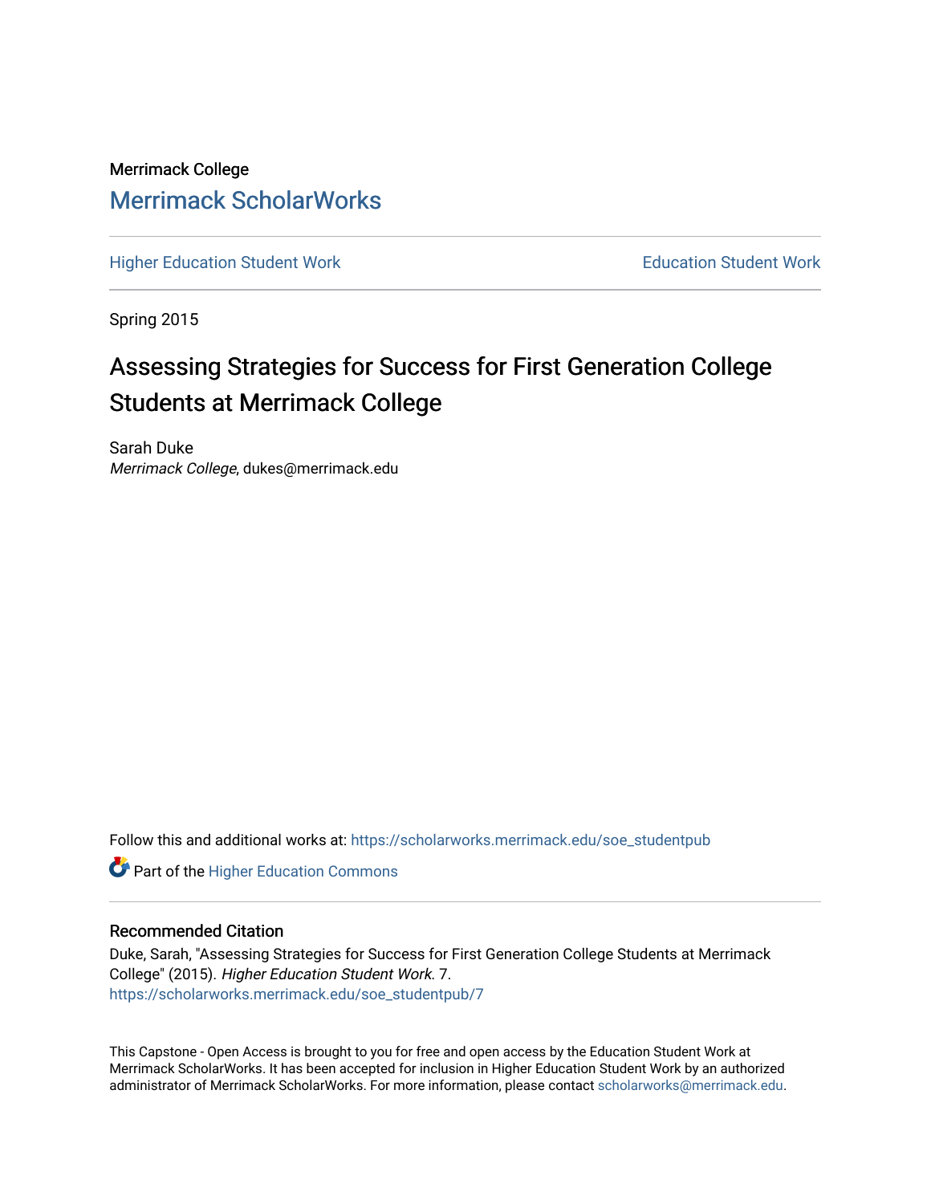Merrimack College

# Merrimack ScholarWorks

Higher Education Student Work | Education Student Work

Spring 2015

# Assessing Strategies for Success for First Generation College Students at Merrimack College

Sarah Duke
*Merrimack College*, dukes@merrimack.edu

Follow this and additional works at: https://scholarworks.merrimack.edu/soe_studentpub

Part of the Higher Education Commons

## Recommended Citation

Duke, Sarah, "Assessing Strategies for Success for First Generation College Students at Merrimack College" (2015). *Higher Education Student Work*. 7.
https://scholarworks.merrimack.edu/soe_studentpub/7

This Capstone - Open Access is brought to you for free and open access by the Education Student Work at Merrimack ScholarWorks. It has been accepted for inclusion in Higher Education Student Work by an authorized administrator of Merrimack ScholarWorks. For more information, please contact scholarworks@merrimack.edu.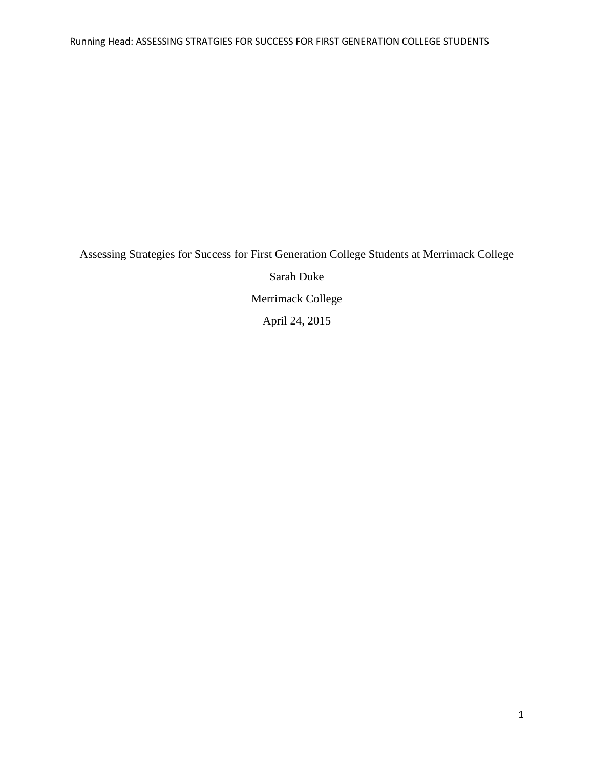Assessing Strategies for Success for First Generation College Students at Merrimack College

Sarah Duke

Merrimack College

April 24, 2015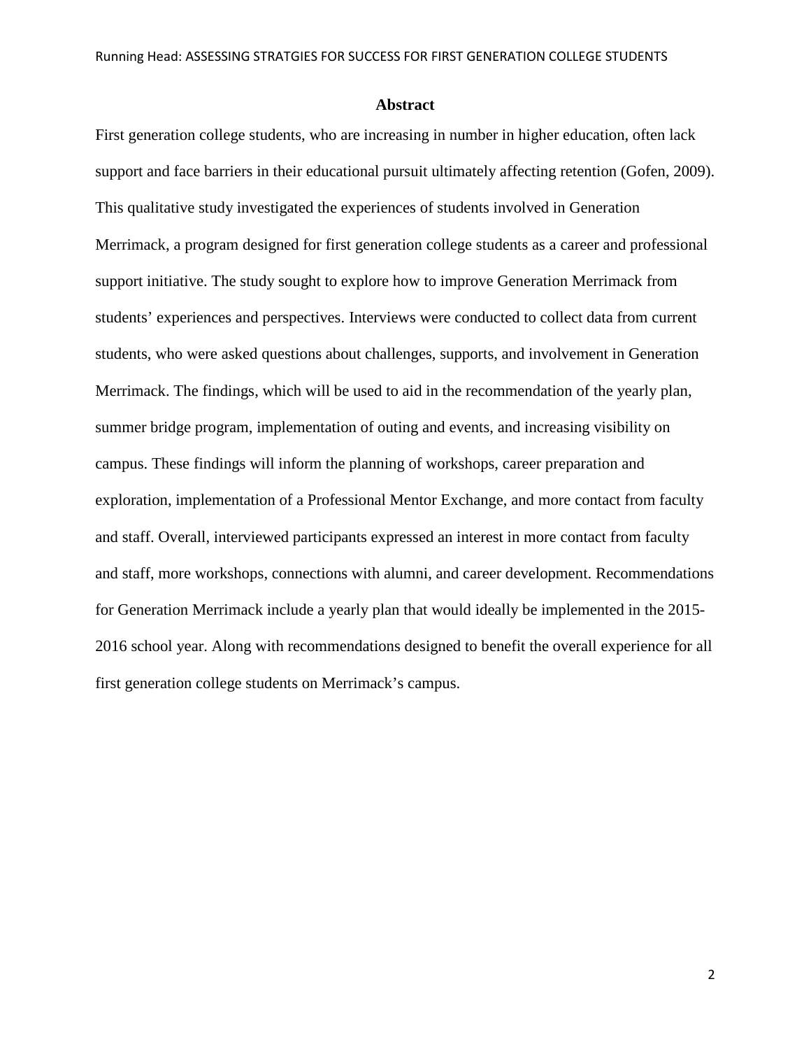# Abstract

First generation college students, who are increasing in number in higher education, often lack support and face barriers in their educational pursuit ultimately affecting retention (Gofen, 2009). This qualitative study investigated the experiences of students involved in Generation Merrimack, a program designed for first generation college students as a career and professional support initiative. The study sought to explore how to improve Generation Merrimack from students' experiences and perspectives. Interviews were conducted to collect data from current students, who were asked questions about challenges, supports, and involvement in Generation Merrimack. The findings, which will be used to aid in the recommendation of the yearly plan, summer bridge program, implementation of outing and events, and increasing visibility on campus. These findings will inform the planning of workshops, career preparation and exploration, implementation of a Professional Mentor Exchange, and more contact from faculty and staff. Overall, interviewed participants expressed an interest in more contact from faculty and staff, more workshops, connections with alumni, and career development. Recommendations for Generation Merrimack include a yearly plan that would ideally be implemented in the 2015-2016 school year. Along with recommendations designed to benefit the overall experience for all first generation college students on Merrimack's campus.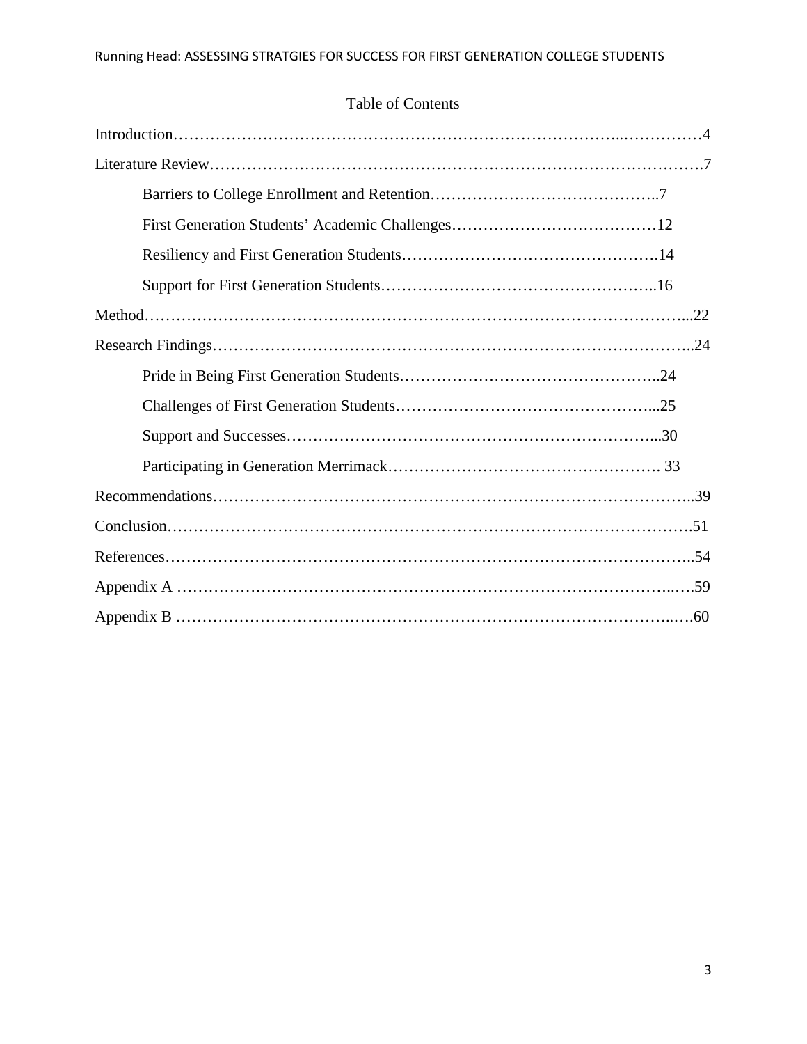# Table of Contents

Introduction……………………………………………………………………………..……………4

Literature Review……………………………………………………………………………….7

- Barriers to College Enrollment and Retention……………………………………..7
- First Generation Students' Academic Challenges…………………………………12
- Resiliency and First Generation Students……………………………………….14
- Support for First Generation Students……………………………………………..16

Method……………………………………………………………………………………...22

Research Findings……………………………………………………………………………..24

- Pride in Being First Generation Students…………………………………………..24
- Challenges of First Generation Students…………………………………………...25
- Support and Successes…………………………………………………………...30
- Participating in Generation Merrimack……………………………………………. 33

Recommendations……………………………………………………………………………..39

Conclusion……………………………………………………………………………………….51

References……………………………………………………………………………………..54

Appendix A …………………………………………………………………………………..….59

Appendix B …………………………………………………………………………………..….60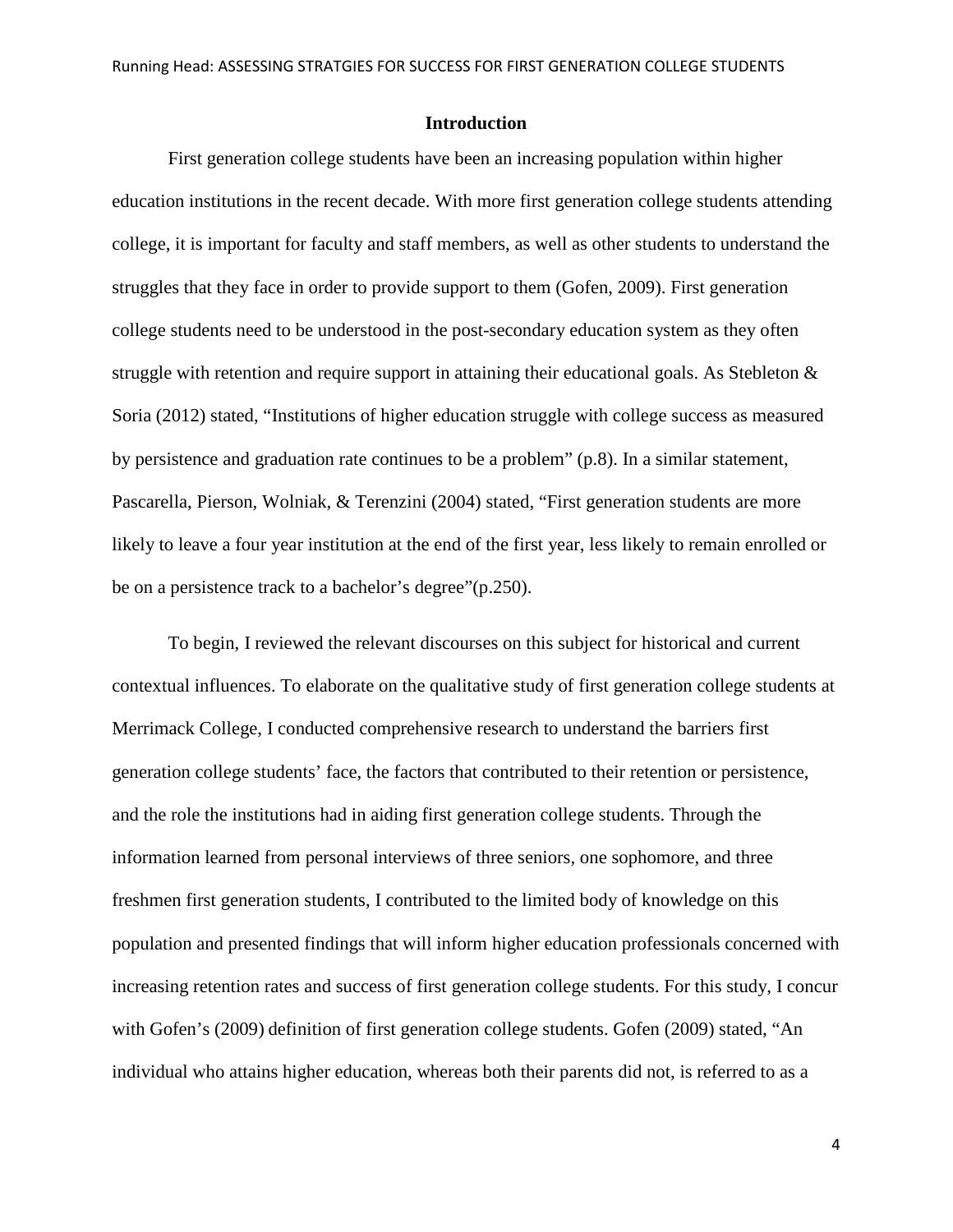## Introduction

First generation college students have been an increasing population within higher education institutions in the recent decade. With more first generation college students attending college, it is important for faculty and staff members, as well as other students to understand the struggles that they face in order to provide support to them (Gofen, 2009). First generation college students need to be understood in the post-secondary education system as they often struggle with retention and require support in attaining their educational goals. As Stebleton & Soria (2012) stated, "Institutions of higher education struggle with college success as measured by persistence and graduation rate continues to be a problem" (p.8). In a similar statement, Pascarella, Pierson, Wolniak, & Terenzini (2004) stated, "First generation students are more likely to leave a four year institution at the end of the first year, less likely to remain enrolled or be on a persistence track to a bachelor's degree"(p.250).

To begin, I reviewed the relevant discourses on this subject for historical and current contextual influences. To elaborate on the qualitative study of first generation college students at Merrimack College, I conducted comprehensive research to understand the barriers first generation college students' face, the factors that contributed to their retention or persistence, and the role the institutions had in aiding first generation college students. Through the information learned from personal interviews of three seniors, one sophomore, and three freshmen first generation students, I contributed to the limited body of knowledge on this population and presented findings that will inform higher education professionals concerned with increasing retention rates and success of first generation college students. For this study, I concur with Gofen's (2009) definition of first generation college students. Gofen (2009) stated, "An individual who attains higher education, whereas both their parents did not, is referred to as a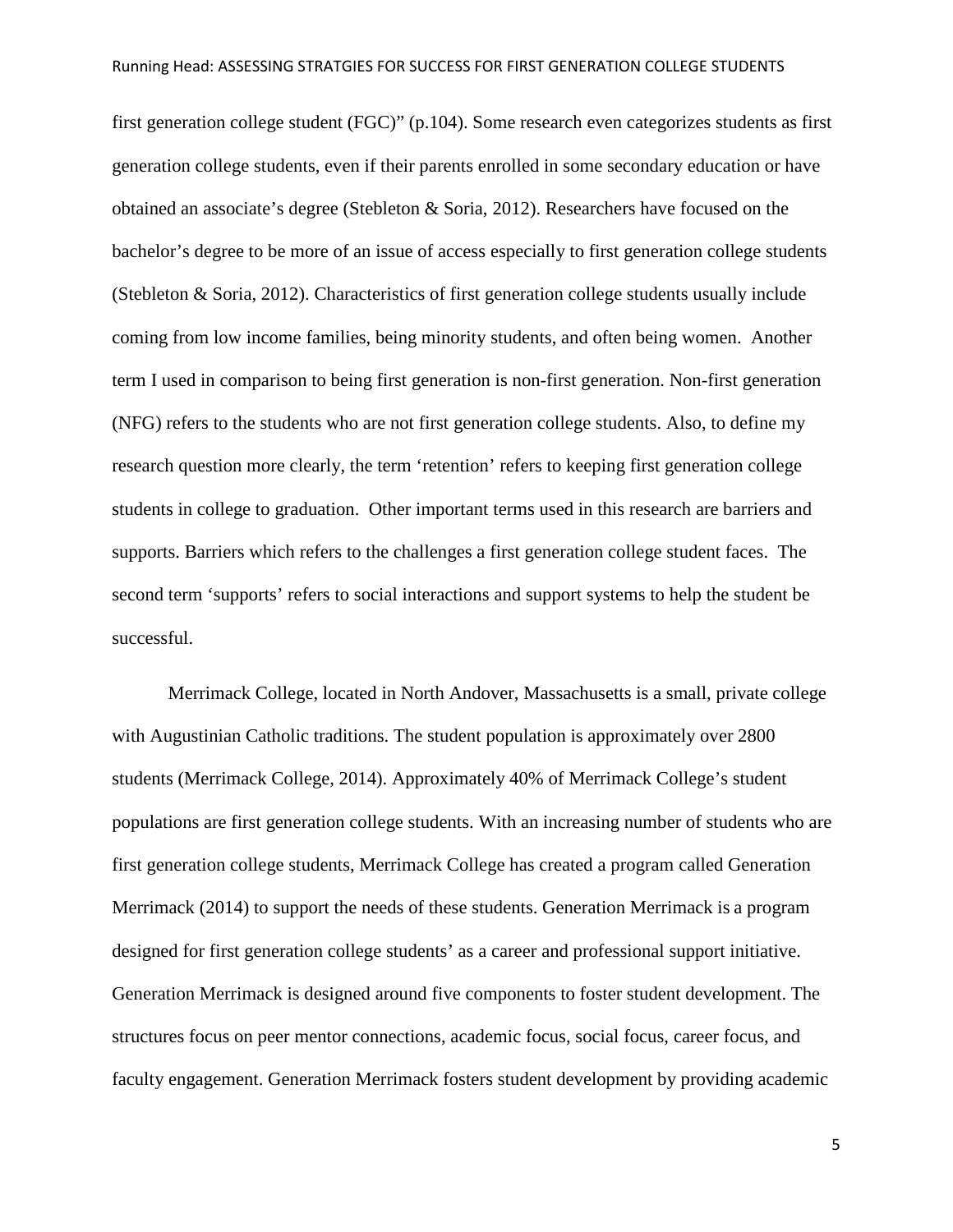first generation college student (FGC)" (p.104). Some research even categorizes students as first generation college students, even if their parents enrolled in some secondary education or have obtained an associate's degree (Stebleton & Soria, 2012). Researchers have focused on the bachelor's degree to be more of an issue of access especially to first generation college students (Stebleton & Soria, 2012). Characteristics of first generation college students usually include coming from low income families, being minority students, and often being women. Another term I used in comparison to being first generation is non-first generation. Non-first generation (NFG) refers to the students who are not first generation college students. Also, to define my research question more clearly, the term 'retention' refers to keeping first generation college students in college to graduation. Other important terms used in this research are barriers and supports. Barriers which refers to the challenges a first generation college student faces. The second term 'supports' refers to social interactions and support systems to help the student be successful.

Merrimack College, located in North Andover, Massachusetts is a small, private college with Augustinian Catholic traditions. The student population is approximately over 2800 students (Merrimack College, 2014). Approximately 40% of Merrimack College's student populations are first generation college students. With an increasing number of students who are first generation college students, Merrimack College has created a program called Generation Merrimack (2014) to support the needs of these students. Generation Merrimack is a program designed for first generation college students' as a career and professional support initiative. Generation Merrimack is designed around five components to foster student development. The structures focus on peer mentor connections, academic focus, social focus, career focus, and faculty engagement. Generation Merrimack fosters student development by providing academic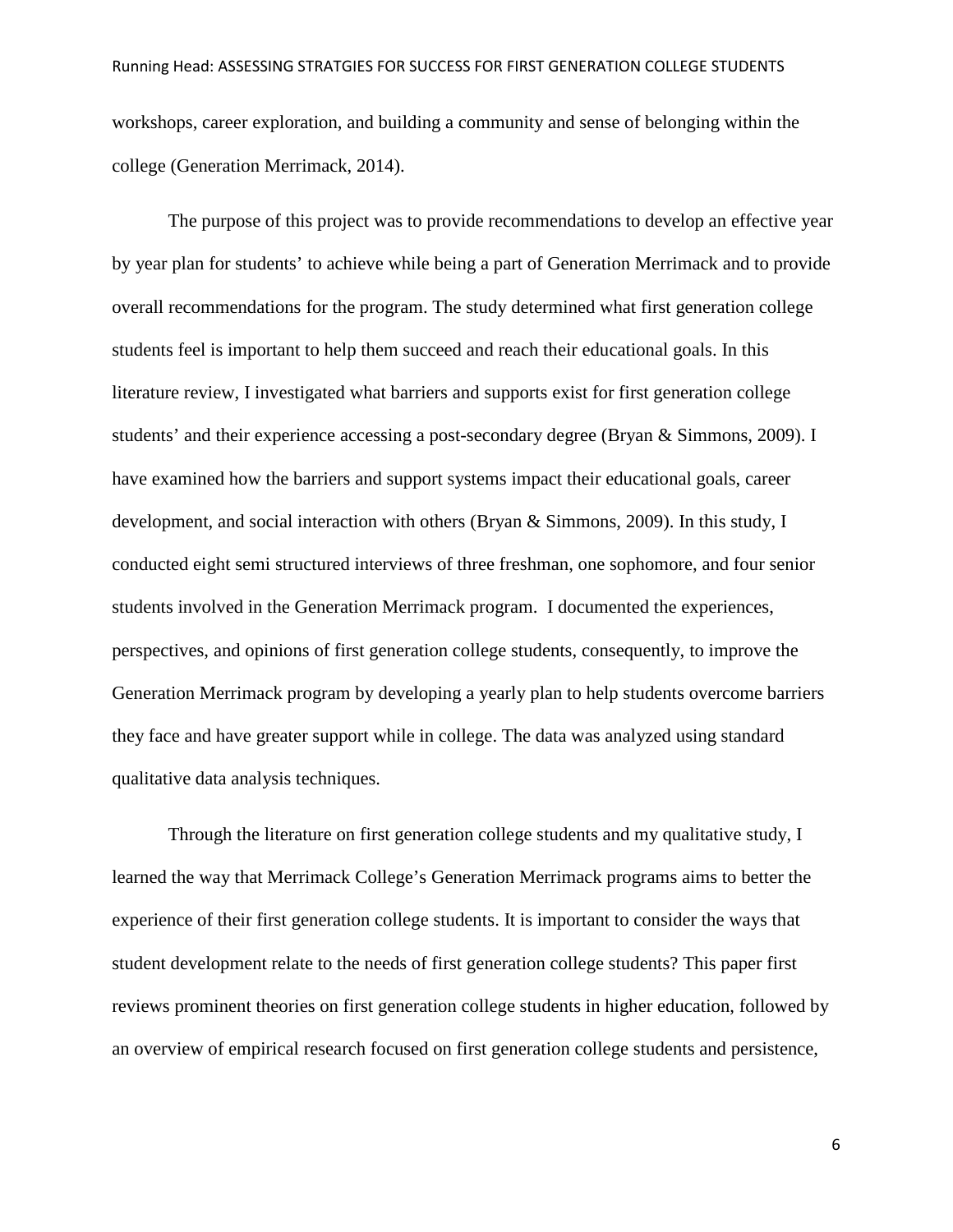workshops, career exploration, and building a community and sense of belonging within the college (Generation Merrimack, 2014).

The purpose of this project was to provide recommendations to develop an effective year by year plan for students' to achieve while being a part of Generation Merrimack and to provide overall recommendations for the program. The study determined what first generation college students feel is important to help them succeed and reach their educational goals. In this literature review, I investigated what barriers and supports exist for first generation college students' and their experience accessing a post-secondary degree (Bryan & Simmons, 2009). I have examined how the barriers and support systems impact their educational goals, career development, and social interaction with others (Bryan & Simmons, 2009). In this study, I conducted eight semi structured interviews of three freshman, one sophomore, and four senior students involved in the Generation Merrimack program. I documented the experiences, perspectives, and opinions of first generation college students, consequently, to improve the Generation Merrimack program by developing a yearly plan to help students overcome barriers they face and have greater support while in college. The data was analyzed using standard qualitative data analysis techniques.

Through the literature on first generation college students and my qualitative study, I learned the way that Merrimack College's Generation Merrimack programs aims to better the experience of their first generation college students. It is important to consider the ways that student development relate to the needs of first generation college students? This paper first reviews prominent theories on first generation college students in higher education, followed by an overview of empirical research focused on first generation college students and persistence,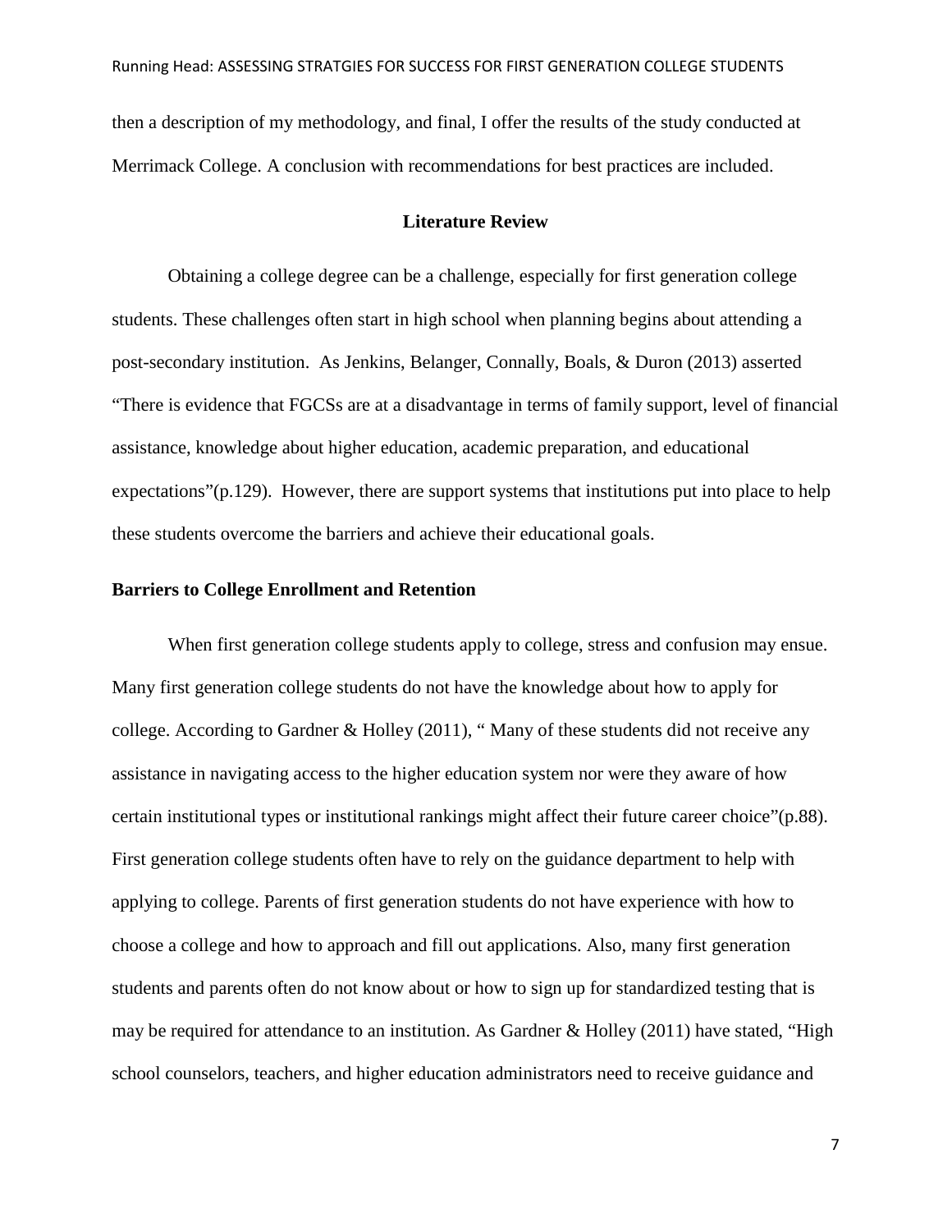then a description of my methodology, and final, I offer the results of the study conducted at Merrimack College. A conclusion with recommendations for best practices are included.

## Literature Review

Obtaining a college degree can be a challenge, especially for first generation college students. These challenges often start in high school when planning begins about attending a post-secondary institution. As Jenkins, Belanger, Connally, Boals, & Duron (2013) asserted "There is evidence that FGCSs are at a disadvantage in terms of family support, level of financial assistance, knowledge about higher education, academic preparation, and educational expectations"(p.129). However, there are support systems that institutions put into place to help these students overcome the barriers and achieve their educational goals.

### Barriers to College Enrollment and Retention

When first generation college students apply to college, stress and confusion may ensue. Many first generation college students do not have the knowledge about how to apply for college. According to Gardner & Holley (2011), " Many of these students did not receive any assistance in navigating access to the higher education system nor were they aware of how certain institutional types or institutional rankings might affect their future career choice"(p.88). First generation college students often have to rely on the guidance department to help with applying to college. Parents of first generation students do not have experience with how to choose a college and how to approach and fill out applications. Also, many first generation students and parents often do not know about or how to sign up for standardized testing that is may be required for attendance to an institution. As Gardner & Holley (2011) have stated, "High school counselors, teachers, and higher education administrators need to receive guidance and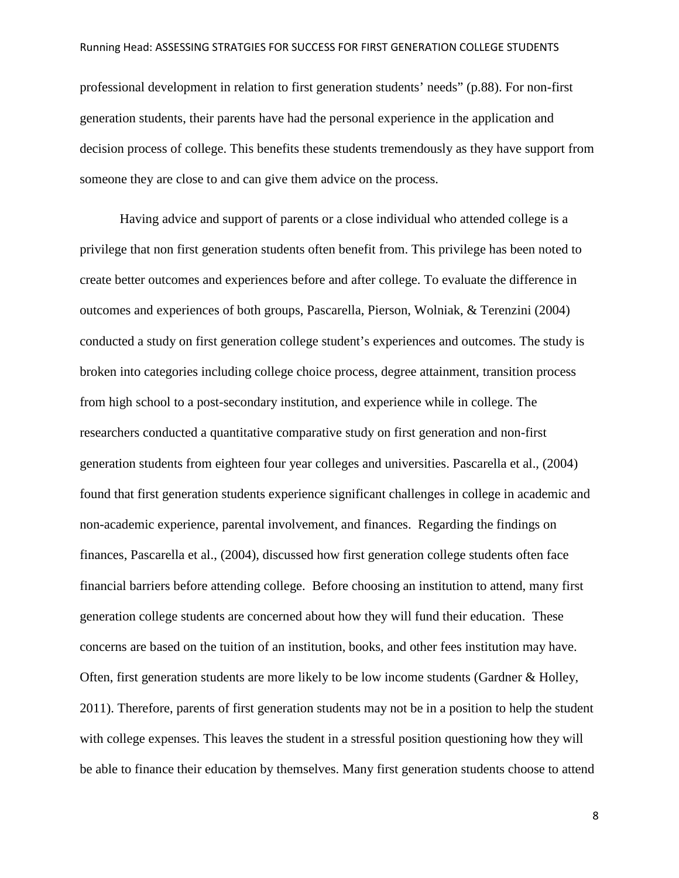professional development in relation to first generation students' needs" (p.88). For non-first generation students, their parents have had the personal experience in the application and decision process of college. This benefits these students tremendously as they have support from someone they are close to and can give them advice on the process.

Having advice and support of parents or a close individual who attended college is a privilege that non first generation students often benefit from. This privilege has been noted to create better outcomes and experiences before and after college. To evaluate the difference in outcomes and experiences of both groups, Pascarella, Pierson, Wolniak, & Terenzini (2004) conducted a study on first generation college student's experiences and outcomes. The study is broken into categories including college choice process, degree attainment, transition process from high school to a post-secondary institution, and experience while in college. The researchers conducted a quantitative comparative study on first generation and non-first generation students from eighteen four year colleges and universities. Pascarella et al., (2004) found that first generation students experience significant challenges in college in academic and non-academic experience, parental involvement, and finances. Regarding the findings on finances, Pascarella et al., (2004), discussed how first generation college students often face financial barriers before attending college. Before choosing an institution to attend, many first generation college students are concerned about how they will fund their education. These concerns are based on the tuition of an institution, books, and other fees institution may have. Often, first generation students are more likely to be low income students (Gardner & Holley, 2011). Therefore, parents of first generation students may not be in a position to help the student with college expenses. This leaves the student in a stressful position questioning how they will be able to finance their education by themselves. Many first generation students choose to attend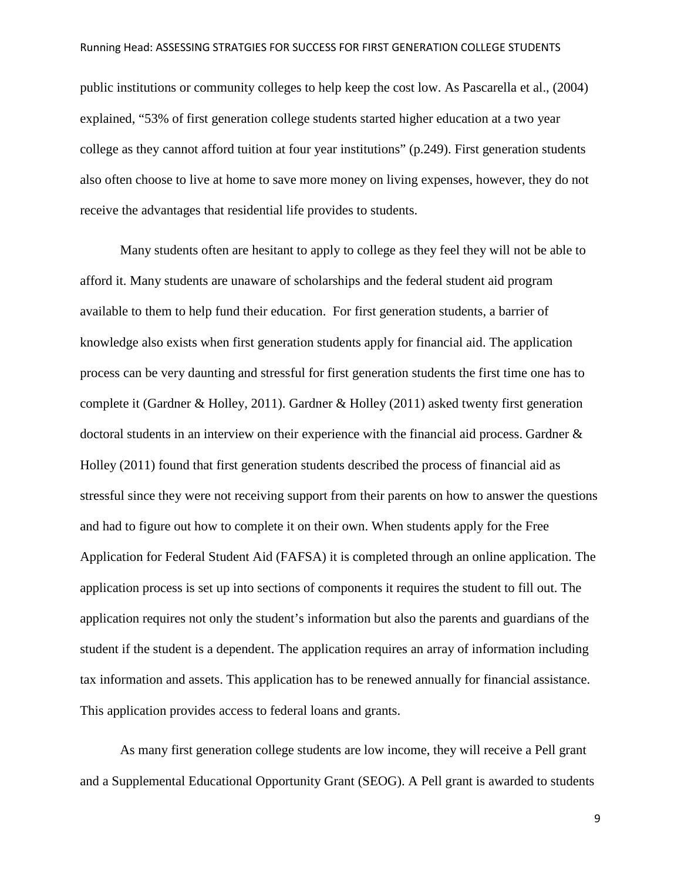public institutions or community colleges to help keep the cost low. As Pascarella et al., (2004) explained, "53% of first generation college students started higher education at a two year college as they cannot afford tuition at four year institutions" (p.249). First generation students also often choose to live at home to save more money on living expenses, however, they do not receive the advantages that residential life provides to students.

Many students often are hesitant to apply to college as they feel they will not be able to afford it. Many students are unaware of scholarships and the federal student aid program available to them to help fund their education. For first generation students, a barrier of knowledge also exists when first generation students apply for financial aid. The application process can be very daunting and stressful for first generation students the first time one has to complete it (Gardner & Holley, 2011). Gardner & Holley (2011) asked twenty first generation doctoral students in an interview on their experience with the financial aid process. Gardner & Holley (2011) found that first generation students described the process of financial aid as stressful since they were not receiving support from their parents on how to answer the questions and had to figure out how to complete it on their own. When students apply for the Free Application for Federal Student Aid (FAFSA) it is completed through an online application. The application process is set up into sections of components it requires the student to fill out. The application requires not only the student's information but also the parents and guardians of the student if the student is a dependent. The application requires an array of information including tax information and assets. This application has to be renewed annually for financial assistance. This application provides access to federal loans and grants.

As many first generation college students are low income, they will receive a Pell grant and a Supplemental Educational Opportunity Grant (SEOG). A Pell grant is awarded to students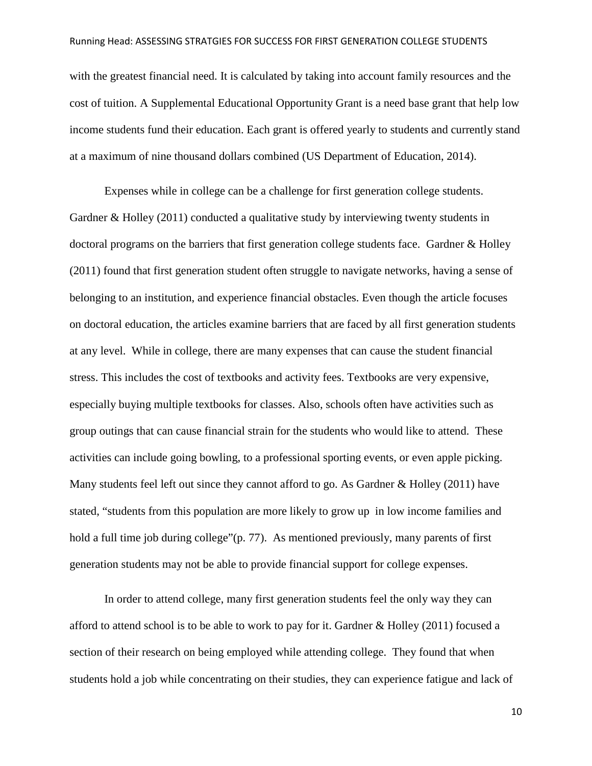with the greatest financial need. It is calculated by taking into account family resources and the cost of tuition. A Supplemental Educational Opportunity Grant is a need base grant that help low income students fund their education. Each grant is offered yearly to students and currently stand at a maximum of nine thousand dollars combined (US Department of Education, 2014).

Expenses while in college can be a challenge for first generation college students. Gardner & Holley (2011) conducted a qualitative study by interviewing twenty students in doctoral programs on the barriers that first generation college students face. Gardner & Holley (2011) found that first generation student often struggle to navigate networks, having a sense of belonging to an institution, and experience financial obstacles. Even though the article focuses on doctoral education, the articles examine barriers that are faced by all first generation students at any level. While in college, there are many expenses that can cause the student financial stress. This includes the cost of textbooks and activity fees. Textbooks are very expensive, especially buying multiple textbooks for classes. Also, schools often have activities such as group outings that can cause financial strain for the students who would like to attend. These activities can include going bowling, to a professional sporting events, or even apple picking. Many students feel left out since they cannot afford to go. As Gardner & Holley (2011) have stated, "students from this population are more likely to grow up in low income families and hold a full time job during college"(p. 77). As mentioned previously, many parents of first generation students may not be able to provide financial support for college expenses.

In order to attend college, many first generation students feel the only way they can afford to attend school is to be able to work to pay for it. Gardner & Holley (2011) focused a section of their research on being employed while attending college. They found that when students hold a job while concentrating on their studies, they can experience fatigue and lack of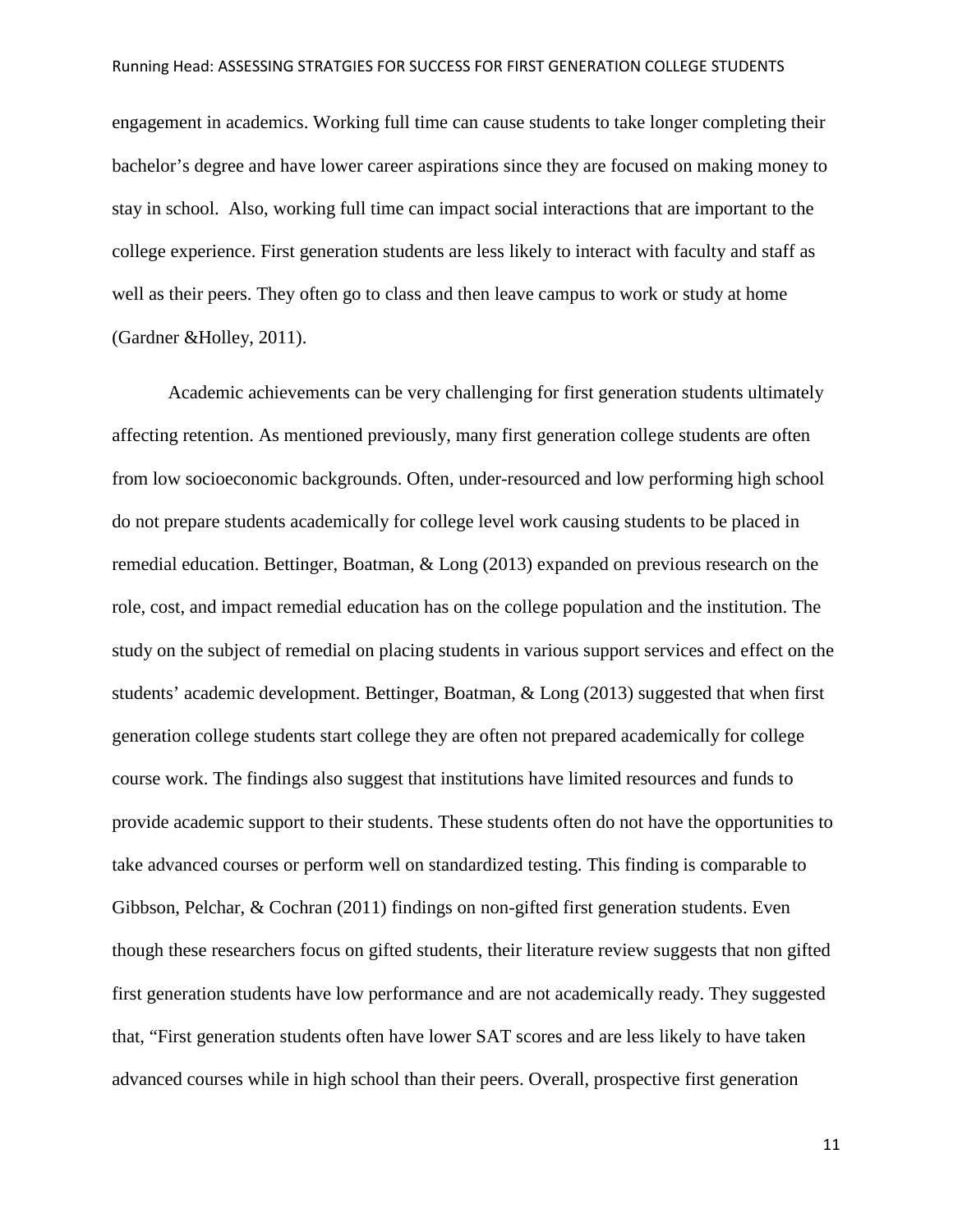engagement in academics. Working full time can cause students to take longer completing their bachelor's degree and have lower career aspirations since they are focused on making money to stay in school. Also, working full time can impact social interactions that are important to the college experience. First generation students are less likely to interact with faculty and staff as well as their peers. They often go to class and then leave campus to work or study at home (Gardner &Holley, 2011).

Academic achievements can be very challenging for first generation students ultimately affecting retention. As mentioned previously, many first generation college students are often from low socioeconomic backgrounds. Often, under-resourced and low performing high school do not prepare students academically for college level work causing students to be placed in remedial education. Bettinger, Boatman, & Long (2013) expanded on previous research on the role, cost, and impact remedial education has on the college population and the institution. The study on the subject of remedial on placing students in various support services and effect on the students' academic development. Bettinger, Boatman, & Long (2013) suggested that when first generation college students start college they are often not prepared academically for college course work. The findings also suggest that institutions have limited resources and funds to provide academic support to their students. These students often do not have the opportunities to take advanced courses or perform well on standardized testing. This finding is comparable to Gibbson, Pelchar, & Cochran (2011) findings on non-gifted first generation students. Even though these researchers focus on gifted students, their literature review suggests that non gifted first generation students have low performance and are not academically ready. They suggested that, "First generation students often have lower SAT scores and are less likely to have taken advanced courses while in high school than their peers. Overall, prospective first generation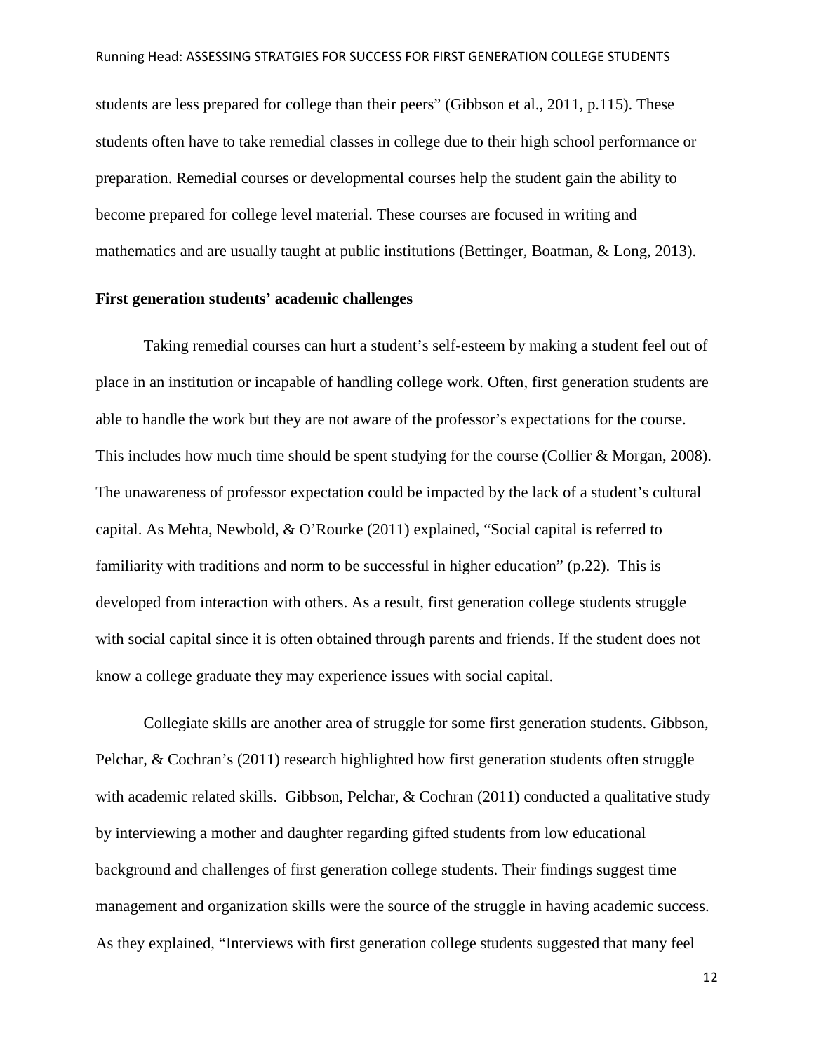students are less prepared for college than their peers" (Gibbson et al., 2011, p.115). These students often have to take remedial classes in college due to their high school performance or preparation. Remedial courses or developmental courses help the student gain the ability to become prepared for college level material. These courses are focused in writing and mathematics and are usually taught at public institutions (Bettinger, Boatman, & Long, 2013).

**First generation students' academic challenges**

Taking remedial courses can hurt a student's self-esteem by making a student feel out of place in an institution or incapable of handling college work. Often, first generation students are able to handle the work but they are not aware of the professor's expectations for the course. This includes how much time should be spent studying for the course (Collier & Morgan, 2008). The unawareness of professor expectation could be impacted by the lack of a student's cultural capital. As Mehta, Newbold, & O'Rourke (2011) explained, "Social capital is referred to familiarity with traditions and norm to be successful in higher education" (p.22). This is developed from interaction with others. As a result, first generation college students struggle with social capital since it is often obtained through parents and friends. If the student does not know a college graduate they may experience issues with social capital.

Collegiate skills are another area of struggle for some first generation students. Gibbson, Pelchar, & Cochran's (2011) research highlighted how first generation students often struggle with academic related skills. Gibbson, Pelchar, & Cochran (2011) conducted a qualitative study by interviewing a mother and daughter regarding gifted students from low educational background and challenges of first generation college students. Their findings suggest time management and organization skills were the source of the struggle in having academic success. As they explained, "Interviews with first generation college students suggested that many feel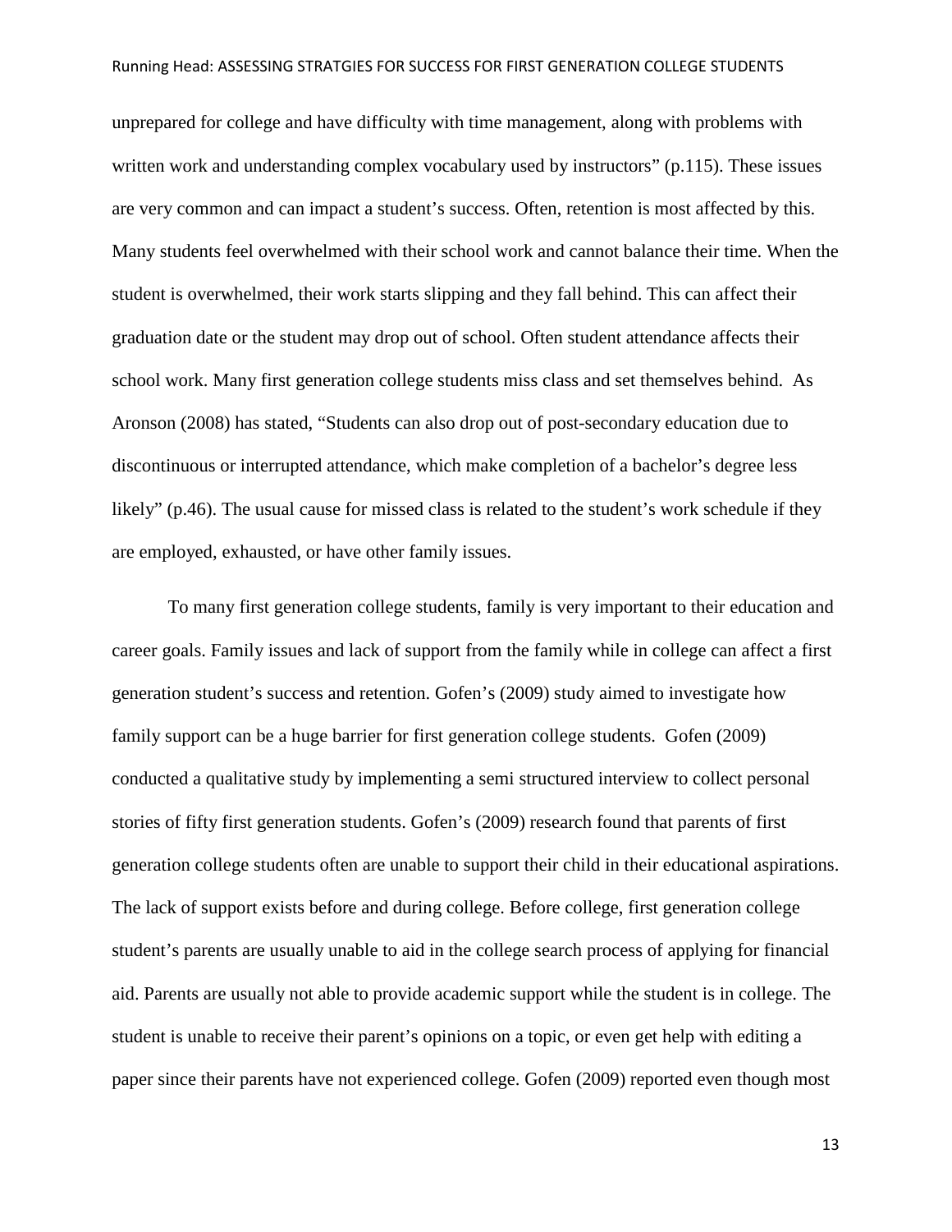unprepared for college and have difficulty with time management, along with problems with written work and understanding complex vocabulary used by instructors" (p.115). These issues are very common and can impact a student's success. Often, retention is most affected by this. Many students feel overwhelmed with their school work and cannot balance their time. When the student is overwhelmed, their work starts slipping and they fall behind. This can affect their graduation date or the student may drop out of school. Often student attendance affects their school work. Many first generation college students miss class and set themselves behind. As Aronson (2008) has stated, "Students can also drop out of post-secondary education due to discontinuous or interrupted attendance, which make completion of a bachelor's degree less likely" (p.46). The usual cause for missed class is related to the student's work schedule if they are employed, exhausted, or have other family issues.

To many first generation college students, family is very important to their education and career goals. Family issues and lack of support from the family while in college can affect a first generation student's success and retention. Gofen's (2009) study aimed to investigate how family support can be a huge barrier for first generation college students. Gofen (2009) conducted a qualitative study by implementing a semi structured interview to collect personal stories of fifty first generation students. Gofen's (2009) research found that parents of first generation college students often are unable to support their child in their educational aspirations. The lack of support exists before and during college. Before college, first generation college student's parents are usually unable to aid in the college search process of applying for financial aid. Parents are usually not able to provide academic support while the student is in college. The student is unable to receive their parent's opinions on a topic, or even get help with editing a paper since their parents have not experienced college. Gofen (2009) reported even though most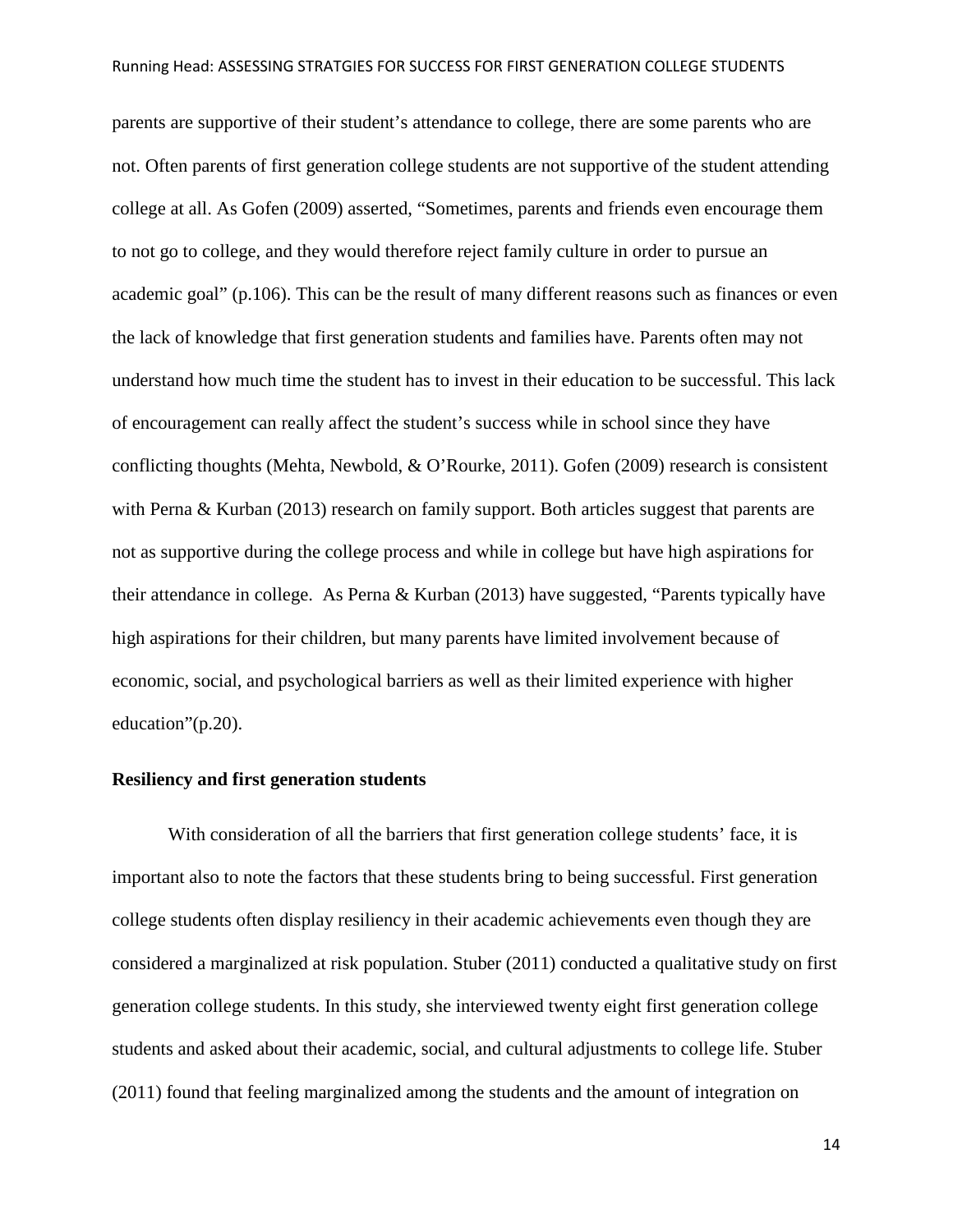parents are supportive of their student's attendance to college, there are some parents who are not. Often parents of first generation college students are not supportive of the student attending college at all. As Gofen (2009) asserted, "Sometimes, parents and friends even encourage them to not go to college, and they would therefore reject family culture in order to pursue an academic goal" (p.106). This can be the result of many different reasons such as finances or even the lack of knowledge that first generation students and families have. Parents often may not understand how much time the student has to invest in their education to be successful. This lack of encouragement can really affect the student's success while in school since they have conflicting thoughts (Mehta, Newbold, & O'Rourke, 2011). Gofen (2009) research is consistent with Perna & Kurban (2013) research on family support. Both articles suggest that parents are not as supportive during the college process and while in college but have high aspirations for their attendance in college. As Perna & Kurban (2013) have suggested, "Parents typically have high aspirations for their children, but many parents have limited involvement because of economic, social, and psychological barriers as well as their limited experience with higher education"(p.20).

**Resiliency and first generation students**

With consideration of all the barriers that first generation college students' face, it is important also to note the factors that these students bring to being successful. First generation college students often display resiliency in their academic achievements even though they are considered a marginalized at risk population. Stuber (2011) conducted a qualitative study on first generation college students. In this study, she interviewed twenty eight first generation college students and asked about their academic, social, and cultural adjustments to college life. Stuber (2011) found that feeling marginalized among the students and the amount of integration on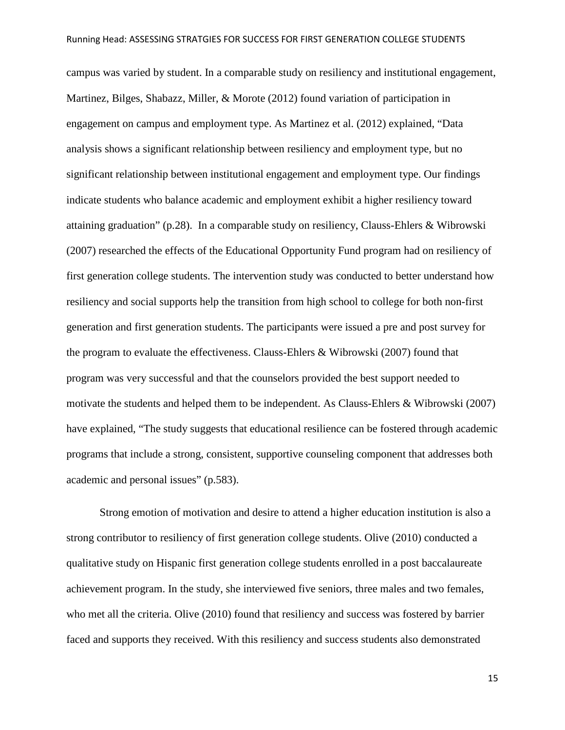campus was varied by student. In a comparable study on resiliency and institutional engagement, Martinez, Bilges, Shabazz, Miller, & Morote (2012) found variation of participation in engagement on campus and employment type. As Martinez et al. (2012) explained, “Data analysis shows a significant relationship between resiliency and employment type, but no significant relationship between institutional engagement and employment type. Our findings indicate students who balance academic and employment exhibit a higher resiliency toward attaining graduation” (p.28). In a comparable study on resiliency, Clauss-Ehlers & Wibrowski (2007) researched the effects of the Educational Opportunity Fund program had on resiliency of first generation college students. The intervention study was conducted to better understand how resiliency and social supports help the transition from high school to college for both non-first generation and first generation students. The participants were issued a pre and post survey for the program to evaluate the effectiveness. Clauss-Ehlers & Wibrowski (2007) found that program was very successful and that the counselors provided the best support needed to motivate the students and helped them to be independent. As Clauss-Ehlers & Wibrowski (2007) have explained, “The study suggests that educational resilience can be fostered through academic programs that include a strong, consistent, supportive counseling component that addresses both academic and personal issues” (p.583).

Strong emotion of motivation and desire to attend a higher education institution is also a strong contributor to resiliency of first generation college students. Olive (2010) conducted a qualitative study on Hispanic first generation college students enrolled in a post baccalaureate achievement program. In the study, she interviewed five seniors, three males and two females, who met all the criteria. Olive (2010) found that resiliency and success was fostered by barrier faced and supports they received. With this resiliency and success students also demonstrated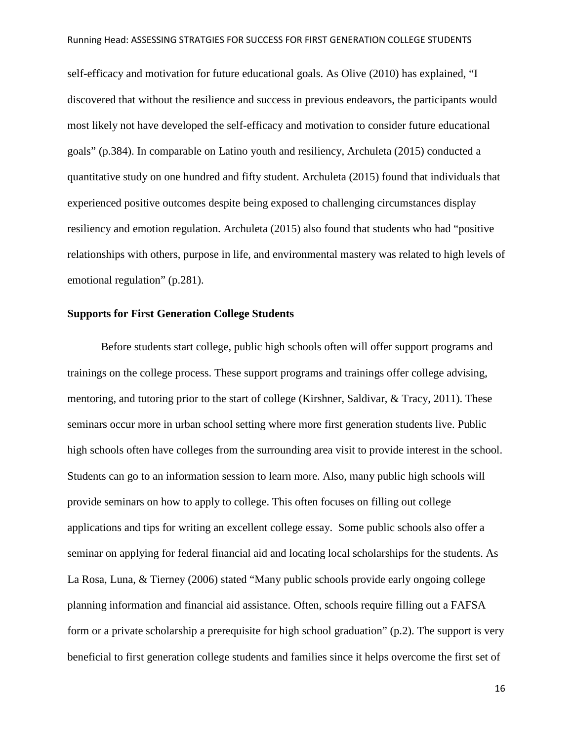self-efficacy and motivation for future educational goals. As Olive (2010) has explained, "I discovered that without the resilience and success in previous endeavors, the participants would most likely not have developed the self-efficacy and motivation to consider future educational goals" (p.384). In comparable on Latino youth and resiliency, Archuleta (2015) conducted a quantitative study on one hundred and fifty student. Archuleta (2015) found that individuals that experienced positive outcomes despite being exposed to challenging circumstances display resiliency and emotion regulation. Archuleta (2015) also found that students who had "positive relationships with others, purpose in life, and environmental mastery was related to high levels of emotional regulation" (p.281).

## Supports for First Generation College Students

Before students start college, public high schools often will offer support programs and trainings on the college process. These support programs and trainings offer college advising, mentoring, and tutoring prior to the start of college (Kirshner, Saldivar, & Tracy, 2011). These seminars occur more in urban school setting where more first generation students live. Public high schools often have colleges from the surrounding area visit to provide interest in the school. Students can go to an information session to learn more. Also, many public high schools will provide seminars on how to apply to college. This often focuses on filling out college applications and tips for writing an excellent college essay. Some public schools also offer a seminar on applying for federal financial aid and locating local scholarships for the students. As La Rosa, Luna, & Tierney (2006) stated "Many public schools provide early ongoing college planning information and financial aid assistance. Often, schools require filling out a FAFSA form or a private scholarship a prerequisite for high school graduation" (p.2). The support is very beneficial to first generation college students and families since it helps overcome the first set of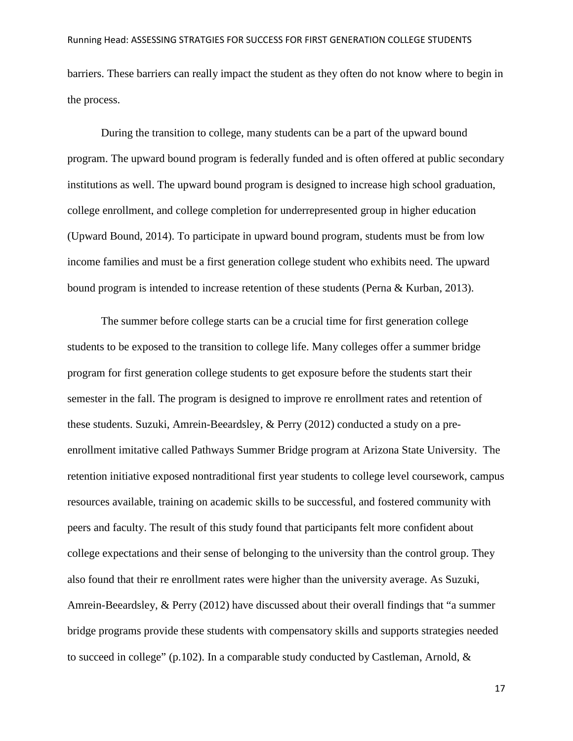barriers. These barriers can really impact the student as they often do not know where to begin in the process.

During the transition to college, many students can be a part of the upward bound program. The upward bound program is federally funded and is often offered at public secondary institutions as well. The upward bound program is designed to increase high school graduation, college enrollment, and college completion for underrepresented group in higher education (Upward Bound, 2014). To participate in upward bound program, students must be from low income families and must be a first generation college student who exhibits need. The upward bound program is intended to increase retention of these students (Perna & Kurban, 2013).

The summer before college starts can be a crucial time for first generation college students to be exposed to the transition to college life. Many colleges offer a summer bridge program for first generation college students to get exposure before the students start their semester in the fall. The program is designed to improve re enrollment rates and retention of these students. Suzuki, Amrein-Beeardsley, & Perry (2012) conducted a study on a pre-enrollment imitative called Pathways Summer Bridge program at Arizona State University. The retention initiative exposed nontraditional first year students to college level coursework, campus resources available, training on academic skills to be successful, and fostered community with peers and faculty. The result of this study found that participants felt more confident about college expectations and their sense of belonging to the university than the control group. They also found that their re enrollment rates were higher than the university average. As Suzuki, Amrein-Beeardsley, & Perry (2012) have discussed about their overall findings that "a summer bridge programs provide these students with compensatory skills and supports strategies needed to succeed in college" (p.102). In a comparable study conducted by Castleman, Arnold, &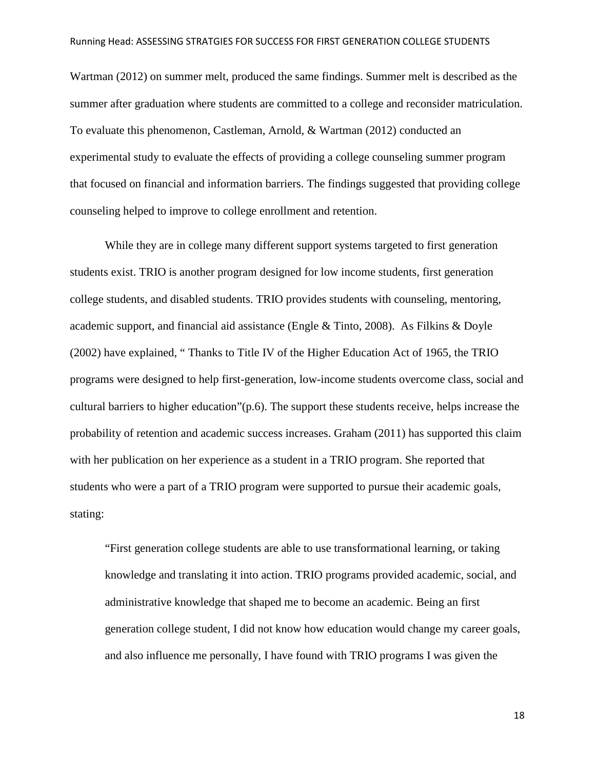Wartman (2012) on summer melt, produced the same findings. Summer melt is described as the summer after graduation where students are committed to a college and reconsider matriculation. To evaluate this phenomenon, Castleman, Arnold, & Wartman (2012) conducted an experimental study to evaluate the effects of providing a college counseling summer program that focused on financial and information barriers. The findings suggested that providing college counseling helped to improve to college enrollment and retention.

While they are in college many different support systems targeted to first generation students exist. TRIO is another program designed for low income students, first generation college students, and disabled students. TRIO provides students with counseling, mentoring, academic support, and financial aid assistance (Engle & Tinto, 2008). As Filkins & Doyle (2002) have explained, " Thanks to Title IV of the Higher Education Act of 1965, the TRIO programs were designed to help first-generation, low-income students overcome class, social and cultural barriers to higher education"(p.6). The support these students receive, helps increase the probability of retention and academic success increases. Graham (2011) has supported this claim with her publication on her experience as a student in a TRIO program. She reported that students who were a part of a TRIO program were supported to pursue their academic goals, stating:

> "First generation college students are able to use transformational learning, or taking knowledge and translating it into action. TRIO programs provided academic, social, and administrative knowledge that shaped me to become an academic. Being an first generation college student, I did not know how education would change my career goals, and also influence me personally, I have found with TRIO programs I was given the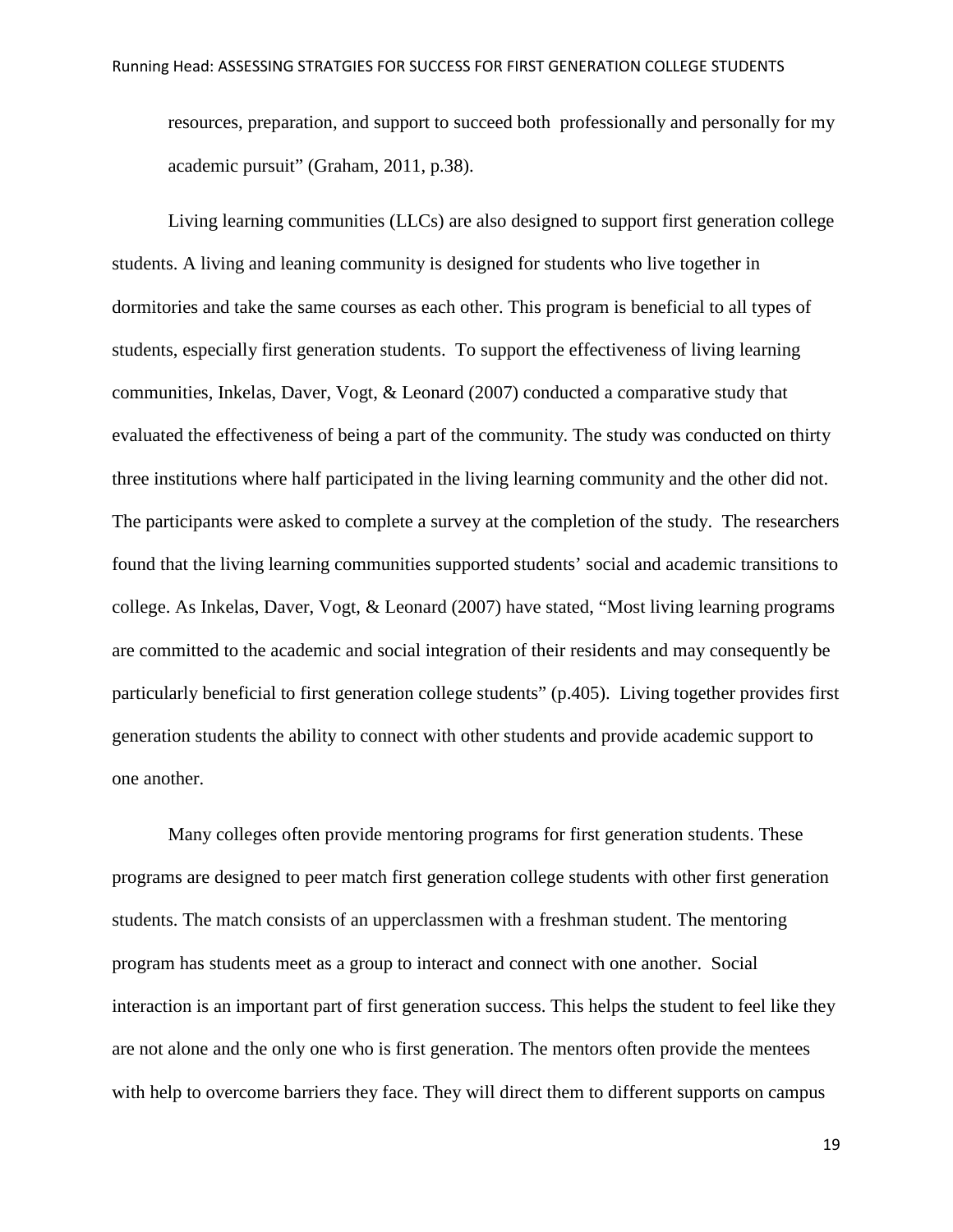resources, preparation, and support to succeed both professionally and personally for my academic pursuit" (Graham, 2011, p.38).

Living learning communities (LLCs) are also designed to support first generation college students. A living and leaning community is designed for students who live together in dormitories and take the same courses as each other. This program is beneficial to all types of students, especially first generation students. To support the effectiveness of living learning communities, Inkelas, Daver, Vogt, & Leonard (2007) conducted a comparative study that evaluated the effectiveness of being a part of the community. The study was conducted on thirty three institutions where half participated in the living learning community and the other did not. The participants were asked to complete a survey at the completion of the study. The researchers found that the living learning communities supported students' social and academic transitions to college. As Inkelas, Daver, Vogt, & Leonard (2007) have stated, "Most living learning programs are committed to the academic and social integration of their residents and may consequently be particularly beneficial to first generation college students" (p.405). Living together provides first generation students the ability to connect with other students and provide academic support to one another.

Many colleges often provide mentoring programs for first generation students. These programs are designed to peer match first generation college students with other first generation students. The match consists of an upperclassmen with a freshman student. The mentoring program has students meet as a group to interact and connect with one another. Social interaction is an important part of first generation success. This helps the student to feel like they are not alone and the only one who is first generation. The mentors often provide the mentees with help to overcome barriers they face. They will direct them to different supports on campus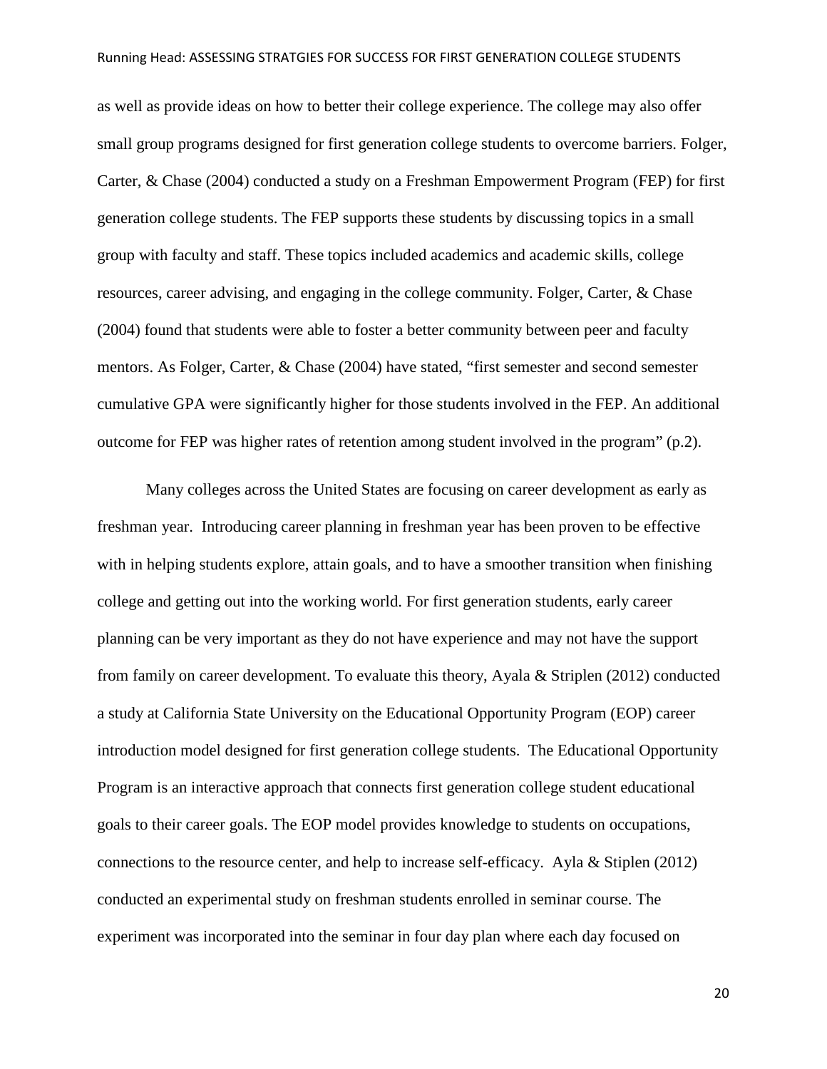as well as provide ideas on how to better their college experience. The college may also offer small group programs designed for first generation college students to overcome barriers. Folger, Carter, & Chase (2004) conducted a study on a Freshman Empowerment Program (FEP) for first generation college students. The FEP supports these students by discussing topics in a small group with faculty and staff. These topics included academics and academic skills, college resources, career advising, and engaging in the college community. Folger, Carter, & Chase (2004) found that students were able to foster a better community between peer and faculty mentors. As Folger, Carter, & Chase (2004) have stated, "first semester and second semester cumulative GPA were significantly higher for those students involved in the FEP. An additional outcome for FEP was higher rates of retention among student involved in the program" (p.2).

Many colleges across the United States are focusing on career development as early as freshman year. Introducing career planning in freshman year has been proven to be effective with in helping students explore, attain goals, and to have a smoother transition when finishing college and getting out into the working world. For first generation students, early career planning can be very important as they do not have experience and may not have the support from family on career development. To evaluate this theory, Ayala & Striplen (2012) conducted a study at California State University on the Educational Opportunity Program (EOP) career introduction model designed for first generation college students. The Educational Opportunity Program is an interactive approach that connects first generation college student educational goals to their career goals. The EOP model provides knowledge to students on occupations, connections to the resource center, and help to increase self-efficacy. Ayla & Stiplen (2012) conducted an experimental study on freshman students enrolled in seminar course. The experiment was incorporated into the seminar in four day plan where each day focused on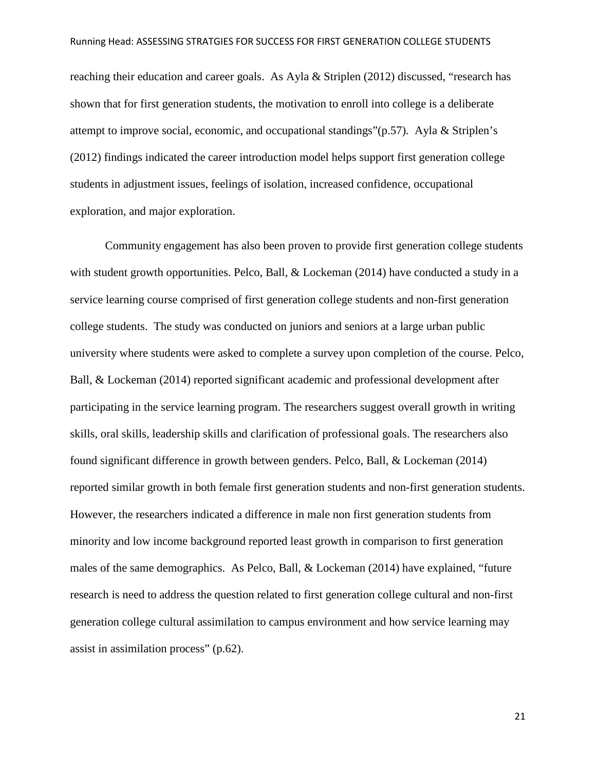reaching their education and career goals. As Ayla & Striplen (2012) discussed, "research has shown that for first generation students, the motivation to enroll into college is a deliberate attempt to improve social, economic, and occupational standings"(p.57). Ayla & Striplen's (2012) findings indicated the career introduction model helps support first generation college students in adjustment issues, feelings of isolation, increased confidence, occupational exploration, and major exploration.

Community engagement has also been proven to provide first generation college students with student growth opportunities. Pelco, Ball, & Lockeman (2014) have conducted a study in a service learning course comprised of first generation college students and non-first generation college students. The study was conducted on juniors and seniors at a large urban public university where students were asked to complete a survey upon completion of the course. Pelco, Ball, & Lockeman (2014) reported significant academic and professional development after participating in the service learning program. The researchers suggest overall growth in writing skills, oral skills, leadership skills and clarification of professional goals. The researchers also found significant difference in growth between genders. Pelco, Ball, & Lockeman (2014) reported similar growth in both female first generation students and non-first generation students. However, the researchers indicated a difference in male non first generation students from minority and low income background reported least growth in comparison to first generation males of the same demographics. As Pelco, Ball, & Lockeman (2014) have explained, "future research is need to address the question related to first generation college cultural and non-first generation college cultural assimilation to campus environment and how service learning may assist in assimilation process" (p.62).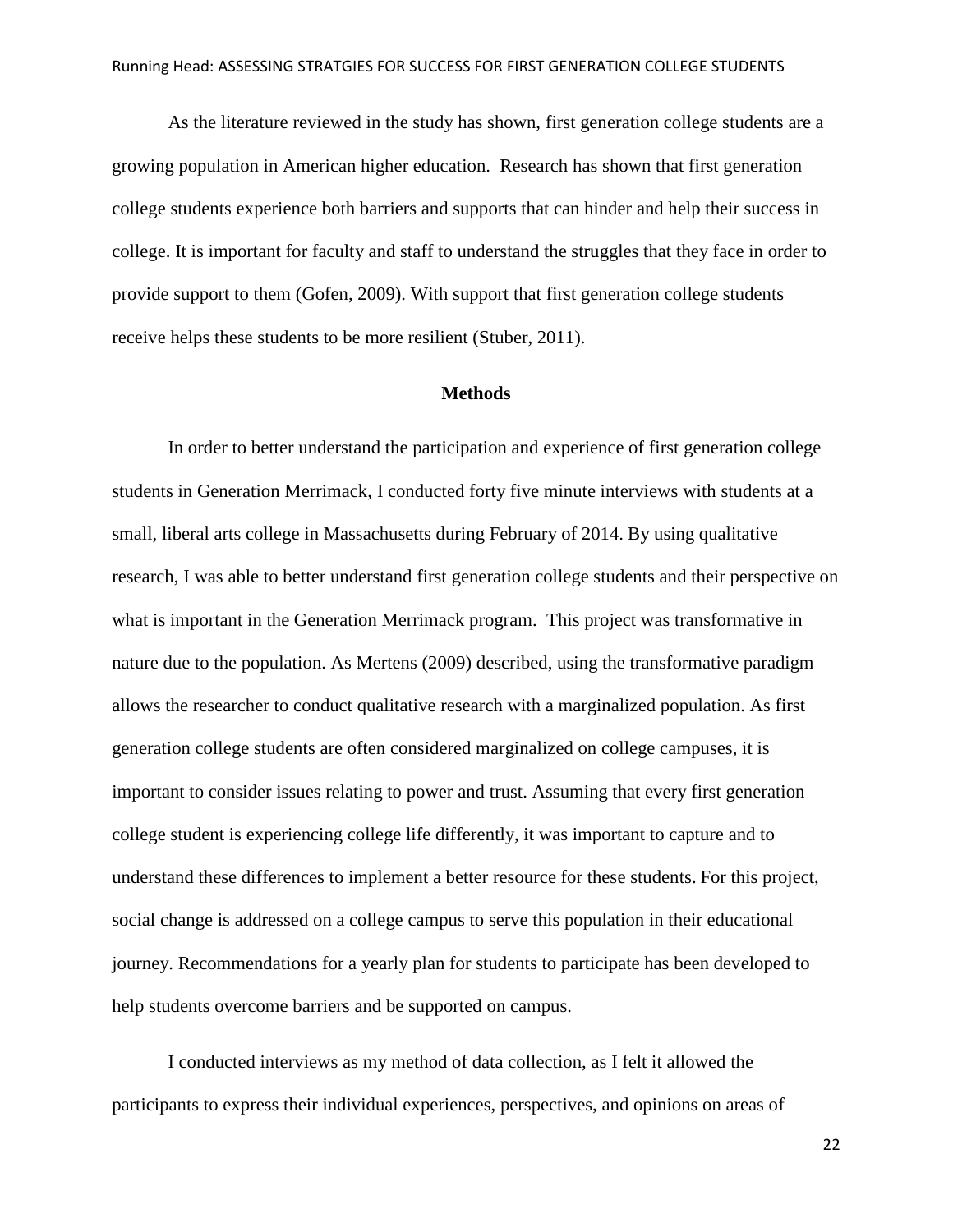As the literature reviewed in the study has shown, first generation college students are a growing population in American higher education. Research has shown that first generation college students experience both barriers and supports that can hinder and help their success in college. It is important for faculty and staff to understand the struggles that they face in order to provide support to them (Gofen, 2009). With support that first generation college students receive helps these students to be more resilient (Stuber, 2011).

## Methods

In order to better understand the participation and experience of first generation college students in Generation Merrimack, I conducted forty five minute interviews with students at a small, liberal arts college in Massachusetts during February of 2014. By using qualitative research, I was able to better understand first generation college students and their perspective on what is important in the Generation Merrimack program. This project was transformative in nature due to the population. As Mertens (2009) described, using the transformative paradigm allows the researcher to conduct qualitative research with a marginalized population. As first generation college students are often considered marginalized on college campuses, it is important to consider issues relating to power and trust. Assuming that every first generation college student is experiencing college life differently, it was important to capture and to understand these differences to implement a better resource for these students. For this project, social change is addressed on a college campus to serve this population in their educational journey. Recommendations for a yearly plan for students to participate has been developed to help students overcome barriers and be supported on campus.

I conducted interviews as my method of data collection, as I felt it allowed the participants to express their individual experiences, perspectives, and opinions on areas of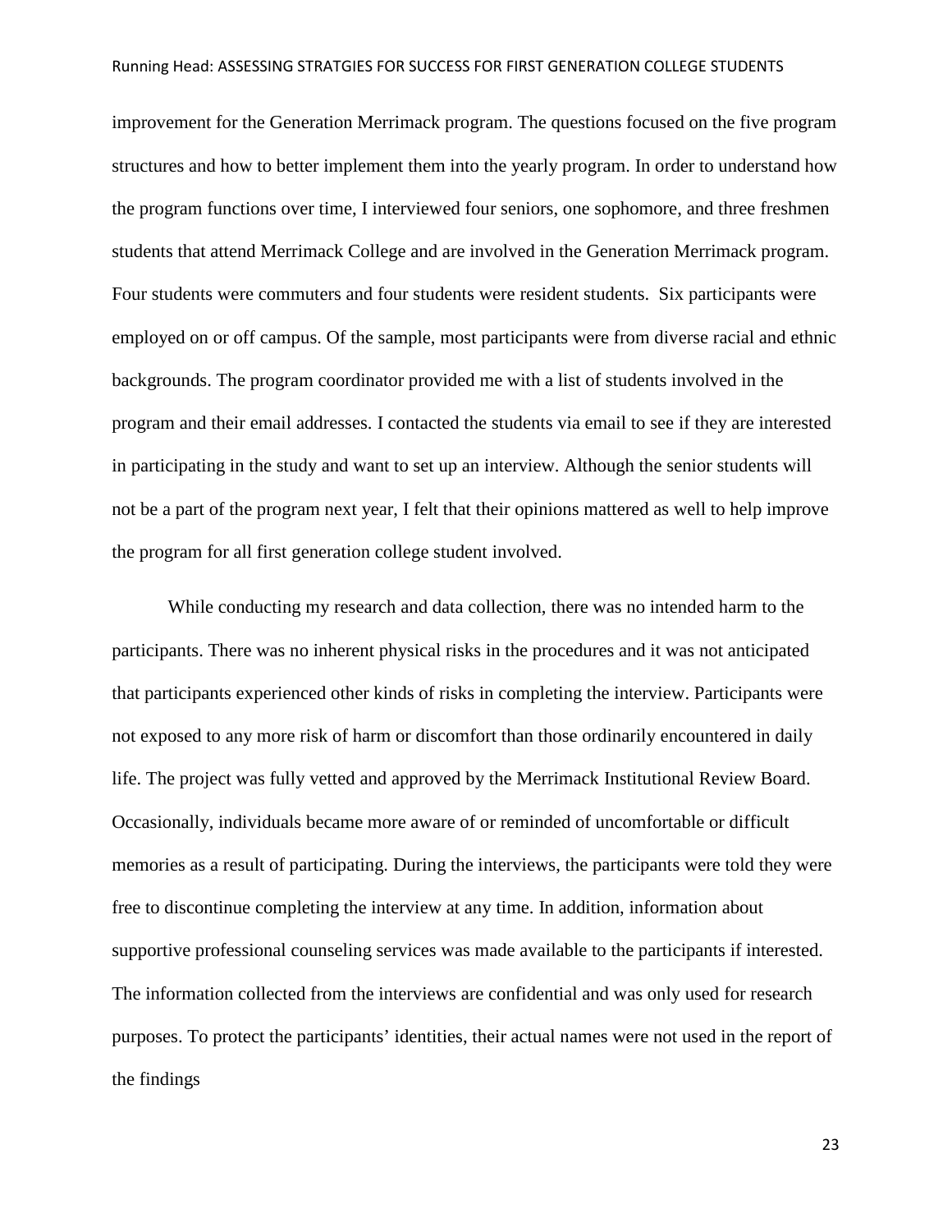improvement for the Generation Merrimack program. The questions focused on the five program structures and how to better implement them into the yearly program. In order to understand how the program functions over time, I interviewed four seniors, one sophomore, and three freshmen students that attend Merrimack College and are involved in the Generation Merrimack program. Four students were commuters and four students were resident students. Six participants were employed on or off campus. Of the sample, most participants were from diverse racial and ethnic backgrounds. The program coordinator provided me with a list of students involved in the program and their email addresses. I contacted the students via email to see if they are interested in participating in the study and want to set up an interview. Although the senior students will not be a part of the program next year, I felt that their opinions mattered as well to help improve the program for all first generation college student involved.

While conducting my research and data collection, there was no intended harm to the participants. There was no inherent physical risks in the procedures and it was not anticipated that participants experienced other kinds of risks in completing the interview. Participants were not exposed to any more risk of harm or discomfort than those ordinarily encountered in daily life. The project was fully vetted and approved by the Merrimack Institutional Review Board. Occasionally, individuals became more aware of or reminded of uncomfortable or difficult memories as a result of participating. During the interviews, the participants were told they were free to discontinue completing the interview at any time. In addition, information about supportive professional counseling services was made available to the participants if interested. The information collected from the interviews are confidential and was only used for research purposes. To protect the participants' identities, their actual names were not used in the report of the findings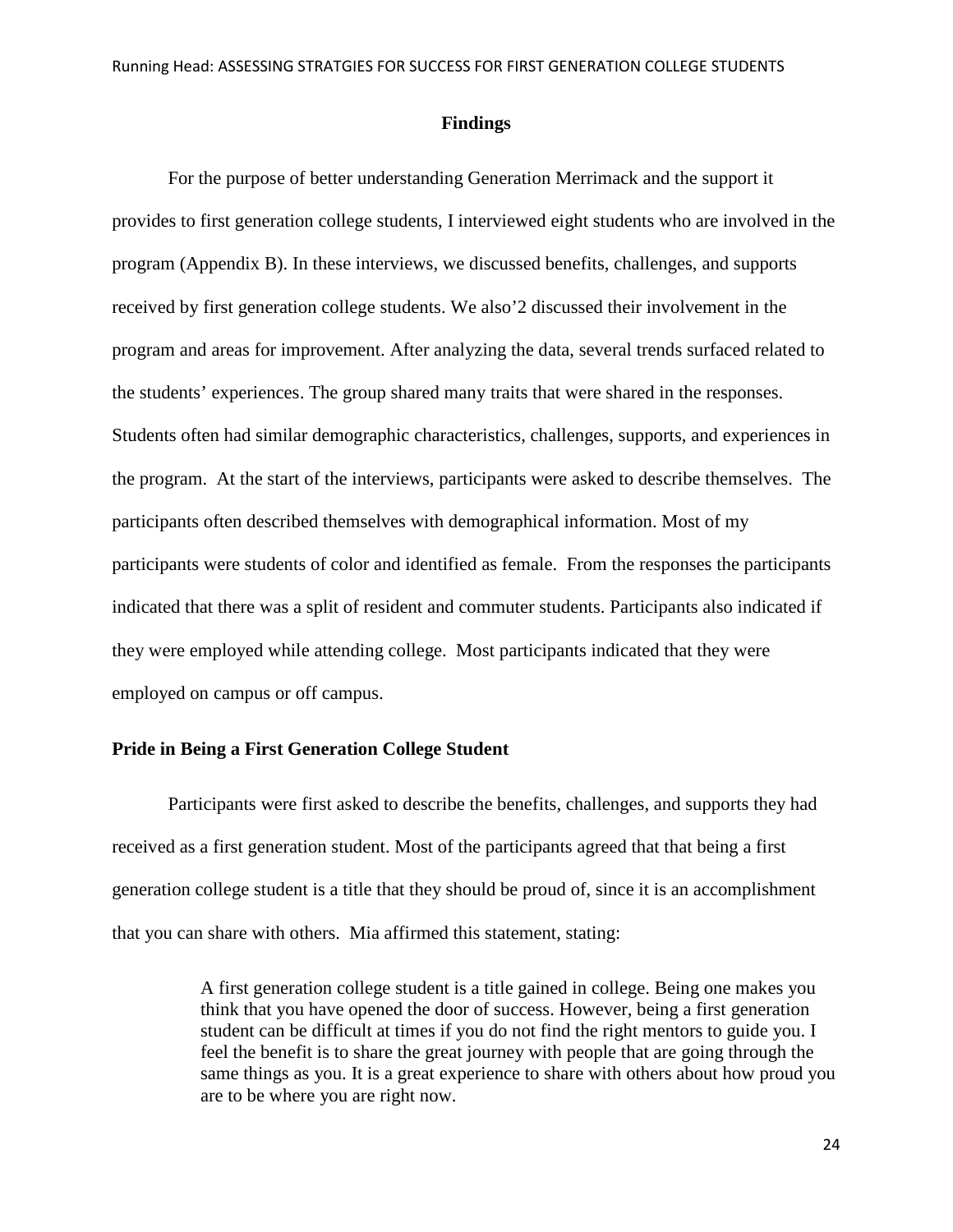## Findings

For the purpose of better understanding Generation Merrimack and the support it provides to first generation college students, I interviewed eight students who are involved in the program (Appendix B). In these interviews, we discussed benefits, challenges, and supports received by first generation college students. We also'2 discussed their involvement in the program and areas for improvement. After analyzing the data, several trends surfaced related to the students' experiences. The group shared many traits that were shared in the responses. Students often had similar demographic characteristics, challenges, supports, and experiences in the program. At the start of the interviews, participants were asked to describe themselves. The participants often described themselves with demographical information. Most of my participants were students of color and identified as female. From the responses the participants indicated that there was a split of resident and commuter students. Participants also indicated if they were employed while attending college. Most participants indicated that they were employed on campus or off campus.

### Pride in Being a First Generation College Student

Participants were first asked to describe the benefits, challenges, and supports they had received as a first generation student. Most of the participants agreed that that being a first generation college student is a title that they should be proud of, since it is an accomplishment that you can share with others. Mia affirmed this statement, stating:

> A first generation college student is a title gained in college. Being one makes you think that you have opened the door of success. However, being a first generation student can be difficult at times if you do not find the right mentors to guide you. I feel the benefit is to share the great journey with people that are going through the same things as you. It is a great experience to share with others about how proud you are to be where you are right now.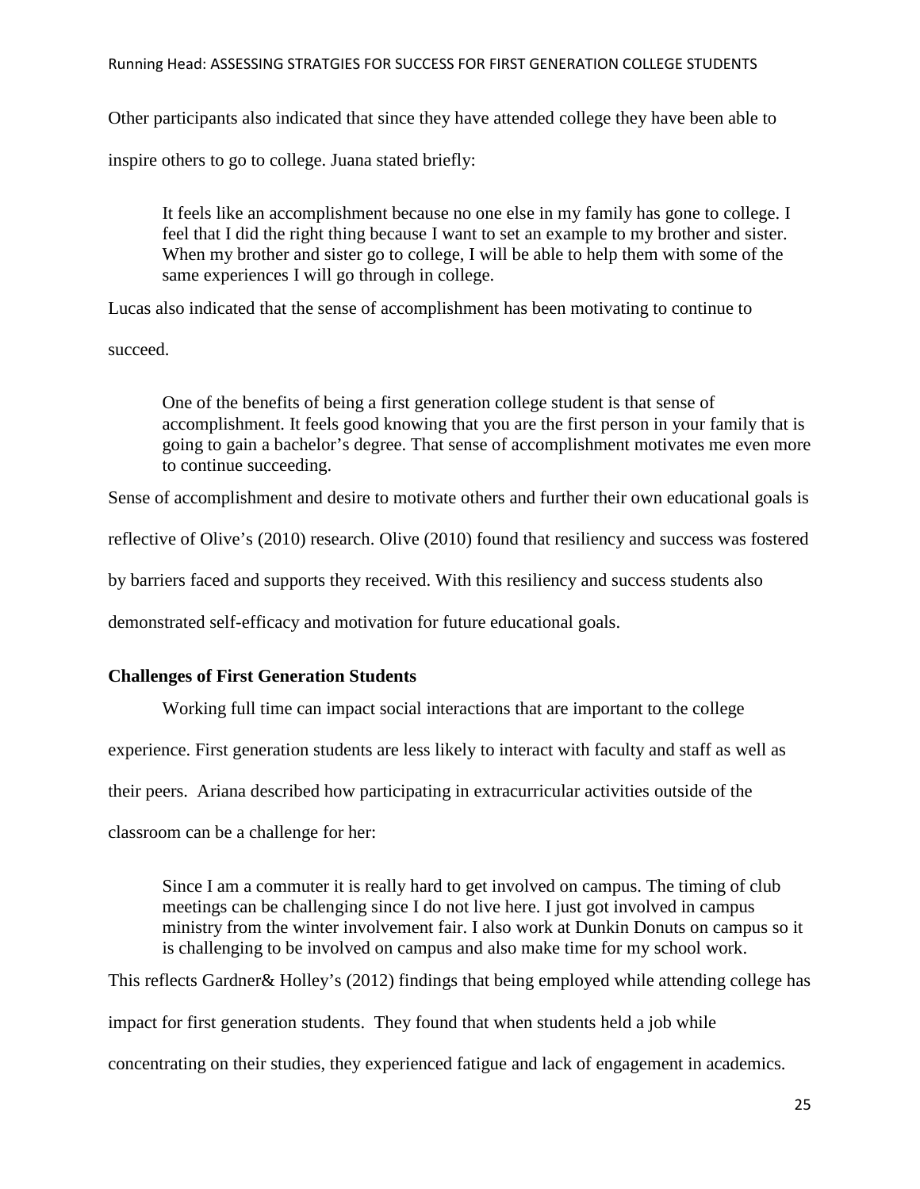Other participants also indicated that since they have attended college they have been able to inspire others to go to college. Juana stated briefly:

> It feels like an accomplishment because no one else in my family has gone to college. I feel that I did the right thing because I want to set an example to my brother and sister. When my brother and sister go to college, I will be able to help them with some of the same experiences I will go through in college.

Lucas also indicated that the sense of accomplishment has been motivating to continue to succeed.

> One of the benefits of being a first generation college student is that sense of accomplishment. It feels good knowing that you are the first person in your family that is going to gain a bachelor's degree. That sense of accomplishment motivates me even more to continue succeeding.

Sense of accomplishment and desire to motivate others and further their own educational goals is reflective of Olive's (2010) research. Olive (2010) found that resiliency and success was fostered by barriers faced and supports they received. With this resiliency and success students also demonstrated self-efficacy and motivation for future educational goals.

**Challenges of First Generation Students**

Working full time can impact social interactions that are important to the college experience. First generation students are less likely to interact with faculty and staff as well as their peers. Ariana described how participating in extracurricular activities outside of the classroom can be a challenge for her:

> Since I am a commuter it is really hard to get involved on campus. The timing of club meetings can be challenging since I do not live here. I just got involved in campus ministry from the winter involvement fair. I also work at Dunkin Donuts on campus so it is challenging to be involved on campus and also make time for my school work.

This reflects Gardner& Holley's (2012) findings that being employed while attending college has impact for first generation students. They found that when students held a job while concentrating on their studies, they experienced fatigue and lack of engagement in academics.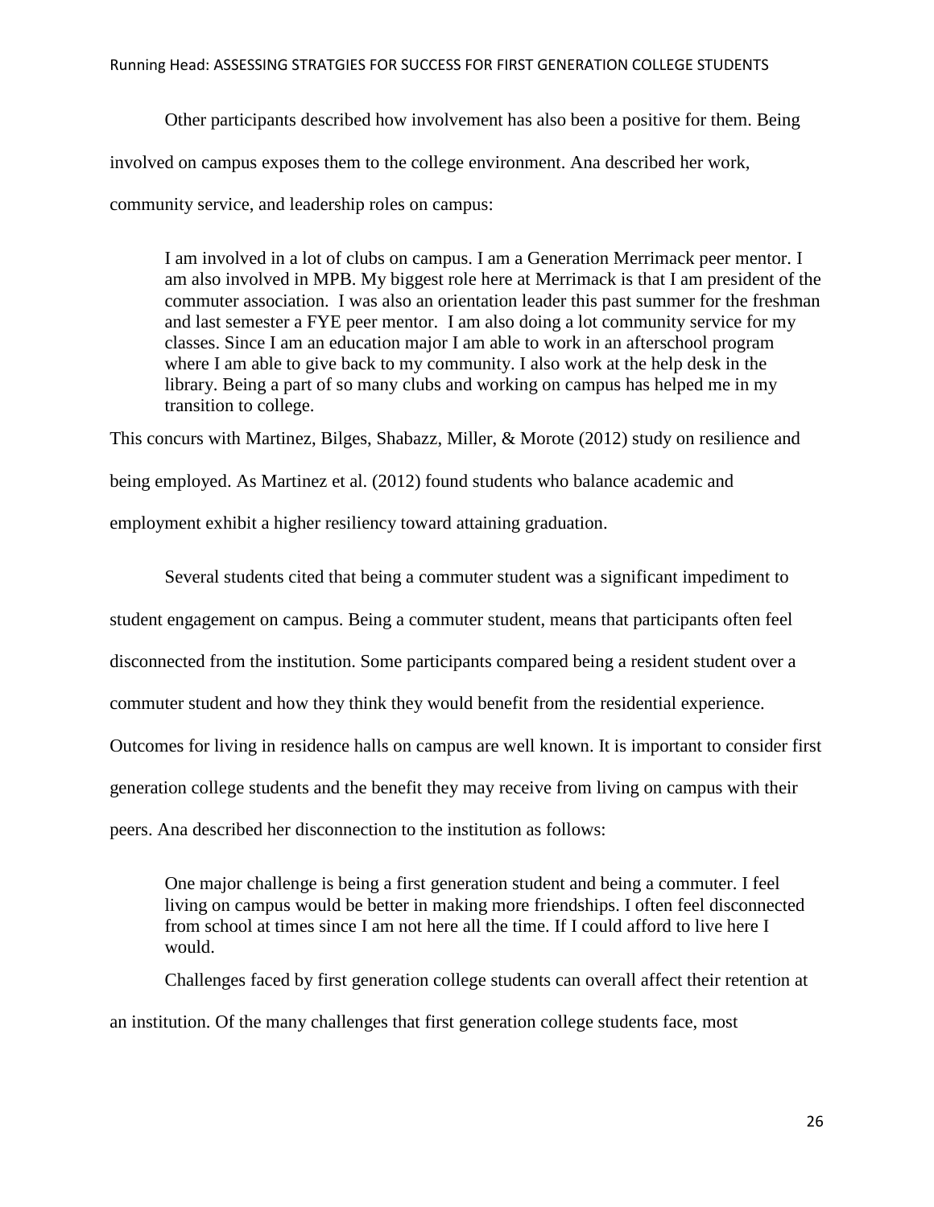Other participants described how involvement has also been a positive for them. Being involved on campus exposes them to the college environment. Ana described her work, community service, and leadership roles on campus:

> I am involved in a lot of clubs on campus. I am a Generation Merrimack peer mentor. I am also involved in MPB. My biggest role here at Merrimack is that I am president of the commuter association. I was also an orientation leader this past summer for the freshman and last semester a FYE peer mentor. I am also doing a lot community service for my classes. Since I am an education major I am able to work in an afterschool program where I am able to give back to my community. I also work at the help desk in the library. Being a part of so many clubs and working on campus has helped me in my transition to college.

This concurs with Martinez, Bilges, Shabazz, Miller, & Morote (2012) study on resilience and being employed. As Martinez et al. (2012) found students who balance academic and employment exhibit a higher resiliency toward attaining graduation.

Several students cited that being a commuter student was a significant impediment to student engagement on campus. Being a commuter student, means that participants often feel disconnected from the institution. Some participants compared being a resident student over a commuter student and how they think they would benefit from the residential experience. Outcomes for living in residence halls on campus are well known. It is important to consider first generation college students and the benefit they may receive from living on campus with their peers. Ana described her disconnection to the institution as follows:

> One major challenge is being a first generation student and being a commuter. I feel living on campus would be better in making more friendships. I often feel disconnected from school at times since I am not here all the time. If I could afford to live here I would.

Challenges faced by first generation college students can overall affect their retention at an institution. Of the many challenges that first generation college students face, most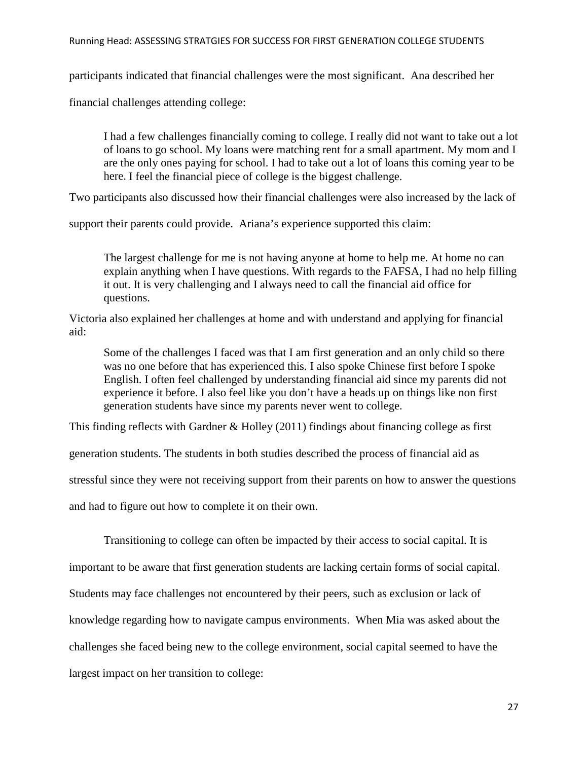participants indicated that financial challenges were the most significant. Ana described her financial challenges attending college:

> I had a few challenges financially coming to college. I really did not want to take out a lot of loans to go school. My loans were matching rent for a small apartment. My mom and I are the only ones paying for school. I had to take out a lot of loans this coming year to be here. I feel the financial piece of college is the biggest challenge.

Two participants also discussed how their financial challenges were also increased by the lack of support their parents could provide. Ariana's experience supported this claim:

> The largest challenge for me is not having anyone at home to help me. At home no can explain anything when I have questions. With regards to the FAFSA, I had no help filling it out. It is very challenging and I always need to call the financial aid office for questions.

Victoria also explained her challenges at home and with understand and applying for financial aid:

> Some of the challenges I faced was that I am first generation and an only child so there was no one before that has experienced this. I also spoke Chinese first before I spoke English. I often feel challenged by understanding financial aid since my parents did not experience it before. I also feel like you don't have a heads up on things like non first generation students have since my parents never went to college.

This finding reflects with Gardner & Holley (2011) findings about financing college as first generation students. The students in both studies described the process of financial aid as stressful since they were not receiving support from their parents on how to answer the questions and had to figure out how to complete it on their own.

Transitioning to college can often be impacted by their access to social capital. It is important to be aware that first generation students are lacking certain forms of social capital. Students may face challenges not encountered by their peers, such as exclusion or lack of knowledge regarding how to navigate campus environments. When Mia was asked about the challenges she faced being new to the college environment, social capital seemed to have the largest impact on her transition to college: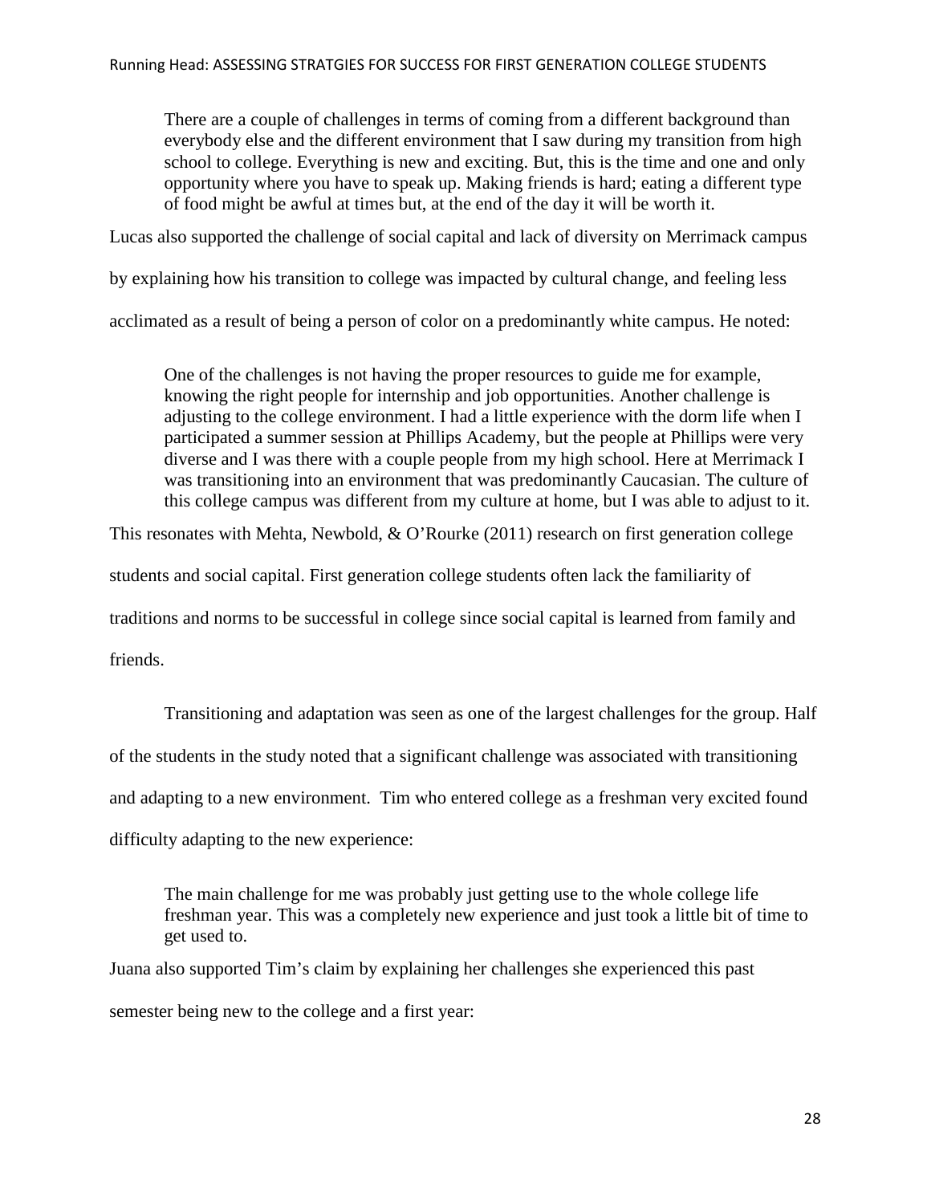> There are a couple of challenges in terms of coming from a different background than everybody else and the different environment that I saw during my transition from high school to college. Everything is new and exciting. But, this is the time and one and only opportunity where you have to speak up. Making friends is hard; eating a different type of food might be awful at times but, at the end of the day it will be worth it.

Lucas also supported the challenge of social capital and lack of diversity on Merrimack campus by explaining how his transition to college was impacted by cultural change, and feeling less acclimated as a result of being a person of color on a predominantly white campus. He noted:

> One of the challenges is not having the proper resources to guide me for example, knowing the right people for internship and job opportunities. Another challenge is adjusting to the college environment. I had a little experience with the dorm life when I participated a summer session at Phillips Academy, but the people at Phillips were very diverse and I was there with a couple people from my high school. Here at Merrimack I was transitioning into an environment that was predominantly Caucasian. The culture of this college campus was different from my culture at home, but I was able to adjust to it.

This resonates with Mehta, Newbold, & O'Rourke (2011) research on first generation college students and social capital. First generation college students often lack the familiarity of traditions and norms to be successful in college since social capital is learned from family and friends.

Transitioning and adaptation was seen as one of the largest challenges for the group. Half of the students in the study noted that a significant challenge was associated with transitioning and adapting to a new environment. Tim who entered college as a freshman very excited found difficulty adapting to the new experience:

> The main challenge for me was probably just getting use to the whole college life freshman year. This was a completely new experience and just took a little bit of time to get used to.

Juana also supported Tim's claim by explaining her challenges she experienced this past semester being new to the college and a first year: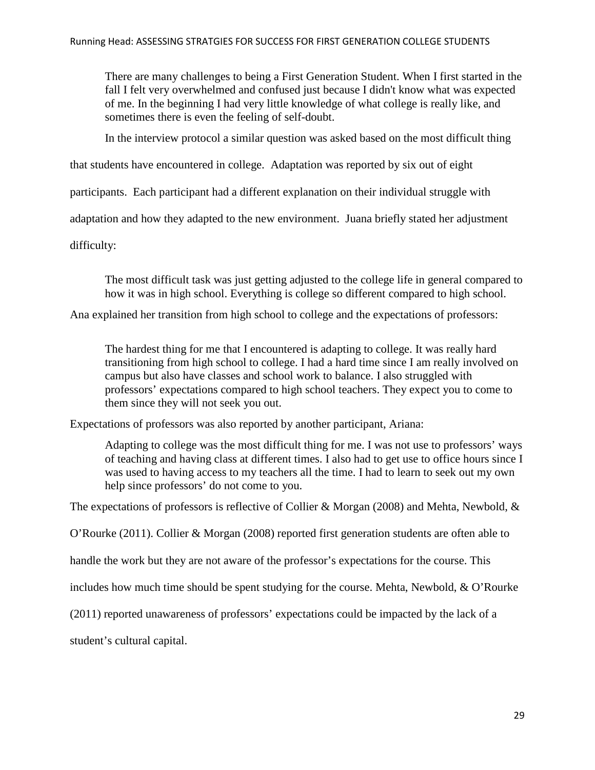> There are many challenges to being a First Generation Student. When I first started in the fall I felt very overwhelmed and confused just because I didn't know what was expected of me. In the beginning I had very little knowledge of what college is really like, and sometimes there is even the feeling of self-doubt.

In the interview protocol a similar question was asked based on the most difficult thing that students have encountered in college. Adaptation was reported by six out of eight participants. Each participant had a different explanation on their individual struggle with adaptation and how they adapted to the new environment. Juana briefly stated her adjustment difficulty:

> The most difficult task was just getting adjusted to the college life in general compared to how it was in high school. Everything is college so different compared to high school.

Ana explained her transition from high school to college and the expectations of professors:

> The hardest thing for me that I encountered is adapting to college. It was really hard transitioning from high school to college. I had a hard time since I am really involved on campus but also have classes and school work to balance. I also struggled with professors' expectations compared to high school teachers. They expect you to come to them since they will not seek you out.

Expectations of professors was also reported by another participant, Ariana:

> Adapting to college was the most difficult thing for me. I was not use to professors' ways of teaching and having class at different times. I also had to get use to office hours since I was used to having access to my teachers all the time. I had to learn to seek out my own help since professors' do not come to you.

The expectations of professors is reflective of Collier & Morgan (2008) and Mehta, Newbold, & O'Rourke (2011). Collier & Morgan (2008) reported first generation students are often able to handle the work but they are not aware of the professor's expectations for the course. This includes how much time should be spent studying for the course. Mehta, Newbold, & O'Rourke (2011) reported unawareness of professors' expectations could be impacted by the lack of a student's cultural capital.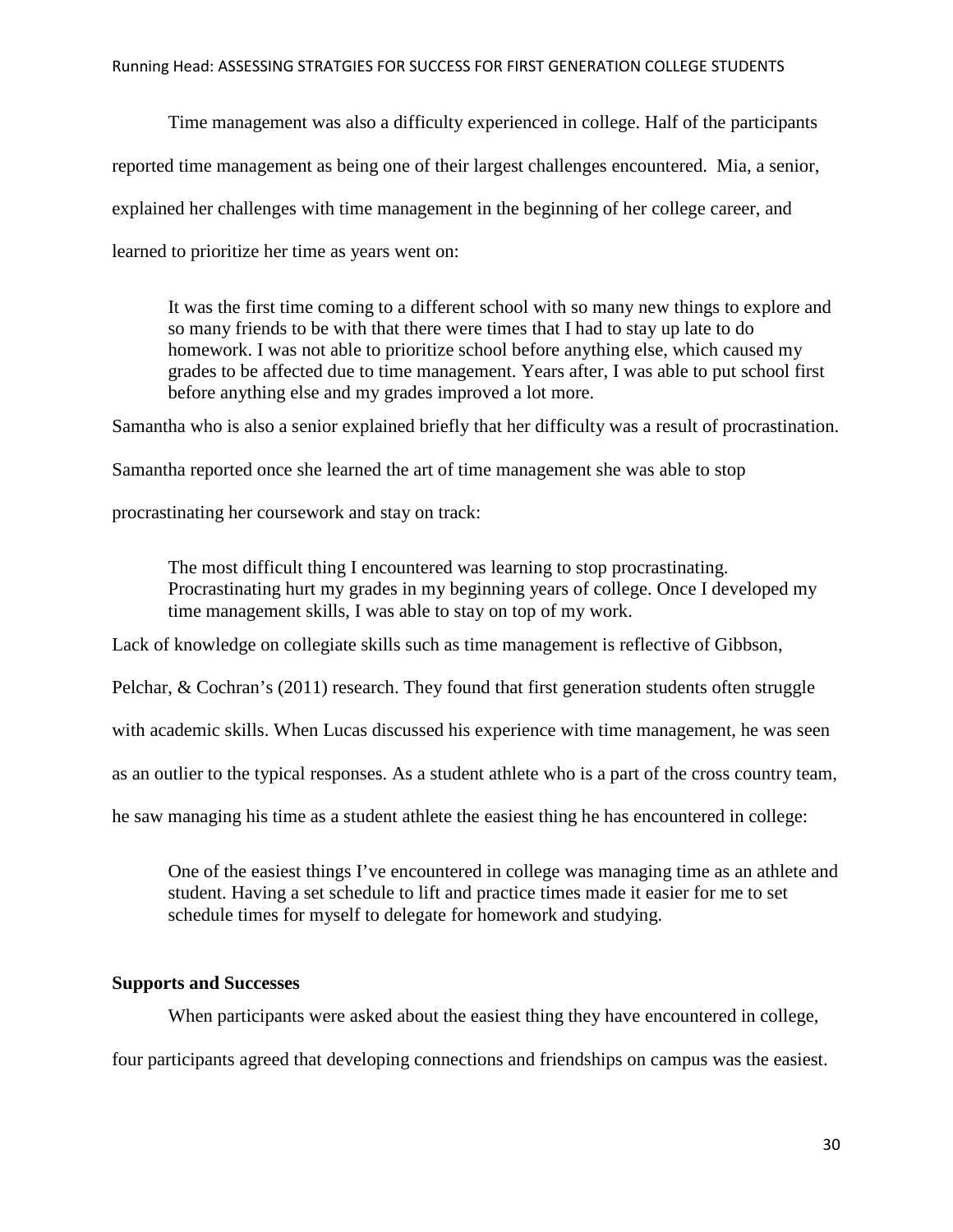Time management was also a difficulty experienced in college. Half of the participants reported time management as being one of their largest challenges encountered. Mia, a senior, explained her challenges with time management in the beginning of her college career, and learned to prioritize her time as years went on:

> It was the first time coming to a different school with so many new things to explore and so many friends to be with that there were times that I had to stay up late to do homework. I was not able to prioritize school before anything else, which caused my grades to be affected due to time management. Years after, I was able to put school first before anything else and my grades improved a lot more.

Samantha who is also a senior explained briefly that her difficulty was a result of procrastination. Samantha reported once she learned the art of time management she was able to stop procrastinating her coursework and stay on track:

> The most difficult thing I encountered was learning to stop procrastinating. Procrastinating hurt my grades in my beginning years of college. Once I developed my time management skills, I was able to stay on top of my work.

Lack of knowledge on collegiate skills such as time management is reflective of Gibbson, Pelchar, & Cochran's (2011) research. They found that first generation students often struggle with academic skills. When Lucas discussed his experience with time management, he was seen as an outlier to the typical responses. As a student athlete who is a part of the cross country team, he saw managing his time as a student athlete the easiest thing he has encountered in college:

> One of the easiest things I've encountered in college was managing time as an athlete and student. Having a set schedule to lift and practice times made it easier for me to set schedule times for myself to delegate for homework and studying.

**Supports and Successes**

When participants were asked about the easiest thing they have encountered in college, four participants agreed that developing connections and friendships on campus was the easiest.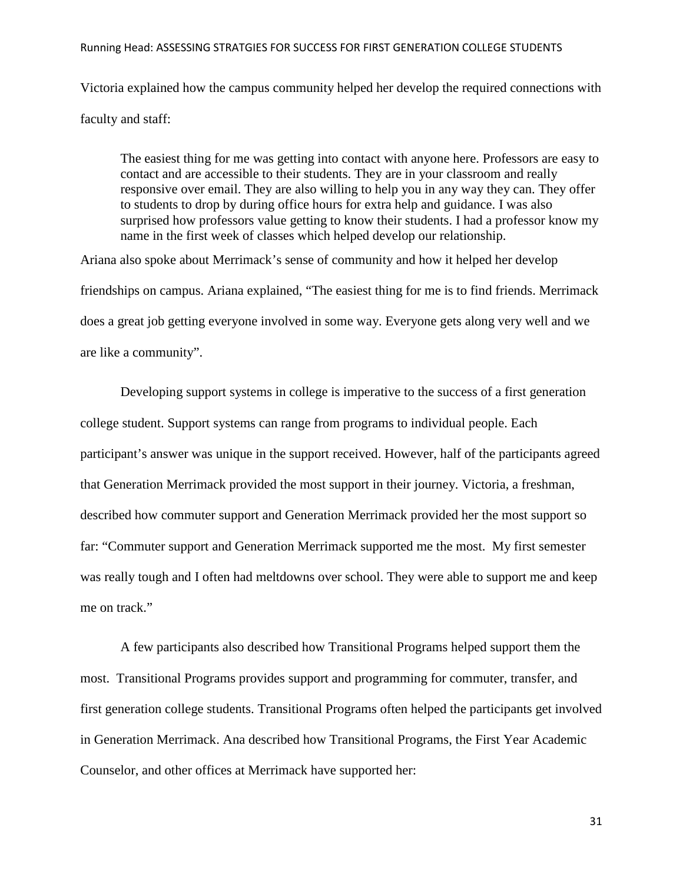Victoria explained how the campus community helped her develop the required connections with faculty and staff:

> The easiest thing for me was getting into contact with anyone here. Professors are easy to contact and are accessible to their students. They are in your classroom and really responsive over email. They are also willing to help you in any way they can. They offer to students to drop by during office hours for extra help and guidance. I was also surprised how professors value getting to know their students. I had a professor know my name in the first week of classes which helped develop our relationship.

Ariana also spoke about Merrimack's sense of community and how it helped her develop friendships on campus. Ariana explained, "The easiest thing for me is to find friends. Merrimack does a great job getting everyone involved in some way. Everyone gets along very well and we are like a community".

Developing support systems in college is imperative to the success of a first generation college student. Support systems can range from programs to individual people. Each participant's answer was unique in the support received. However, half of the participants agreed that Generation Merrimack provided the most support in their journey. Victoria, a freshman, described how commuter support and Generation Merrimack provided her the most support so far: "Commuter support and Generation Merrimack supported me the most. My first semester was really tough and I often had meltdowns over school. They were able to support me and keep me on track."

A few participants also described how Transitional Programs helped support them the most. Transitional Programs provides support and programming for commuter, transfer, and first generation college students. Transitional Programs often helped the participants get involved in Generation Merrimack. Ana described how Transitional Programs, the First Year Academic Counselor, and other offices at Merrimack have supported her: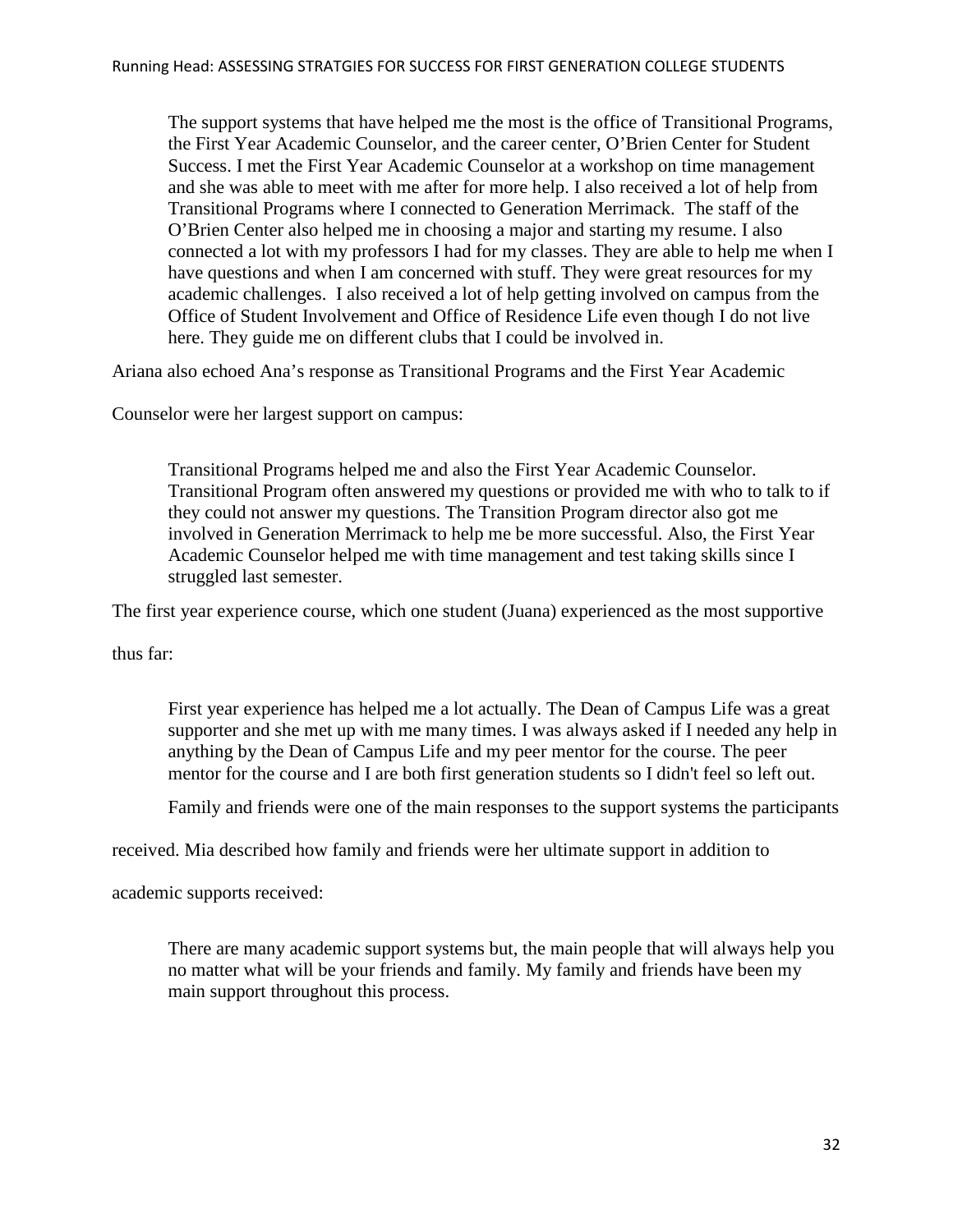> The support systems that have helped me the most is the office of Transitional Programs, the First Year Academic Counselor, and the career center, O'Brien Center for Student Success. I met the First Year Academic Counselor at a workshop on time management and she was able to meet with me after for more help. I also received a lot of help from Transitional Programs where I connected to Generation Merrimack. The staff of the O'Brien Center also helped me in choosing a major and starting my resume. I also connected a lot with my professors I had for my classes. They are able to help me when I have questions and when I am concerned with stuff. They were great resources for my academic challenges. I also received a lot of help getting involved on campus from the Office of Student Involvement and Office of Residence Life even though I do not live here. They guide me on different clubs that I could be involved in.

Ariana also echoed Ana's response as Transitional Programs and the First Year Academic Counselor were her largest support on campus:

> Transitional Programs helped me and also the First Year Academic Counselor. Transitional Program often answered my questions or provided me with who to talk to if they could not answer my questions. The Transition Program director also got me involved in Generation Merrimack to help me be more successful. Also, the First Year Academic Counselor helped me with time management and test taking skills since I struggled last semester.

The first year experience course, which one student (Juana) experienced as the most supportive thus far:

> First year experience has helped me a lot actually. The Dean of Campus Life was a great supporter and she met up with me many times. I was always asked if I needed any help in anything by the Dean of Campus Life and my peer mentor for the course. The peer mentor for the course and I are both first generation students so I didn't feel so left out.

Family and friends were one of the main responses to the support systems the participants received. Mia described how family and friends were her ultimate support in addition to academic supports received:

> There are many academic support systems but, the main people that will always help you no matter what will be your friends and family. My family and friends have been my main support throughout this process.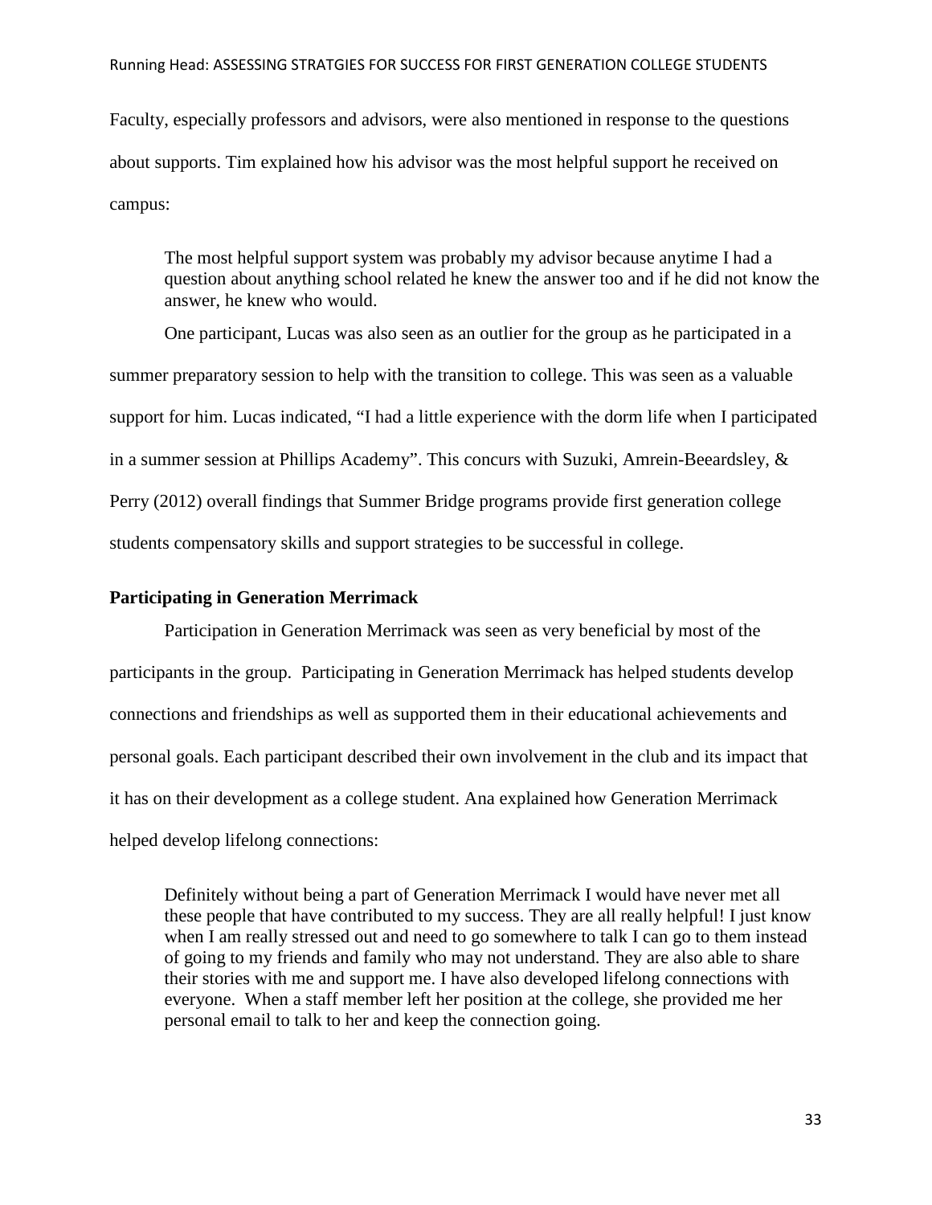Faculty, especially professors and advisors, were also mentioned in response to the questions about supports. Tim explained how his advisor was the most helpful support he received on campus:

> The most helpful support system was probably my advisor because anytime I had a question about anything school related he knew the answer too and if he did not know the answer, he knew who would.

One participant, Lucas was also seen as an outlier for the group as he participated in a summer preparatory session to help with the transition to college. This was seen as a valuable support for him. Lucas indicated, "I had a little experience with the dorm life when I participated in a summer session at Phillips Academy". This concurs with Suzuki, Amrein-Beeardsley, & Perry (2012) overall findings that Summer Bridge programs provide first generation college students compensatory skills and support strategies to be successful in college.

### Participating in Generation Merrimack

Participation in Generation Merrimack was seen as very beneficial by most of the participants in the group. Participating in Generation Merrimack has helped students develop connections and friendships as well as supported them in their educational achievements and personal goals. Each participant described their own involvement in the club and its impact that it has on their development as a college student. Ana explained how Generation Merrimack helped develop lifelong connections:

> Definitely without being a part of Generation Merrimack I would have never met all these people that have contributed to my success. They are all really helpful! I just know when I am really stressed out and need to go somewhere to talk I can go to them instead of going to my friends and family who may not understand. They are also able to share their stories with me and support me. I have also developed lifelong connections with everyone. When a staff member left her position at the college, she provided me her personal email to talk to her and keep the connection going.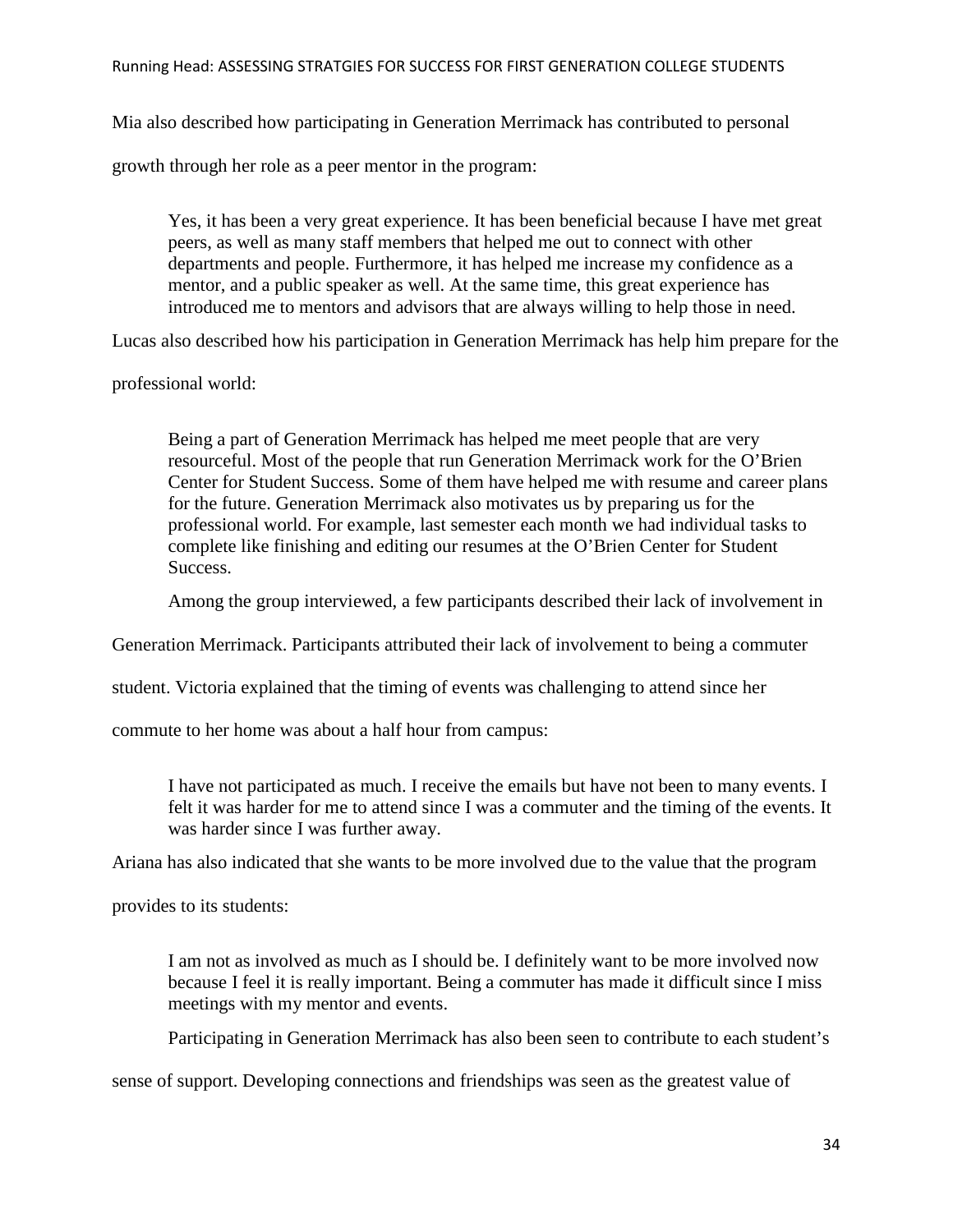Mia also described how participating in Generation Merrimack has contributed to personal growth through her role as a peer mentor in the program:

> Yes, it has been a very great experience. It has been beneficial because I have met great peers, as well as many staff members that helped me out to connect with other departments and people. Furthermore, it has helped me increase my confidence as a mentor, and a public speaker as well. At the same time, this great experience has introduced me to mentors and advisors that are always willing to help those in need.

Lucas also described how his participation in Generation Merrimack has help him prepare for the professional world:

> Being a part of Generation Merrimack has helped me meet people that are very resourceful. Most of the people that run Generation Merrimack work for the O'Brien Center for Student Success. Some of them have helped me with resume and career plans for the future. Generation Merrimack also motivates us by preparing us for the professional world. For example, last semester each month we had individual tasks to complete like finishing and editing our resumes at the O'Brien Center for Student Success.

Among the group interviewed, a few participants described their lack of involvement in Generation Merrimack. Participants attributed their lack of involvement to being a commuter student. Victoria explained that the timing of events was challenging to attend since her commute to her home was about a half hour from campus:

> I have not participated as much. I receive the emails but have not been to many events. I felt it was harder for me to attend since I was a commuter and the timing of the events. It was harder since I was further away.

Ariana has also indicated that she wants to be more involved due to the value that the program provides to its students:

> I am not as involved as much as I should be. I definitely want to be more involved now because I feel it is really important. Being a commuter has made it difficult since I miss meetings with my mentor and events.

Participating in Generation Merrimack has also been seen to contribute to each student's sense of support. Developing connections and friendships was seen as the greatest value of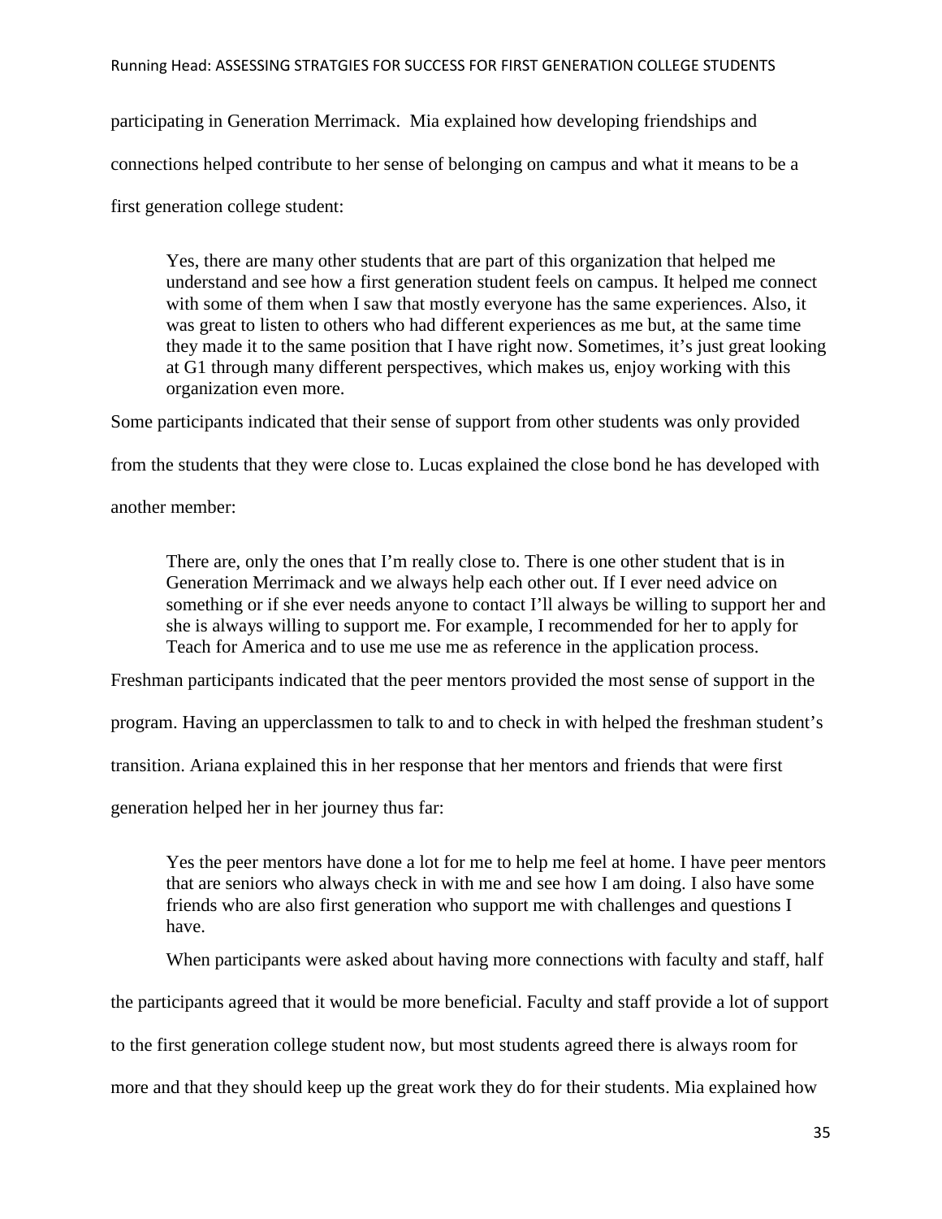participating in Generation Merrimack. Mia explained how developing friendships and connections helped contribute to her sense of belonging on campus and what it means to be a first generation college student:

> Yes, there are many other students that are part of this organization that helped me understand and see how a first generation student feels on campus. It helped me connect with some of them when I saw that mostly everyone has the same experiences. Also, it was great to listen to others who had different experiences as me but, at the same time they made it to the same position that I have right now. Sometimes, it's just great looking at G1 through many different perspectives, which makes us, enjoy working with this organization even more.

Some participants indicated that their sense of support from other students was only provided from the students that they were close to. Lucas explained the close bond he has developed with another member:

> There are, only the ones that I'm really close to. There is one other student that is in Generation Merrimack and we always help each other out. If I ever need advice on something or if she ever needs anyone to contact I'll always be willing to support her and she is always willing to support me. For example, I recommended for her to apply for Teach for America and to use me use me as reference in the application process.

Freshman participants indicated that the peer mentors provided the most sense of support in the program. Having an upperclassmen to talk to and to check in with helped the freshman student's transition. Ariana explained this in her response that her mentors and friends that were first generation helped her in her journey thus far:

> Yes the peer mentors have done a lot for me to help me feel at home. I have peer mentors that are seniors who always check in with me and see how I am doing. I also have some friends who are also first generation who support me with challenges and questions I have.

When participants were asked about having more connections with faculty and staff, half the participants agreed that it would be more beneficial. Faculty and staff provide a lot of support to the first generation college student now, but most students agreed there is always room for more and that they should keep up the great work they do for their students. Mia explained how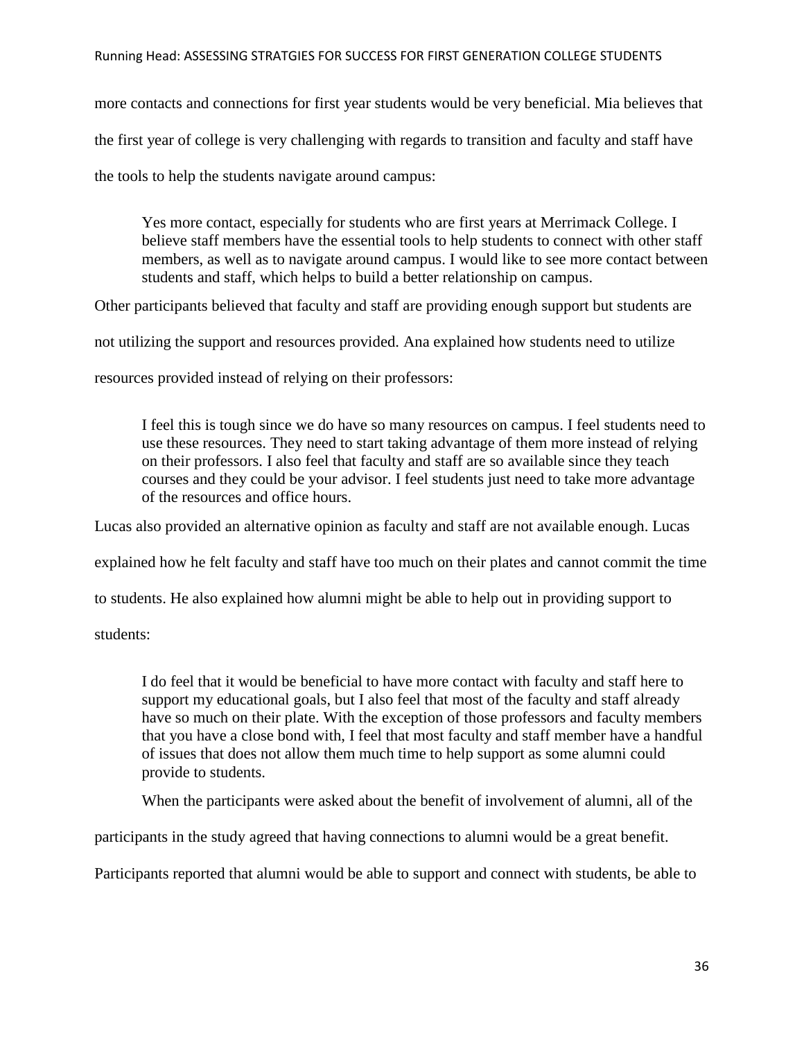more contacts and connections for first year students would be very beneficial. Mia believes that the first year of college is very challenging with regards to transition and faculty and staff have the tools to help the students navigate around campus:

> Yes more contact, especially for students who are first years at Merrimack College. I believe staff members have the essential tools to help students to connect with other staff members, as well as to navigate around campus. I would like to see more contact between students and staff, which helps to build a better relationship on campus.

Other participants believed that faculty and staff are providing enough support but students are not utilizing the support and resources provided. Ana explained how students need to utilize resources provided instead of relying on their professors:

> I feel this is tough since we do have so many resources on campus. I feel students need to use these resources. They need to start taking advantage of them more instead of relying on their professors. I also feel that faculty and staff are so available since they teach courses and they could be your advisor. I feel students just need to take more advantage of the resources and office hours.

Lucas also provided an alternative opinion as faculty and staff are not available enough. Lucas explained how he felt faculty and staff have too much on their plates and cannot commit the time to students. He also explained how alumni might be able to help out in providing support to students:

> I do feel that it would be beneficial to have more contact with faculty and staff here to support my educational goals, but I also feel that most of the faculty and staff already have so much on their plate. With the exception of those professors and faculty members that you have a close bond with, I feel that most faculty and staff member have a handful of issues that does not allow them much time to help support as some alumni could provide to students.

When the participants were asked about the benefit of involvement of alumni, all of the participants in the study agreed that having connections to alumni would be a great benefit. Participants reported that alumni would be able to support and connect with students, be able to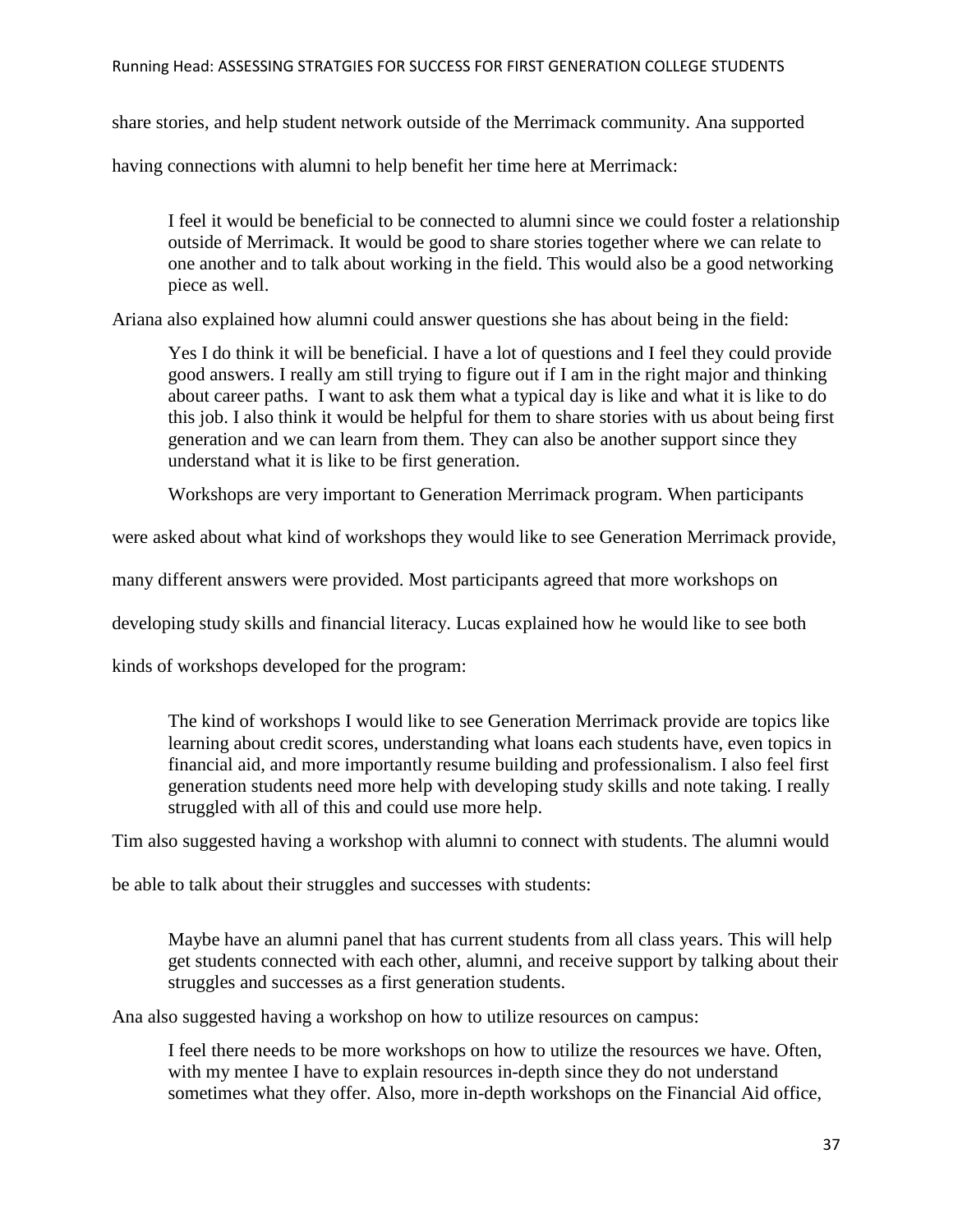share stories, and help student network outside of the Merrimack community. Ana supported having connections with alumni to help benefit her time here at Merrimack:

> I feel it would be beneficial to be connected to alumni since we could foster a relationship outside of Merrimack. It would be good to share stories together where we can relate to one another and to talk about working in the field. This would also be a good networking piece as well.

Ariana also explained how alumni could answer questions she has about being in the field:

> Yes I do think it will be beneficial. I have a lot of questions and I feel they could provide good answers. I really am still trying to figure out if I am in the right major and thinking about career paths. I want to ask them what a typical day is like and what it is like to do this job. I also think it would be helpful for them to share stories with us about being first generation and we can learn from them. They can also be another support since they understand what it is like to be first generation.

Workshops are very important to Generation Merrimack program. When participants were asked about what kind of workshops they would like to see Generation Merrimack provide, many different answers were provided. Most participants agreed that more workshops on developing study skills and financial literacy. Lucas explained how he would like to see both kinds of workshops developed for the program:

> The kind of workshops I would like to see Generation Merrimack provide are topics like learning about credit scores, understanding what loans each students have, even topics in financial aid, and more importantly resume building and professionalism. I also feel first generation students need more help with developing study skills and note taking. I really struggled with all of this and could use more help.

Tim also suggested having a workshop with alumni to connect with students. The alumni would be able to talk about their struggles and successes with students:

> Maybe have an alumni panel that has current students from all class years. This will help get students connected with each other, alumni, and receive support by talking about their struggles and successes as a first generation students.

Ana also suggested having a workshop on how to utilize resources on campus:

> I feel there needs to be more workshops on how to utilize the resources we have. Often, with my mentee I have to explain resources in-depth since they do not understand sometimes what they offer. Also, more in-depth workshops on the Financial Aid office,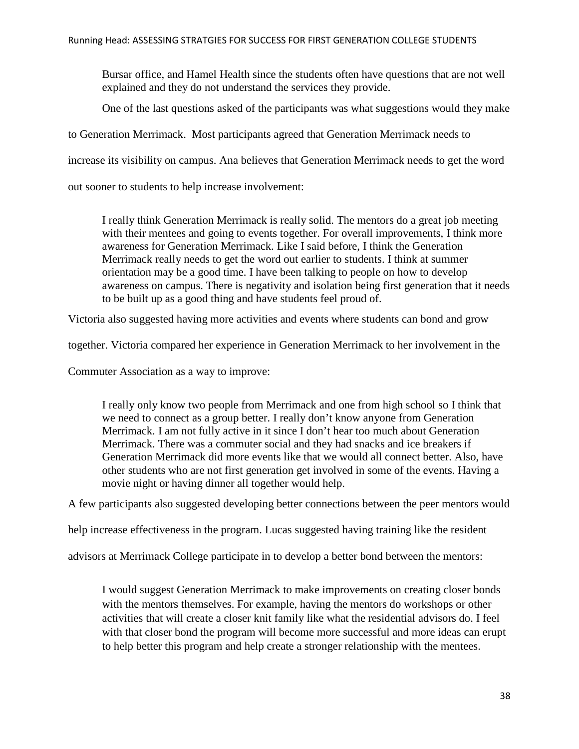Bursar office, and Hamel Health since the students often have questions that are not well explained and they do not understand the services they provide.

One of the last questions asked of the participants was what suggestions would they make to Generation Merrimack. Most participants agreed that Generation Merrimack needs to increase its visibility on campus. Ana believes that Generation Merrimack needs to get the word out sooner to students to help increase involvement:

> I really think Generation Merrimack is really solid. The mentors do a great job meeting with their mentees and going to events together. For overall improvements, I think more awareness for Generation Merrimack. Like I said before, I think the Generation Merrimack really needs to get the word out earlier to students. I think at summer orientation may be a good time. I have been talking to people on how to develop awareness on campus. There is negativity and isolation being first generation that it needs to be built up as a good thing and have students feel proud of.

Victoria also suggested having more activities and events where students can bond and grow together. Victoria compared her experience in Generation Merrimack to her involvement in the Commuter Association as a way to improve:

> I really only know two people from Merrimack and one from high school so I think that we need to connect as a group better. I really don't know anyone from Generation Merrimack. I am not fully active in it since I don't hear too much about Generation Merrimack. There was a commuter social and they had snacks and ice breakers if Generation Merrimack did more events like that we would all connect better. Also, have other students who are not first generation get involved in some of the events. Having a movie night or having dinner all together would help.

A few participants also suggested developing better connections between the peer mentors would help increase effectiveness in the program. Lucas suggested having training like the resident advisors at Merrimack College participate in to develop a better bond between the mentors:

> I would suggest Generation Merrimack to make improvements on creating closer bonds with the mentors themselves. For example, having the mentors do workshops or other activities that will create a closer knit family like what the residential advisors do. I feel with that closer bond the program will become more successful and more ideas can erupt to help better this program and help create a stronger relationship with the mentees.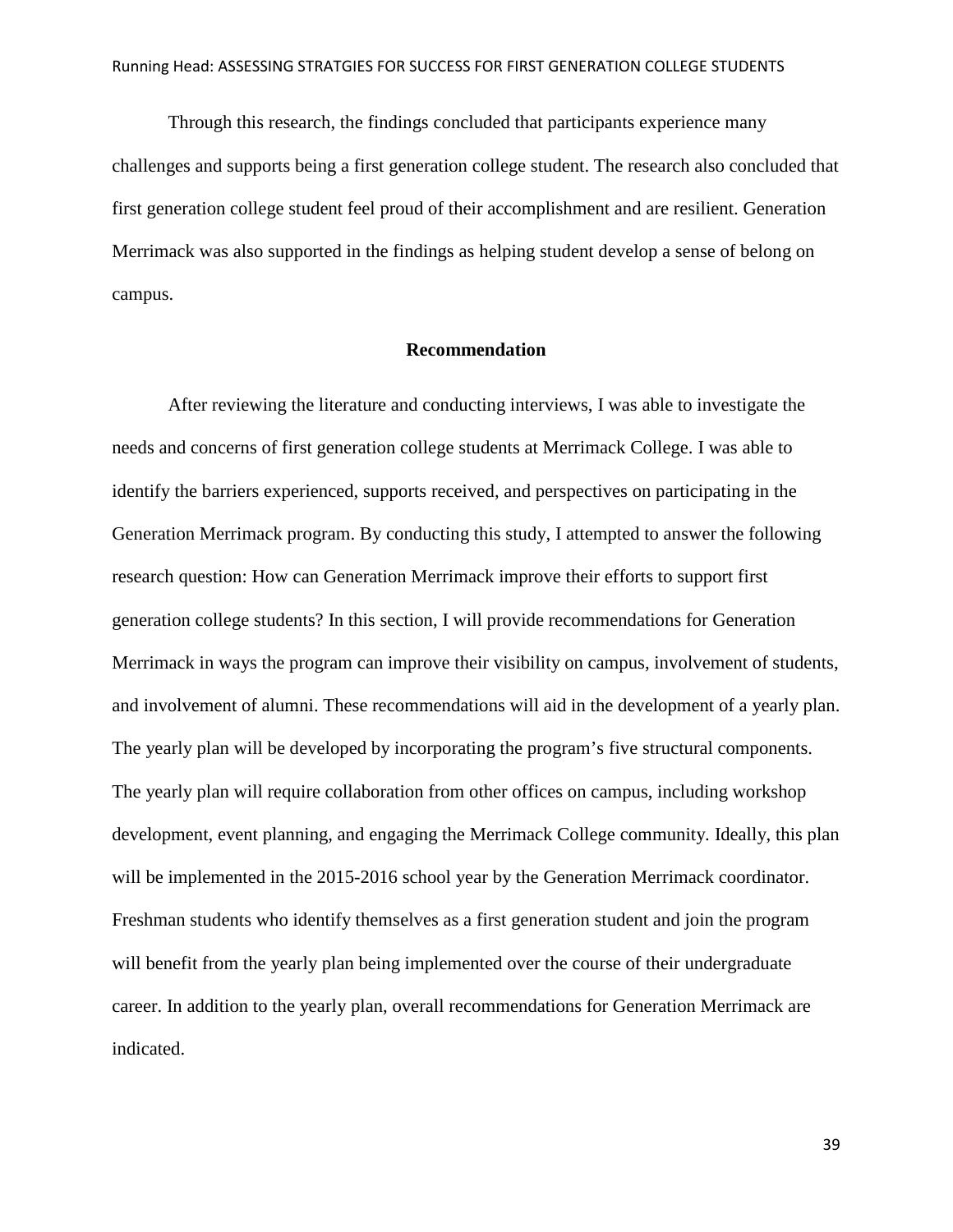Through this research, the findings concluded that participants experience many challenges and supports being a first generation college student. The research also concluded that first generation college student feel proud of their accomplishment and are resilient. Generation Merrimack was also supported in the findings as helping student develop a sense of belong on campus.

## Recommendation

After reviewing the literature and conducting interviews, I was able to investigate the needs and concerns of first generation college students at Merrimack College. I was able to identify the barriers experienced, supports received, and perspectives on participating in the Generation Merrimack program. By conducting this study, I attempted to answer the following research question: How can Generation Merrimack improve their efforts to support first generation college students? In this section, I will provide recommendations for Generation Merrimack in ways the program can improve their visibility on campus, involvement of students, and involvement of alumni. These recommendations will aid in the development of a yearly plan. The yearly plan will be developed by incorporating the program's five structural components. The yearly plan will require collaboration from other offices on campus, including workshop development, event planning, and engaging the Merrimack College community. Ideally, this plan will be implemented in the 2015-2016 school year by the Generation Merrimack coordinator. Freshman students who identify themselves as a first generation student and join the program will benefit from the yearly plan being implemented over the course of their undergraduate career. In addition to the yearly plan, overall recommendations for Generation Merrimack are indicated.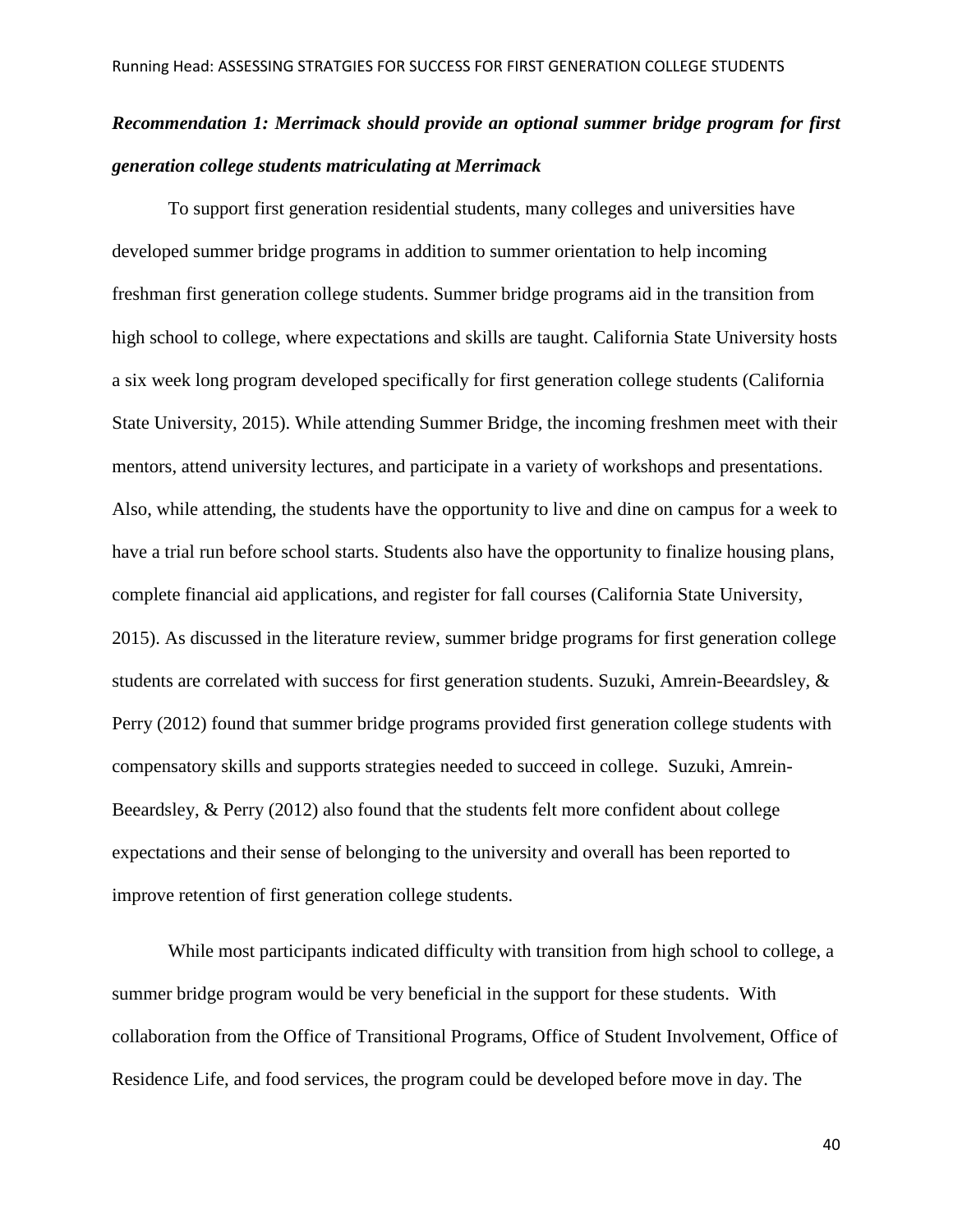***Recommendation 1: Merrimack should provide an optional summer bridge program for first generation college students matriculating at Merrimack***

To support first generation residential students, many colleges and universities have developed summer bridge programs in addition to summer orientation to help incoming freshman first generation college students. Summer bridge programs aid in the transition from high school to college, where expectations and skills are taught. California State University hosts a six week long program developed specifically for first generation college students (California State University, 2015). While attending Summer Bridge, the incoming freshmen meet with their mentors, attend university lectures, and participate in a variety of workshops and presentations. Also, while attending, the students have the opportunity to live and dine on campus for a week to have a trial run before school starts. Students also have the opportunity to finalize housing plans, complete financial aid applications, and register for fall courses (California State University, 2015). As discussed in the literature review, summer bridge programs for first generation college students are correlated with success for first generation students. Suzuki, Amrein-Beeardsley, & Perry (2012) found that summer bridge programs provided first generation college students with compensatory skills and supports strategies needed to succeed in college. Suzuki, Amrein-Beeardsley, & Perry (2012) also found that the students felt more confident about college expectations and their sense of belonging to the university and overall has been reported to improve retention of first generation college students.

While most participants indicated difficulty with transition from high school to college, a summer bridge program would be very beneficial in the support for these students. With collaboration from the Office of Transitional Programs, Office of Student Involvement, Office of Residence Life, and food services, the program could be developed before move in day. The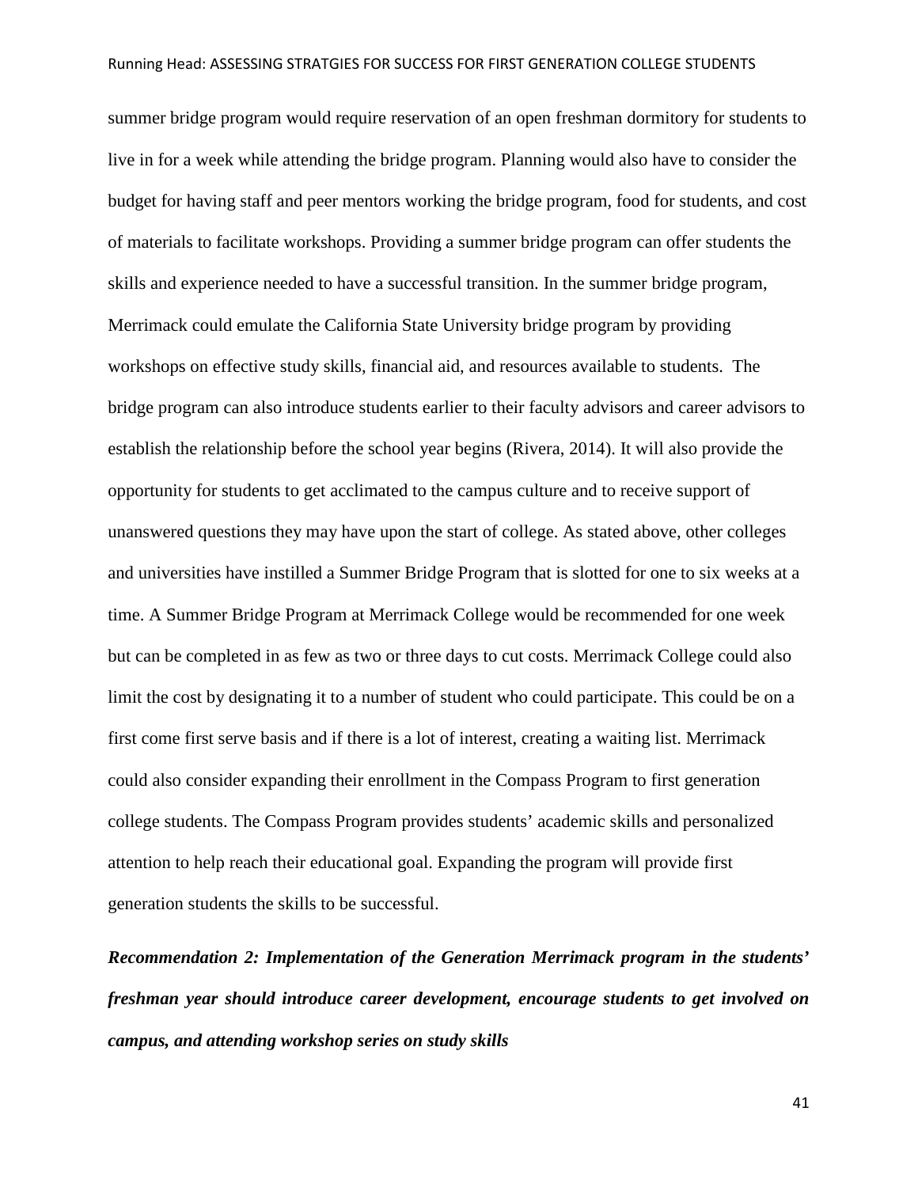summer bridge program would require reservation of an open freshman dormitory for students to live in for a week while attending the bridge program. Planning would also have to consider the budget for having staff and peer mentors working the bridge program, food for students, and cost of materials to facilitate workshops. Providing a summer bridge program can offer students the skills and experience needed to have a successful transition. In the summer bridge program, Merrimack could emulate the California State University bridge program by providing workshops on effective study skills, financial aid, and resources available to students. The bridge program can also introduce students earlier to their faculty advisors and career advisors to establish the relationship before the school year begins (Rivera, 2014). It will also provide the opportunity for students to get acclimated to the campus culture and to receive support of unanswered questions they may have upon the start of college. As stated above, other colleges and universities have instilled a Summer Bridge Program that is slotted for one to six weeks at a time. A Summer Bridge Program at Merrimack College would be recommended for one week but can be completed in as few as two or three days to cut costs. Merrimack College could also limit the cost by designating it to a number of student who could participate. This could be on a first come first serve basis and if there is a lot of interest, creating a waiting list. Merrimack could also consider expanding their enrollment in the Compass Program to first generation college students. The Compass Program provides students' academic skills and personalized attention to help reach their educational goal. Expanding the program will provide first generation students the skills to be successful.

***Recommendation 2: Implementation of the Generation Merrimack program in the students' freshman year should introduce career development, encourage students to get involved on campus, and attending workshop series on study skills***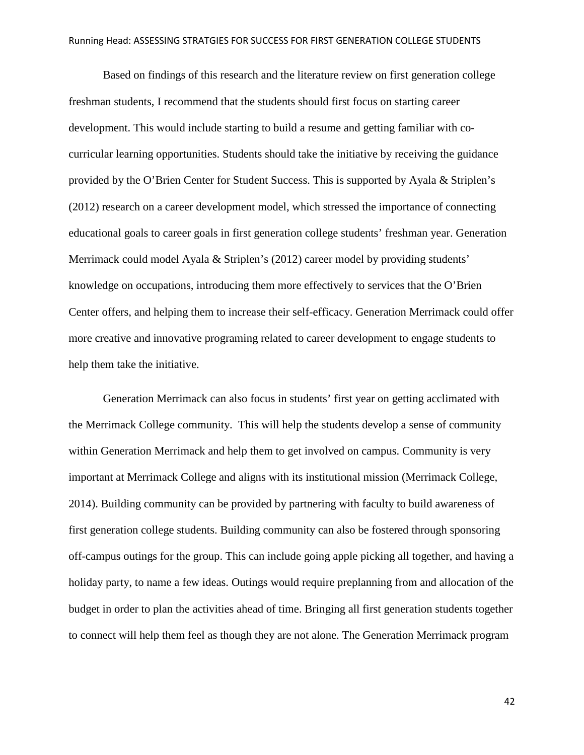Based on findings of this research and the literature review on first generation college freshman students, I recommend that the students should first focus on starting career development. This would include starting to build a resume and getting familiar with co-curricular learning opportunities. Students should take the initiative by receiving the guidance provided by the O'Brien Center for Student Success. This is supported by Ayala & Striplen's (2012) research on a career development model, which stressed the importance of connecting educational goals to career goals in first generation college students' freshman year. Generation Merrimack could model Ayala & Striplen's (2012) career model by providing students' knowledge on occupations, introducing them more effectively to services that the O'Brien Center offers, and helping them to increase their self-efficacy. Generation Merrimack could offer more creative and innovative programing related to career development to engage students to help them take the initiative.

Generation Merrimack can also focus in students' first year on getting acclimated with the Merrimack College community. This will help the students develop a sense of community within Generation Merrimack and help them to get involved on campus. Community is very important at Merrimack College and aligns with its institutional mission (Merrimack College, 2014). Building community can be provided by partnering with faculty to build awareness of first generation college students. Building community can also be fostered through sponsoring off-campus outings for the group. This can include going apple picking all together, and having a holiday party, to name a few ideas. Outings would require preplanning from and allocation of the budget in order to plan the activities ahead of time. Bringing all first generation students together to connect will help them feel as though they are not alone. The Generation Merrimack program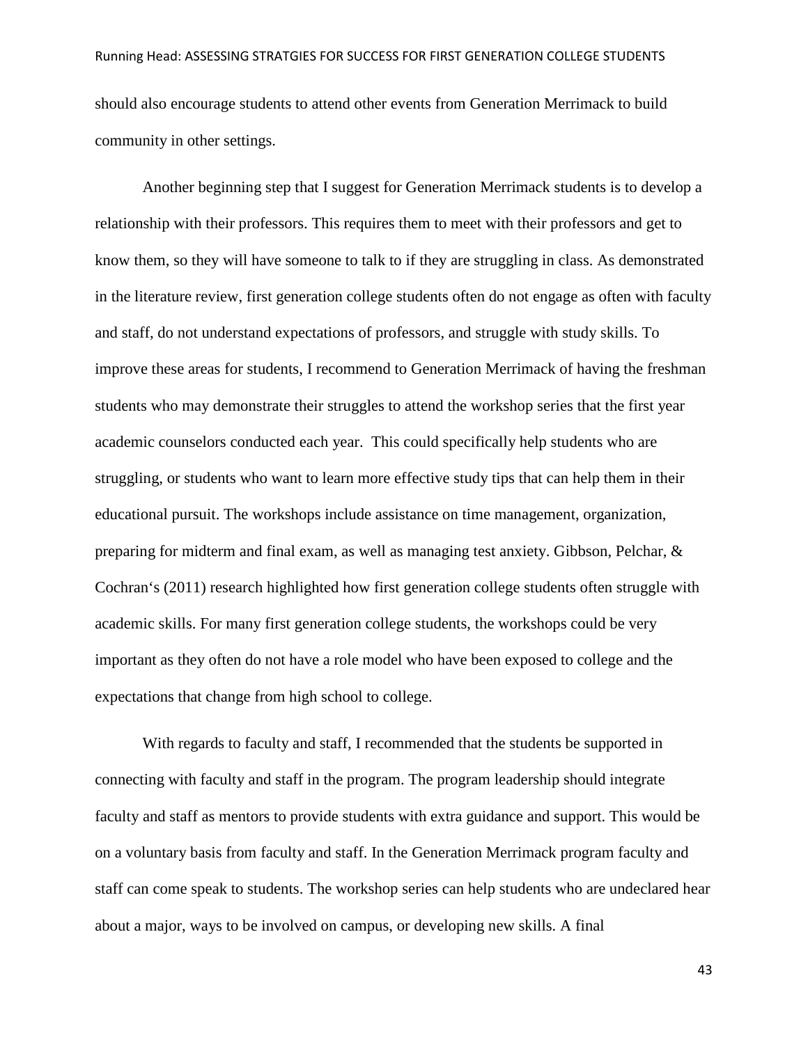should also encourage students to attend other events from Generation Merrimack to build community in other settings.

Another beginning step that I suggest for Generation Merrimack students is to develop a relationship with their professors. This requires them to meet with their professors and get to know them, so they will have someone to talk to if they are struggling in class. As demonstrated in the literature review, first generation college students often do not engage as often with faculty and staff, do not understand expectations of professors, and struggle with study skills. To improve these areas for students, I recommend to Generation Merrimack of having the freshman students who may demonstrate their struggles to attend the workshop series that the first year academic counselors conducted each year. This could specifically help students who are struggling, or students who want to learn more effective study tips that can help them in their educational pursuit. The workshops include assistance on time management, organization, preparing for midterm and final exam, as well as managing test anxiety. Gibbson, Pelchar, & Cochran's (2011) research highlighted how first generation college students often struggle with academic skills. For many first generation college students, the workshops could be very important as they often do not have a role model who have been exposed to college and the expectations that change from high school to college.

With regards to faculty and staff, I recommended that the students be supported in connecting with faculty and staff in the program. The program leadership should integrate faculty and staff as mentors to provide students with extra guidance and support. This would be on a voluntary basis from faculty and staff. In the Generation Merrimack program faculty and staff can come speak to students. The workshop series can help students who are undeclared hear about a major, ways to be involved on campus, or developing new skills. A final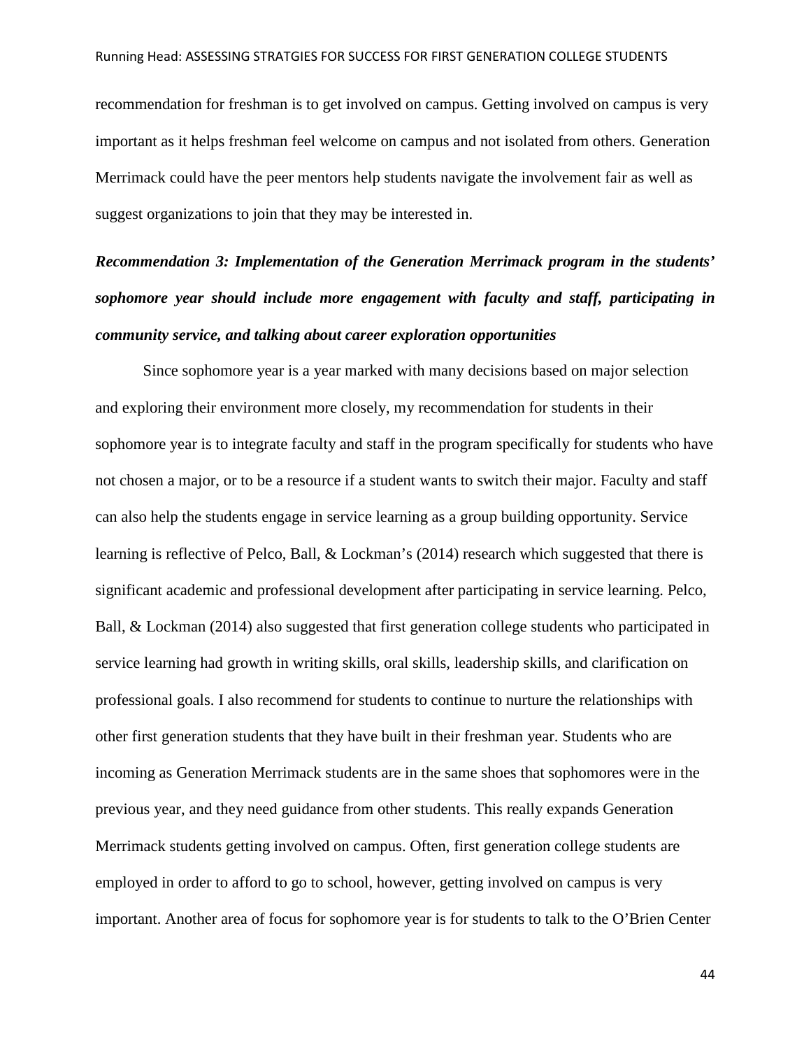recommendation for freshman is to get involved on campus. Getting involved on campus is very important as it helps freshman feel welcome on campus and not isolated from others. Generation Merrimack could have the peer mentors help students navigate the involvement fair as well as suggest organizations to join that they may be interested in.

***Recommendation 3: Implementation of the Generation Merrimack program in the students' sophomore year should include more engagement with faculty and staff, participating in community service, and talking about career exploration opportunities***

Since sophomore year is a year marked with many decisions based on major selection and exploring their environment more closely, my recommendation for students in their sophomore year is to integrate faculty and staff in the program specifically for students who have not chosen a major, or to be a resource if a student wants to switch their major. Faculty and staff can also help the students engage in service learning as a group building opportunity. Service learning is reflective of Pelco, Ball, & Lockman's (2014) research which suggested that there is significant academic and professional development after participating in service learning. Pelco, Ball, & Lockman (2014) also suggested that first generation college students who participated in service learning had growth in writing skills, oral skills, leadership skills, and clarification on professional goals. I also recommend for students to continue to nurture the relationships with other first generation students that they have built in their freshman year. Students who are incoming as Generation Merrimack students are in the same shoes that sophomores were in the previous year, and they need guidance from other students. This really expands Generation Merrimack students getting involved on campus. Often, first generation college students are employed in order to afford to go to school, however, getting involved on campus is very important. Another area of focus for sophomore year is for students to talk to the O'Brien Center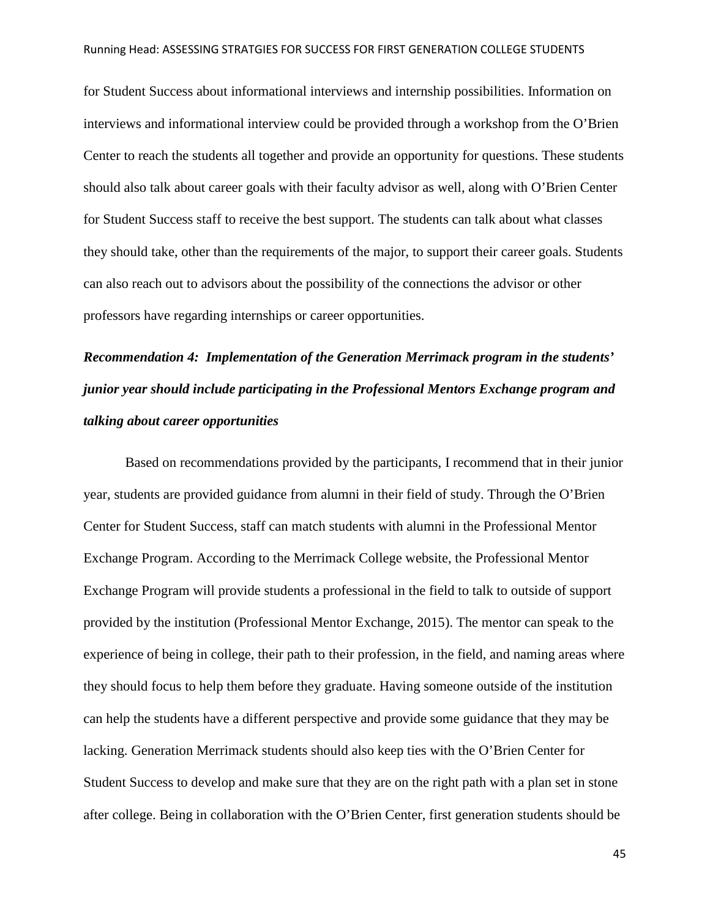for Student Success about informational interviews and internship possibilities. Information on interviews and informational interview could be provided through a workshop from the O'Brien Center to reach the students all together and provide an opportunity for questions. These students should also talk about career goals with their faculty advisor as well, along with O'Brien Center for Student Success staff to receive the best support. The students can talk about what classes they should take, other than the requirements of the major, to support their career goals. Students can also reach out to advisors about the possibility of the connections the advisor or other professors have regarding internships or career opportunities.

***Recommendation 4: Implementation of the Generation Merrimack program in the students' junior year should include participating in the Professional Mentors Exchange program and talking about career opportunities***

Based on recommendations provided by the participants, I recommend that in their junior year, students are provided guidance from alumni in their field of study. Through the O'Brien Center for Student Success, staff can match students with alumni in the Professional Mentor Exchange Program. According to the Merrimack College website, the Professional Mentor Exchange Program will provide students a professional in the field to talk to outside of support provided by the institution (Professional Mentor Exchange, 2015). The mentor can speak to the experience of being in college, their path to their profession, in the field, and naming areas where they should focus to help them before they graduate. Having someone outside of the institution can help the students have a different perspective and provide some guidance that they may be lacking. Generation Merrimack students should also keep ties with the O'Brien Center for Student Success to develop and make sure that they are on the right path with a plan set in stone after college. Being in collaboration with the O'Brien Center, first generation students should be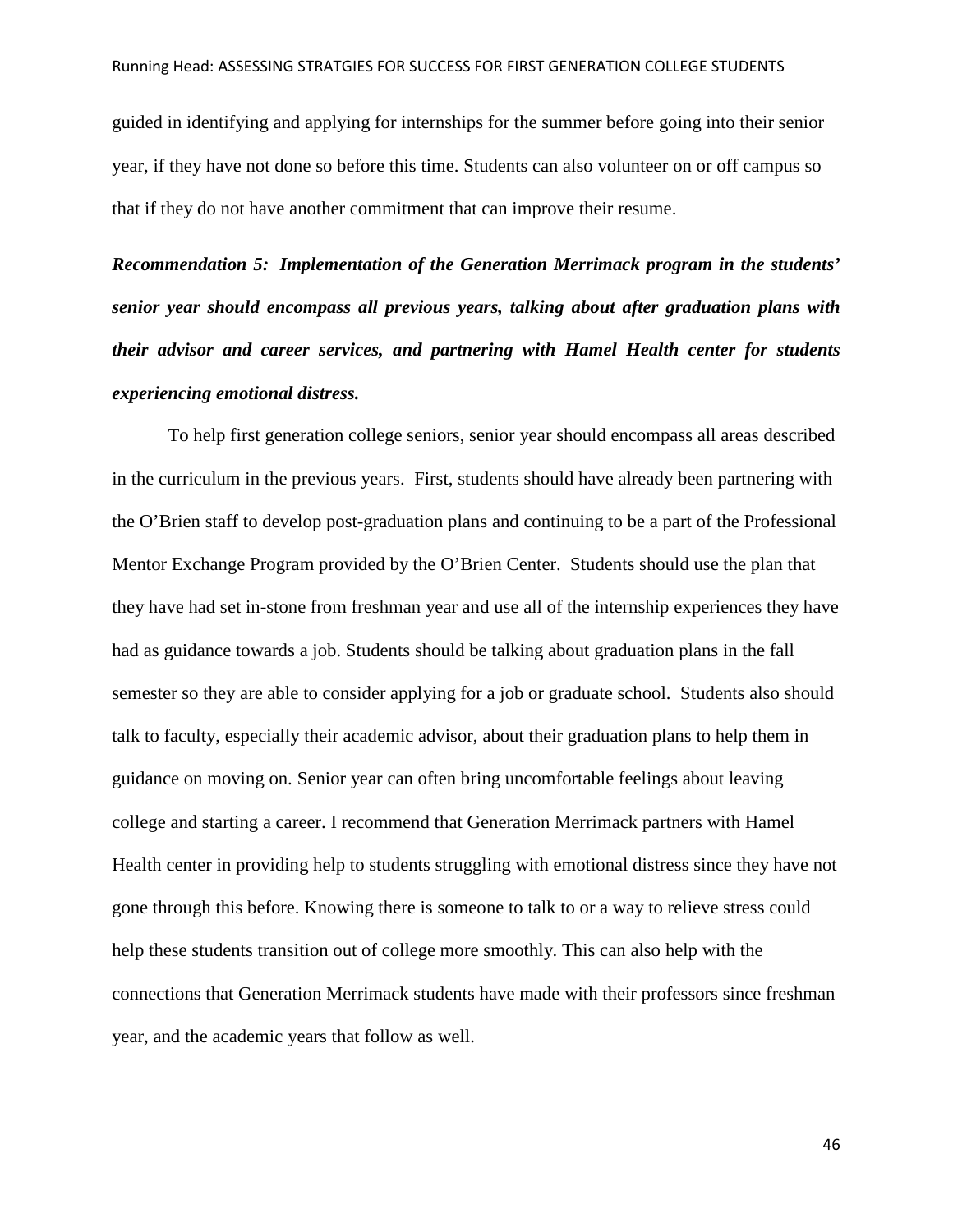guided in identifying and applying for internships for the summer before going into their senior year, if they have not done so before this time. Students can also volunteer on or off campus so that if they do not have another commitment that can improve their resume.

***Recommendation 5: Implementation of the Generation Merrimack program in the students' senior year should encompass all previous years, talking about after graduation plans with their advisor and career services, and partnering with Hamel Health center for students experiencing emotional distress.***

To help first generation college seniors, senior year should encompass all areas described in the curriculum in the previous years. First, students should have already been partnering with the O'Brien staff to develop post-graduation plans and continuing to be a part of the Professional Mentor Exchange Program provided by the O'Brien Center. Students should use the plan that they have had set in-stone from freshman year and use all of the internship experiences they have had as guidance towards a job. Students should be talking about graduation plans in the fall semester so they are able to consider applying for a job or graduate school. Students also should talk to faculty, especially their academic advisor, about their graduation plans to help them in guidance on moving on. Senior year can often bring uncomfortable feelings about leaving college and starting a career. I recommend that Generation Merrimack partners with Hamel Health center in providing help to students struggling with emotional distress since they have not gone through this before. Knowing there is someone to talk to or a way to relieve stress could help these students transition out of college more smoothly. This can also help with the connections that Generation Merrimack students have made with their professors since freshman year, and the academic years that follow as well.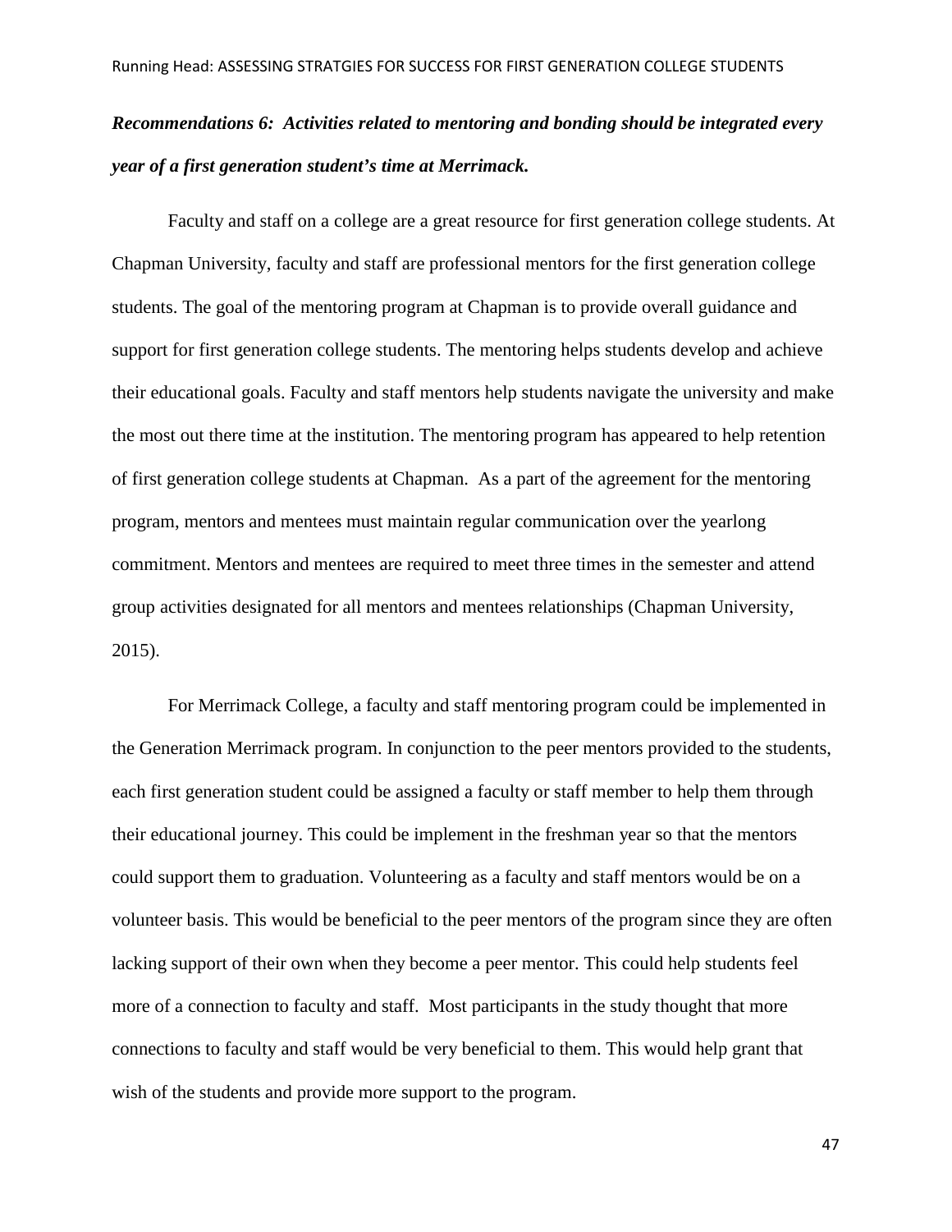***Recommendations 6: Activities related to mentoring and bonding should be integrated every year of a first generation student's time at Merrimack.***

Faculty and staff on a college are a great resource for first generation college students. At Chapman University, faculty and staff are professional mentors for the first generation college students. The goal of the mentoring program at Chapman is to provide overall guidance and support for first generation college students. The mentoring helps students develop and achieve their educational goals. Faculty and staff mentors help students navigate the university and make the most out there time at the institution. The mentoring program has appeared to help retention of first generation college students at Chapman. As a part of the agreement for the mentoring program, mentors and mentees must maintain regular communication over the yearlong commitment. Mentors and mentees are required to meet three times in the semester and attend group activities designated for all mentors and mentees relationships (Chapman University, 2015).

For Merrimack College, a faculty and staff mentoring program could be implemented in the Generation Merrimack program. In conjunction to the peer mentors provided to the students, each first generation student could be assigned a faculty or staff member to help them through their educational journey. This could be implement in the freshman year so that the mentors could support them to graduation. Volunteering as a faculty and staff mentors would be on a volunteer basis. This would be beneficial to the peer mentors of the program since they are often lacking support of their own when they become a peer mentor. This could help students feel more of a connection to faculty and staff. Most participants in the study thought that more connections to faculty and staff would be very beneficial to them. This would help grant that wish of the students and provide more support to the program.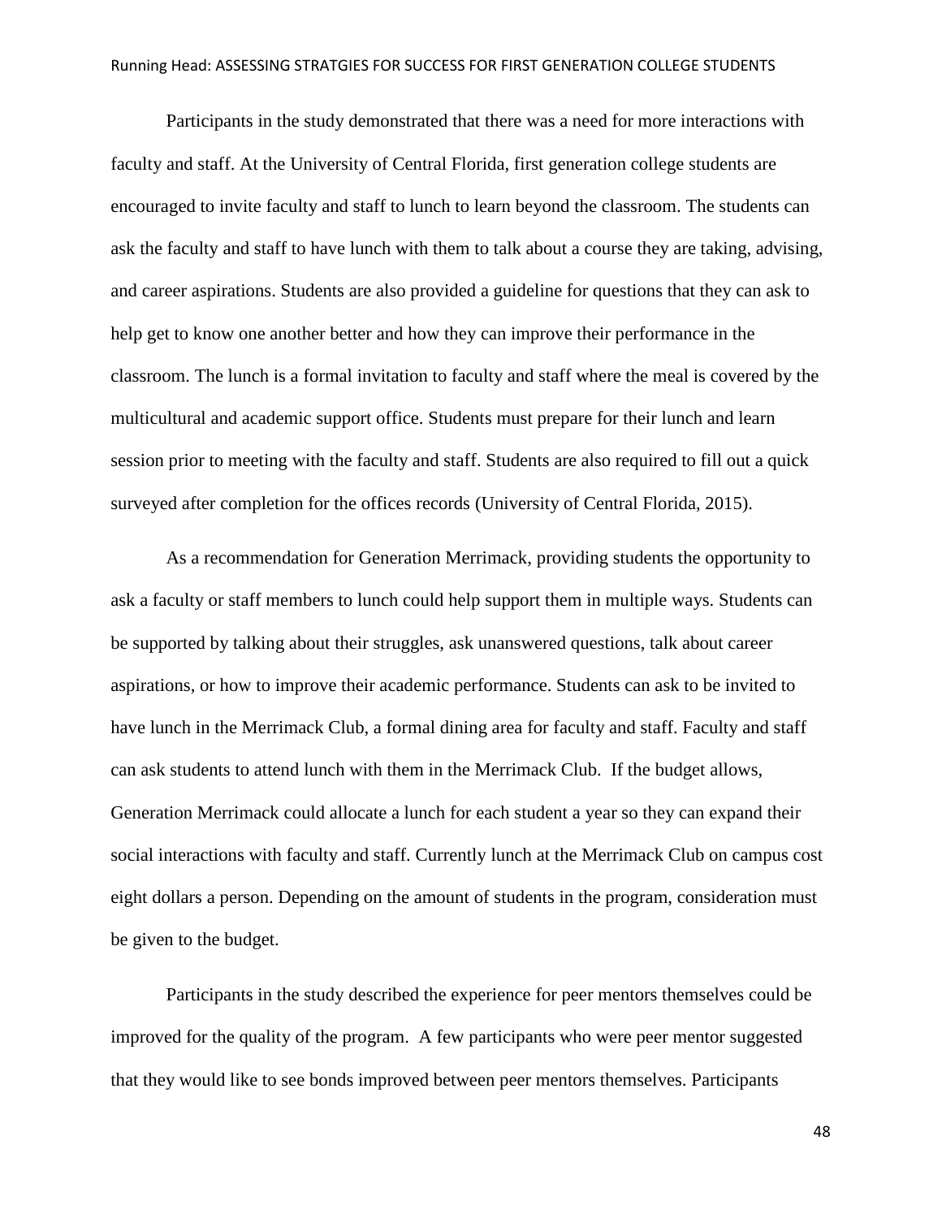Participants in the study demonstrated that there was a need for more interactions with faculty and staff. At the University of Central Florida, first generation college students are encouraged to invite faculty and staff to lunch to learn beyond the classroom. The students can ask the faculty and staff to have lunch with them to talk about a course they are taking, advising, and career aspirations. Students are also provided a guideline for questions that they can ask to help get to know one another better and how they can improve their performance in the classroom. The lunch is a formal invitation to faculty and staff where the meal is covered by the multicultural and academic support office. Students must prepare for their lunch and learn session prior to meeting with the faculty and staff. Students are also required to fill out a quick surveyed after completion for the offices records (University of Central Florida, 2015).

As a recommendation for Generation Merrimack, providing students the opportunity to ask a faculty or staff members to lunch could help support them in multiple ways. Students can be supported by talking about their struggles, ask unanswered questions, talk about career aspirations, or how to improve their academic performance. Students can ask to be invited to have lunch in the Merrimack Club, a formal dining area for faculty and staff. Faculty and staff can ask students to attend lunch with them in the Merrimack Club. If the budget allows, Generation Merrimack could allocate a lunch for each student a year so they can expand their social interactions with faculty and staff. Currently lunch at the Merrimack Club on campus cost eight dollars a person. Depending on the amount of students in the program, consideration must be given to the budget.

Participants in the study described the experience for peer mentors themselves could be improved for the quality of the program. A few participants who were peer mentor suggested that they would like to see bonds improved between peer mentors themselves. Participants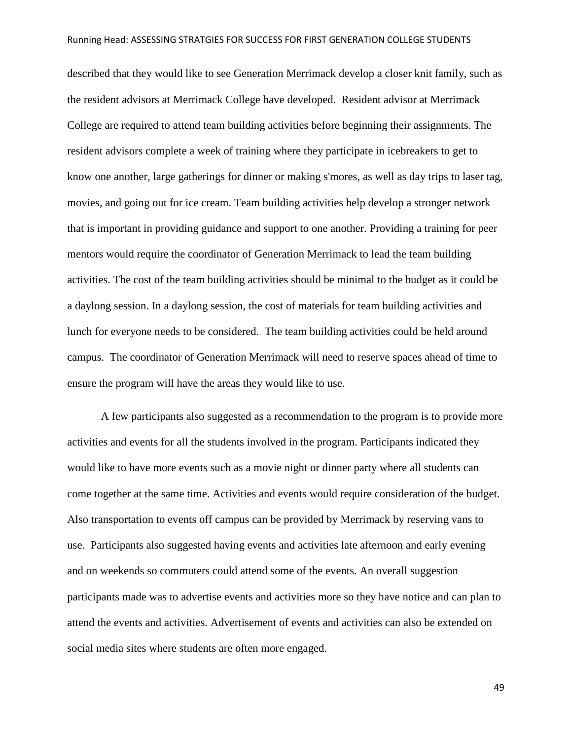described that they would like to see Generation Merrimack develop a closer knit family, such as the resident advisors at Merrimack College have developed. Resident advisor at Merrimack College are required to attend team building activities before beginning their assignments. The resident advisors complete a week of training where they participate in icebreakers to get to know one another, large gatherings for dinner or making s'mores, as well as day trips to laser tag, movies, and going out for ice cream. Team building activities help develop a stronger network that is important in providing guidance and support to one another. Providing a training for peer mentors would require the coordinator of Generation Merrimack to lead the team building activities. The cost of the team building activities should be minimal to the budget as it could be a daylong session. In a daylong session, the cost of materials for team building activities and lunch for everyone needs to be considered. The team building activities could be held around campus. The coordinator of Generation Merrimack will need to reserve spaces ahead of time to ensure the program will have the areas they would like to use.

A few participants also suggested as a recommendation to the program is to provide more activities and events for all the students involved in the program. Participants indicated they would like to have more events such as a movie night or dinner party where all students can come together at the same time. Activities and events would require consideration of the budget. Also transportation to events off campus can be provided by Merrimack by reserving vans to use. Participants also suggested having events and activities late afternoon and early evening and on weekends so commuters could attend some of the events. An overall suggestion participants made was to advertise events and activities more so they have notice and can plan to attend the events and activities. Advertisement of events and activities can also be extended on social media sites where students are often more engaged.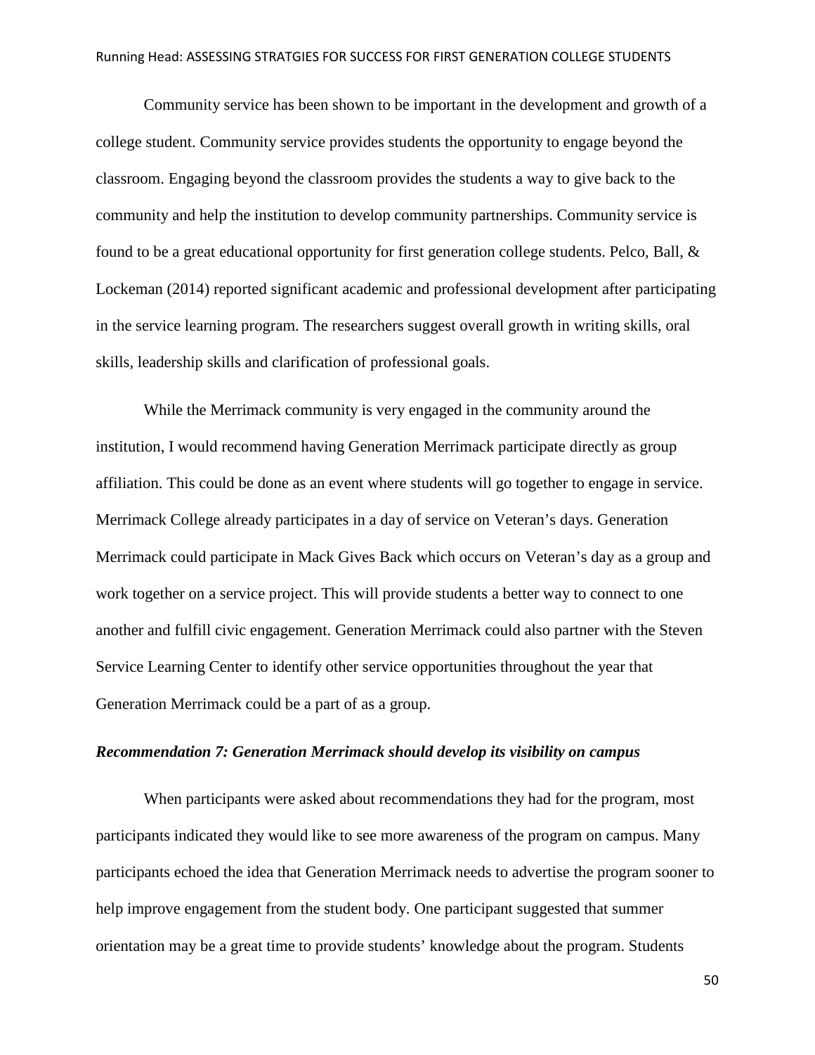Community service has been shown to be important in the development and growth of a college student. Community service provides students the opportunity to engage beyond the classroom. Engaging beyond the classroom provides the students a way to give back to the community and help the institution to develop community partnerships. Community service is found to be a great educational opportunity for first generation college students. Pelco, Ball, & Lockeman (2014) reported significant academic and professional development after participating in the service learning program. The researchers suggest overall growth in writing skills, oral skills, leadership skills and clarification of professional goals.

While the Merrimack community is very engaged in the community around the institution, I would recommend having Generation Merrimack participate directly as group affiliation. This could be done as an event where students will go together to engage in service. Merrimack College already participates in a day of service on Veteran's days. Generation Merrimack could participate in Mack Gives Back which occurs on Veteran's day as a group and work together on a service project. This will provide students a better way to connect to one another and fulfill civic engagement. Generation Merrimack could also partner with the Steven Service Learning Center to identify other service opportunities throughout the year that Generation Merrimack could be a part of as a group.

***Recommendation 7: Generation Merrimack should develop its visibility on campus***

When participants were asked about recommendations they had for the program, most participants indicated they would like to see more awareness of the program on campus. Many participants echoed the idea that Generation Merrimack needs to advertise the program sooner to help improve engagement from the student body. One participant suggested that summer orientation may be a great time to provide students' knowledge about the program. Students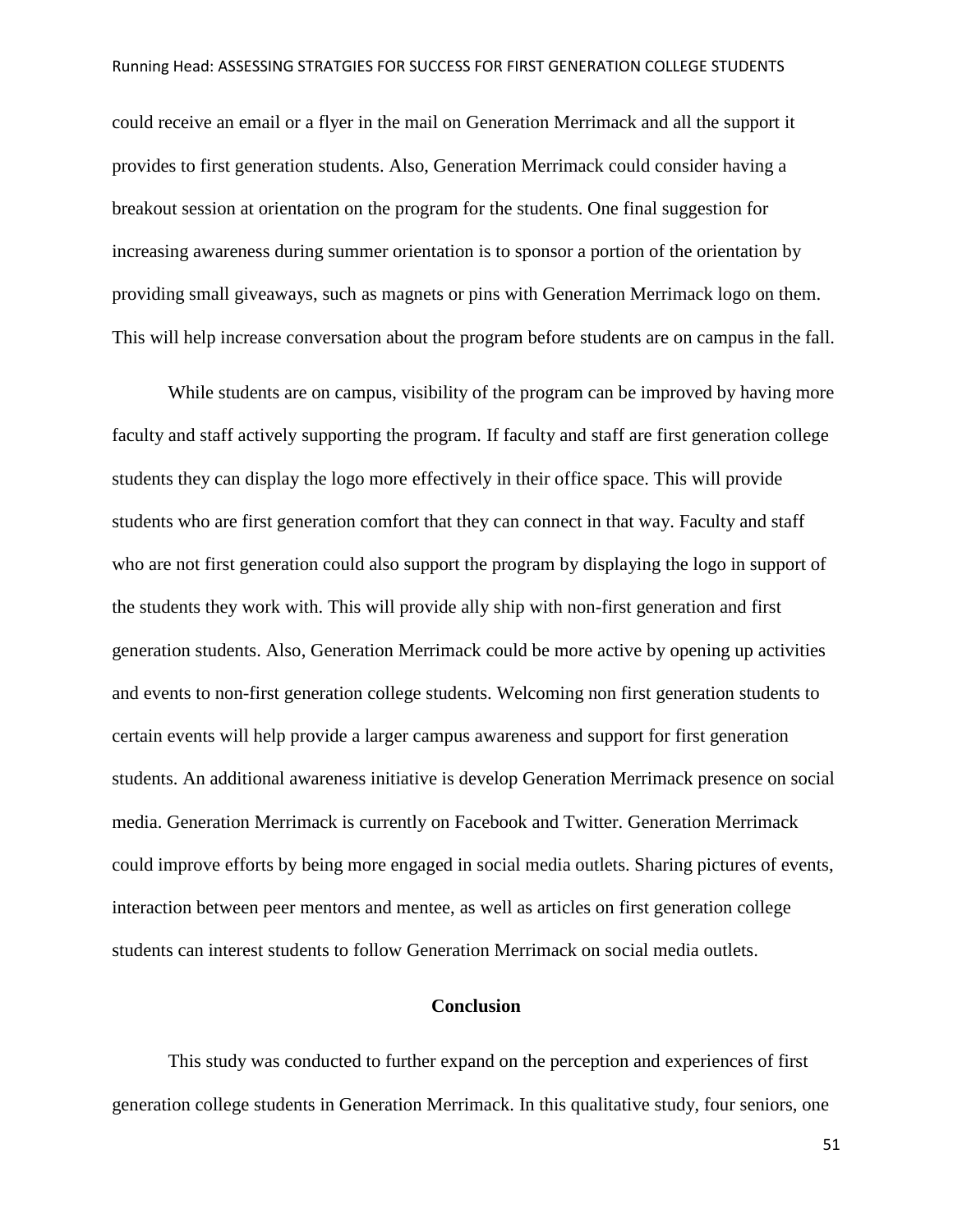could receive an email or a flyer in the mail on Generation Merrimack and all the support it provides to first generation students. Also, Generation Merrimack could consider having a breakout session at orientation on the program for the students. One final suggestion for increasing awareness during summer orientation is to sponsor a portion of the orientation by providing small giveaways, such as magnets or pins with Generation Merrimack logo on them. This will help increase conversation about the program before students are on campus in the fall.

While students are on campus, visibility of the program can be improved by having more faculty and staff actively supporting the program. If faculty and staff are first generation college students they can display the logo more effectively in their office space. This will provide students who are first generation comfort that they can connect in that way. Faculty and staff who are not first generation could also support the program by displaying the logo in support of the students they work with. This will provide ally ship with non-first generation and first generation students. Also, Generation Merrimack could be more active by opening up activities and events to non-first generation college students. Welcoming non first generation students to certain events will help provide a larger campus awareness and support for first generation students. An additional awareness initiative is develop Generation Merrimack presence on social media. Generation Merrimack is currently on Facebook and Twitter. Generation Merrimack could improve efforts by being more engaged in social media outlets. Sharing pictures of events, interaction between peer mentors and mentee, as well as articles on first generation college students can interest students to follow Generation Merrimack on social media outlets.

## Conclusion

This study was conducted to further expand on the perception and experiences of first generation college students in Generation Merrimack. In this qualitative study, four seniors, one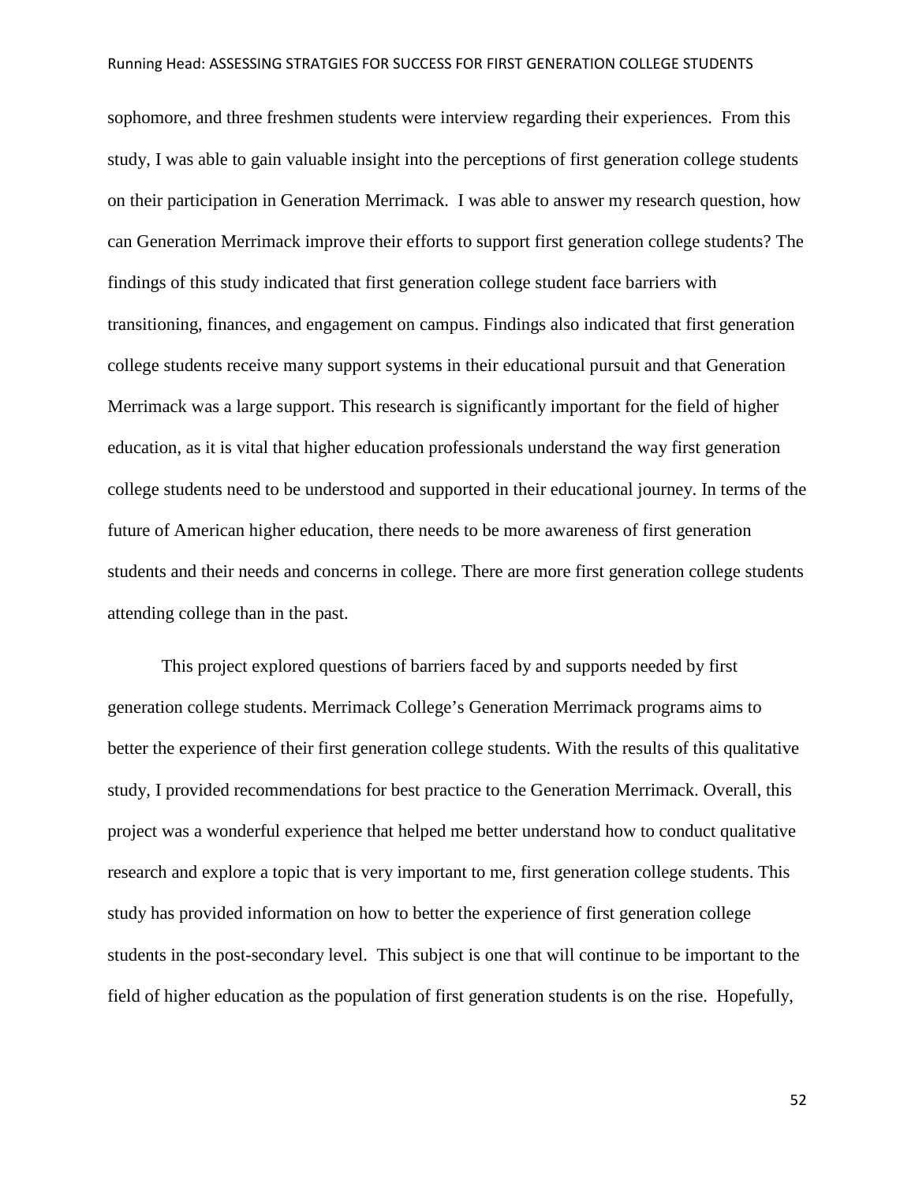sophomore, and three freshmen students were interview regarding their experiences. From this study, I was able to gain valuable insight into the perceptions of first generation college students on their participation in Generation Merrimack. I was able to answer my research question, how can Generation Merrimack improve their efforts to support first generation college students? The findings of this study indicated that first generation college student face barriers with transitioning, finances, and engagement on campus. Findings also indicated that first generation college students receive many support systems in their educational pursuit and that Generation Merrimack was a large support. This research is significantly important for the field of higher education, as it is vital that higher education professionals understand the way first generation college students need to be understood and supported in their educational journey. In terms of the future of American higher education, there needs to be more awareness of first generation students and their needs and concerns in college. There are more first generation college students attending college than in the past.

This project explored questions of barriers faced by and supports needed by first generation college students. Merrimack College's Generation Merrimack programs aims to better the experience of their first generation college students. With the results of this qualitative study, I provided recommendations for best practice to the Generation Merrimack. Overall, this project was a wonderful experience that helped me better understand how to conduct qualitative research and explore a topic that is very important to me, first generation college students. This study has provided information on how to better the experience of first generation college students in the post-secondary level. This subject is one that will continue to be important to the field of higher education as the population of first generation students is on the rise. Hopefully,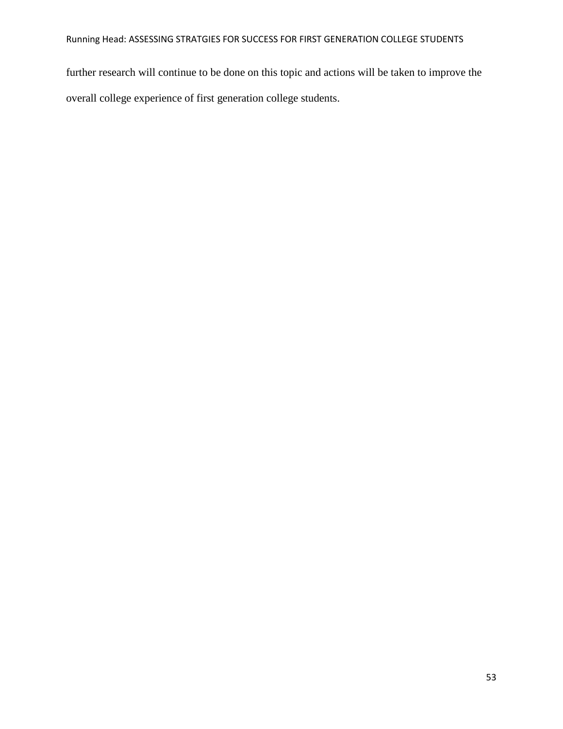further research will continue to be done on this topic and actions will be taken to improve the overall college experience of first generation college students.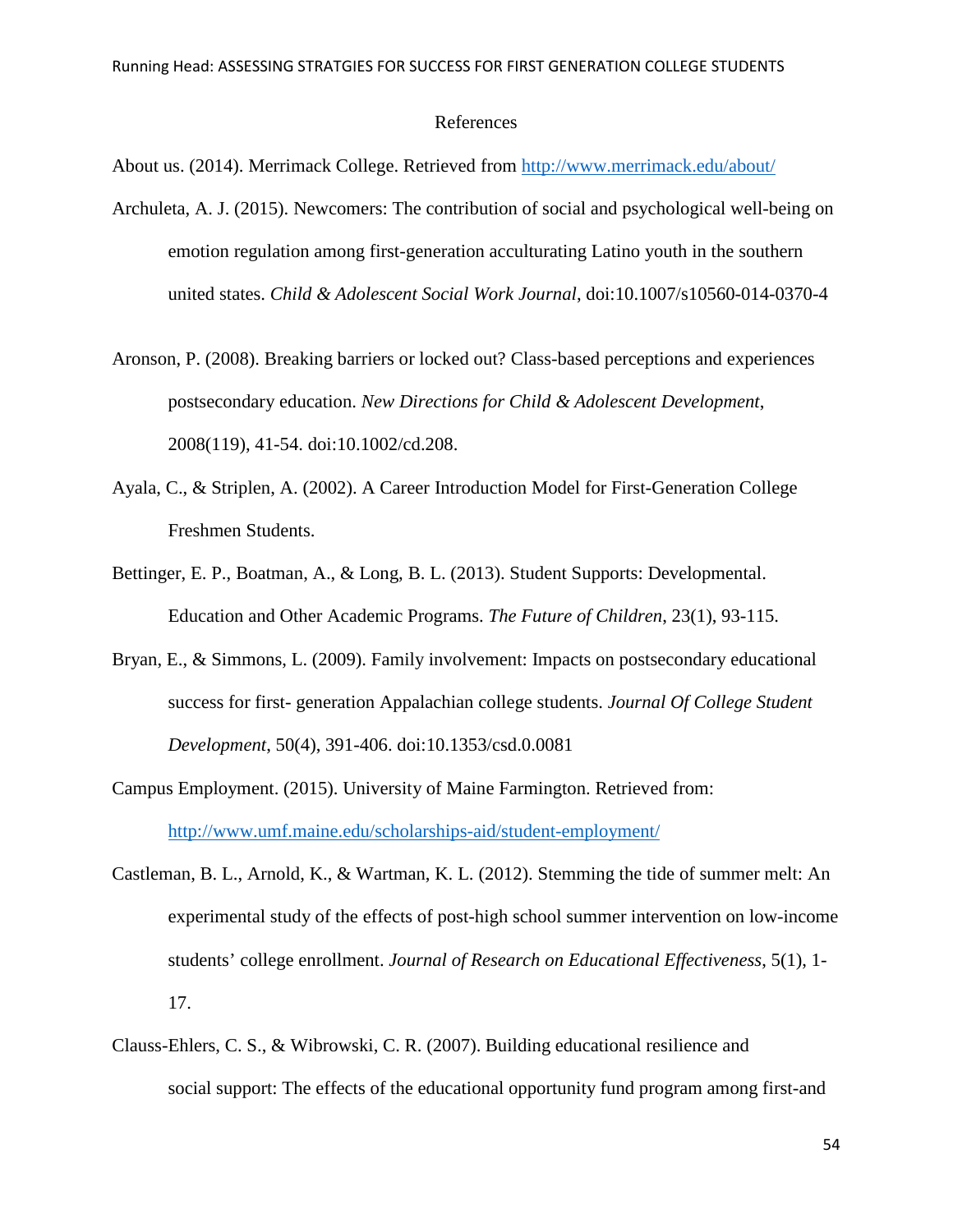# References

About us. (2014). Merrimack College. Retrieved from http://www.merrimack.edu/about/

Archuleta, A. J. (2015). Newcomers: The contribution of social and psychological well-being on emotion regulation among first-generation acculturating Latino youth in the southern united states. *Child & Adolescent Social Work Journal*, doi:10.1007/s10560-014-0370-4

Aronson, P. (2008). Breaking barriers or locked out? Class-based perceptions and experiences postsecondary education. *New Directions for Child & Adolescent Development*, 2008(119), 41-54. doi:10.1002/cd.208.

Ayala, C., & Striplen, A. (2002). A Career Introduction Model for First-Generation College Freshmen Students.

Bettinger, E. P., Boatman, A., & Long, B. L. (2013). Student Supports: Developmental. Education and Other Academic Programs. *The Future of Children*, 23(1), 93-115.

Bryan, E., & Simmons, L. (2009). Family involvement: Impacts on postsecondary educational success for first- generation Appalachian college students. *Journal Of College Student Development*, 50(4), 391-406. doi:10.1353/csd.0.0081

Campus Employment. (2015). University of Maine Farmington. Retrieved from: http://www.umf.maine.edu/scholarships-aid/student-employment/

Castleman, B. L., Arnold, K., & Wartman, K. L. (2012). Stemming the tide of summer melt: An experimental study of the effects of post-high school summer intervention on low-income students' college enrollment. *Journal of Research on Educational Effectiveness*, 5(1), 1-17.

Clauss-Ehlers, C. S., & Wibrowski, C. R. (2007). Building educational resilience and social support: The effects of the educational opportunity fund program among first-and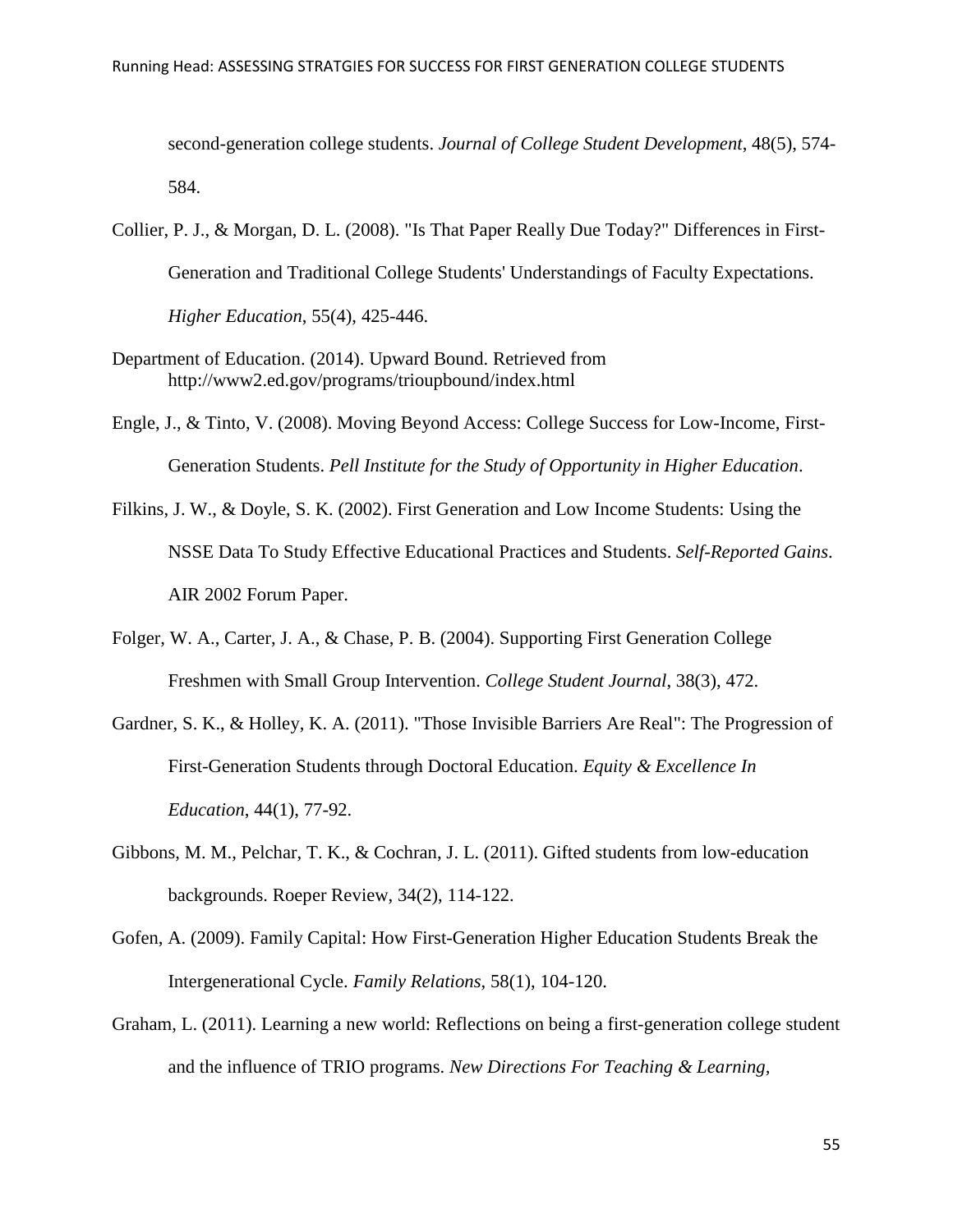second-generation college students. *Journal of College Student Development*, 48(5), 574-584.

Collier, P. J., & Morgan, D. L. (2008). "Is That Paper Really Due Today?" Differences in First-Generation and Traditional College Students' Understandings of Faculty Expectations. *Higher Education*, 55(4), 425-446.

Department of Education. (2014). Upward Bound. Retrieved from http://www2.ed.gov/programs/trioupbound/index.html

Engle, J., & Tinto, V. (2008). Moving Beyond Access: College Success for Low-Income, First-Generation Students. *Pell Institute for the Study of Opportunity in Higher Education*.

Filkins, J. W., & Doyle, S. K. (2002). First Generation and Low Income Students: Using the NSSE Data To Study Effective Educational Practices and Students. *Self-Reported Gains*. AIR 2002 Forum Paper.

Folger, W. A., Carter, J. A., & Chase, P. B. (2004). Supporting First Generation College Freshmen with Small Group Intervention. *College Student Journal*, 38(3), 472.

Gardner, S. K., & Holley, K. A. (2011). "Those Invisible Barriers Are Real": The Progression of First-Generation Students through Doctoral Education. *Equity & Excellence In Education*, 44(1), 77-92.

Gibbons, M. M., Pelchar, T. K., & Cochran, J. L. (2011). Gifted students from low-education backgrounds. Roeper Review, 34(2), 114-122.

Gofen, A. (2009). Family Capital: How First-Generation Higher Education Students Break the Intergenerational Cycle. *Family Relations*, 58(1), 104-120.

Graham, L. (2011). Learning a new world: Reflections on being a first-generation college student and the influence of TRIO programs. *New Directions For Teaching & Learning*,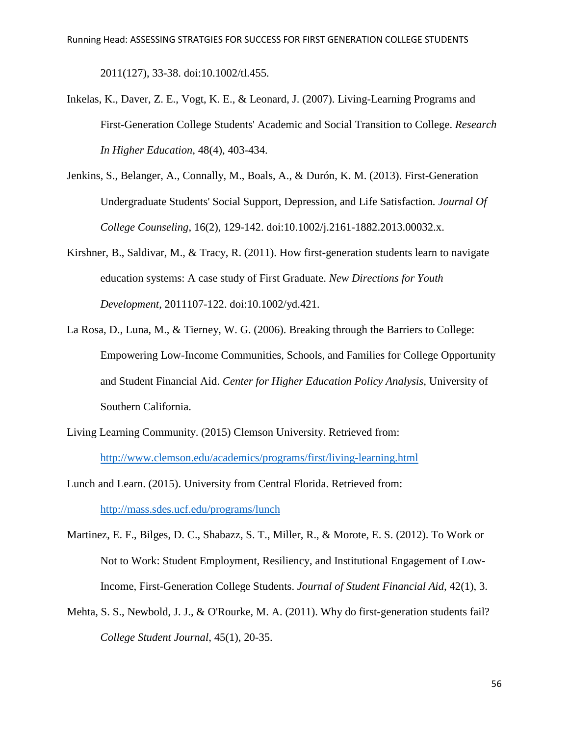2011(127), 33-38. doi:10.1002/tl.455.

Inkelas, K., Daver, Z. E., Vogt, K. E., & Leonard, J. (2007). Living-Learning Programs and First-Generation College Students' Academic and Social Transition to College. *Research In Higher Education*, 48(4), 403-434.

Jenkins, S., Belanger, A., Connally, M., Boals, A., & Durón, K. M. (2013). First-Generation Undergraduate Students' Social Support, Depression, and Life Satisfaction. *Journal Of College Counseling*, 16(2), 129-142. doi:10.1002/j.2161-1882.2013.00032.x.

Kirshner, B., Saldivar, M., & Tracy, R. (2011). How first-generation students learn to navigate education systems: A case study of First Graduate. *New Directions for Youth Development*, 2011107-122. doi:10.1002/yd.421.

La Rosa, D., Luna, M., & Tierney, W. G. (2006). Breaking through the Barriers to College: Empowering Low-Income Communities, Schools, and Families for College Opportunity and Student Financial Aid. *Center for Higher Education Policy Analysis*, University of Southern California.

Living Learning Community. (2015) Clemson University. Retrieved from: http://www.clemson.edu/academics/programs/first/living-learning.html

Lunch and Learn. (2015). University from Central Florida. Retrieved from: http://mass.sdes.ucf.edu/programs/lunch

Martinez, E. F., Bilges, D. C., Shabazz, S. T., Miller, R., & Morote, E. S. (2012). To Work or Not to Work: Student Employment, Resiliency, and Institutional Engagement of Low-Income, First-Generation College Students. *Journal of Student Financial Aid*, 42(1), 3.

Mehta, S. S., Newbold, J. J., & O'Rourke, M. A. (2011). Why do first-generation students fail? *College Student Journal*, 45(1), 20-35.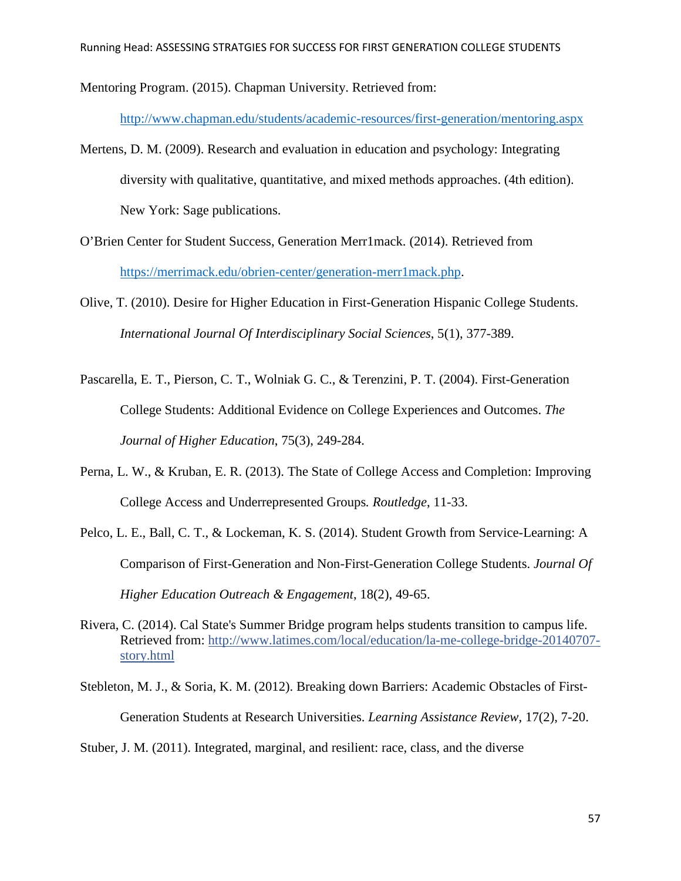Mentoring Program. (2015). Chapman University. Retrieved from: http://www.chapman.edu/students/academic-resources/first-generation/mentoring.aspx

Mertens, D. M. (2009). Research and evaluation in education and psychology: Integrating diversity with qualitative, quantitative, and mixed methods approaches. (4th edition). New York: Sage publications.

O'Brien Center for Student Success, Generation Merr1mack. (2014). Retrieved from https://merrimack.edu/obrien-center/generation-merr1mack.php.

Olive, T. (2010). Desire for Higher Education in First-Generation Hispanic College Students. *International Journal Of Interdisciplinary Social Sciences*, 5(1), 377-389.

Pascarella, E. T., Pierson, C. T., Wolniak G. C., & Terenzini, P. T. (2004). First-Generation College Students: Additional Evidence on College Experiences and Outcomes. *The Journal of Higher Education*, 75(3), 249-284.

Perna, L. W., & Kruban, E. R. (2013). The State of College Access and Completion: Improving College Access and Underrepresented Groups. *Routledge*, 11-33.

Pelco, L. E., Ball, C. T., & Lockeman, K. S. (2014). Student Growth from Service-Learning: A Comparison of First-Generation and Non-First-Generation College Students. *Journal Of Higher Education Outreach & Engagement*, 18(2), 49-65.

Rivera, C. (2014). Cal State's Summer Bridge program helps students transition to campus life. Retrieved from: http://www.latimes.com/local/education/la-me-college-bridge-20140707-story.html

Stebleton, M. J., & Soria, K. M. (2012). Breaking down Barriers: Academic Obstacles of First-Generation Students at Research Universities. *Learning Assistance Review*, 17(2), 7-20.

Stuber, J. M. (2011). Integrated, marginal, and resilient: race, class, and the diverse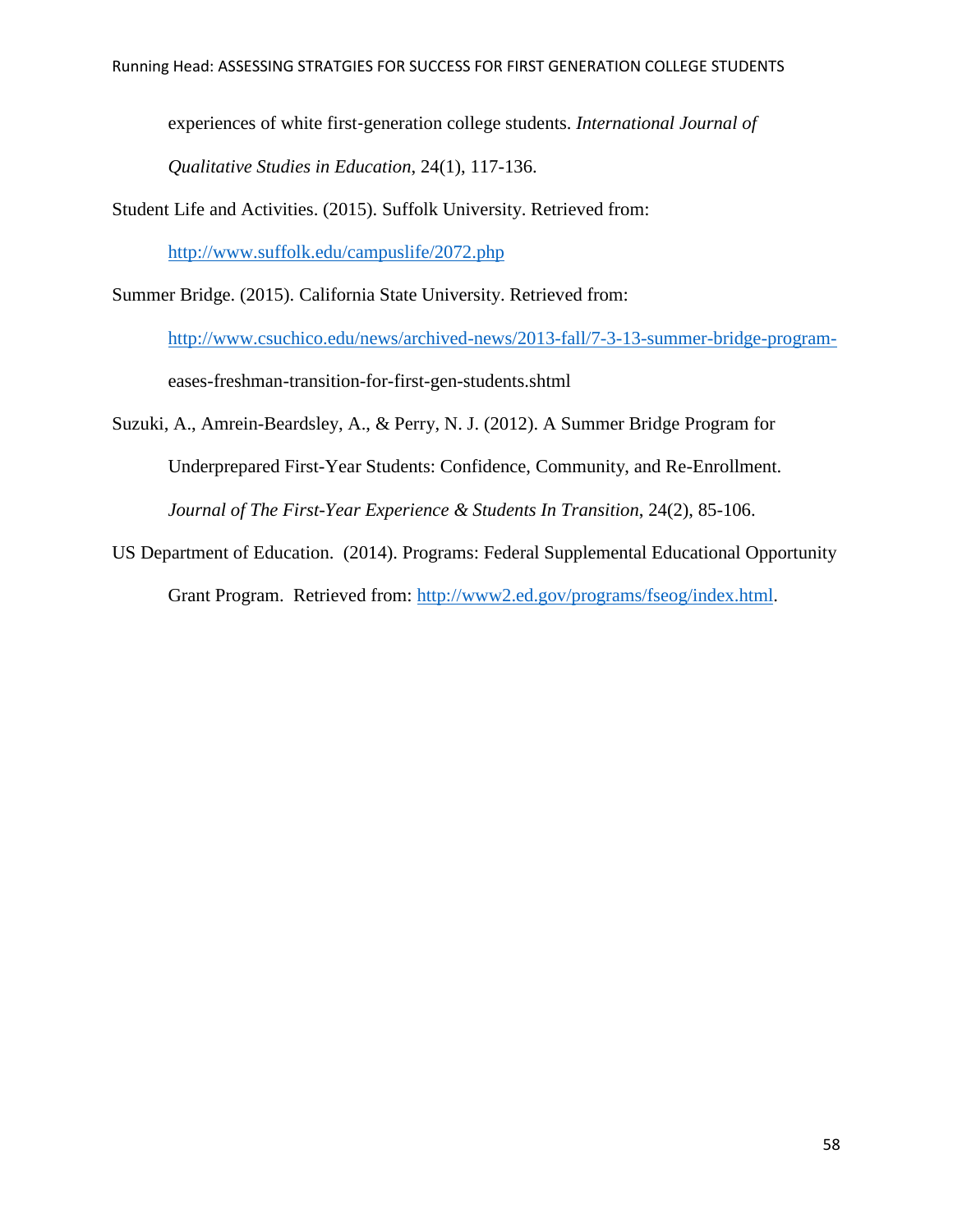experiences of white first-generation college students. *International Journal of Qualitative Studies in Education*, 24(1), 117-136.

Student Life and Activities. (2015). Suffolk University. Retrieved from: http://www.suffolk.edu/campuslife/2072.php

Summer Bridge. (2015). California State University. Retrieved from: http://www.csuchico.edu/news/archived-news/2013-fall/7-3-13-summer-bridge-program-eases-freshman-transition-for-first-gen-students.shtml

Suzuki, A., Amrein-Beardsley, A., & Perry, N. J. (2012). A Summer Bridge Program for Underprepared First-Year Students: Confidence, Community, and Re-Enrollment. *Journal of The First-Year Experience & Students In Transition*, 24(2), 85-106.

US Department of Education. (2014). Programs: Federal Supplemental Educational Opportunity Grant Program. Retrieved from: http://www2.ed.gov/programs/fseog/index.html.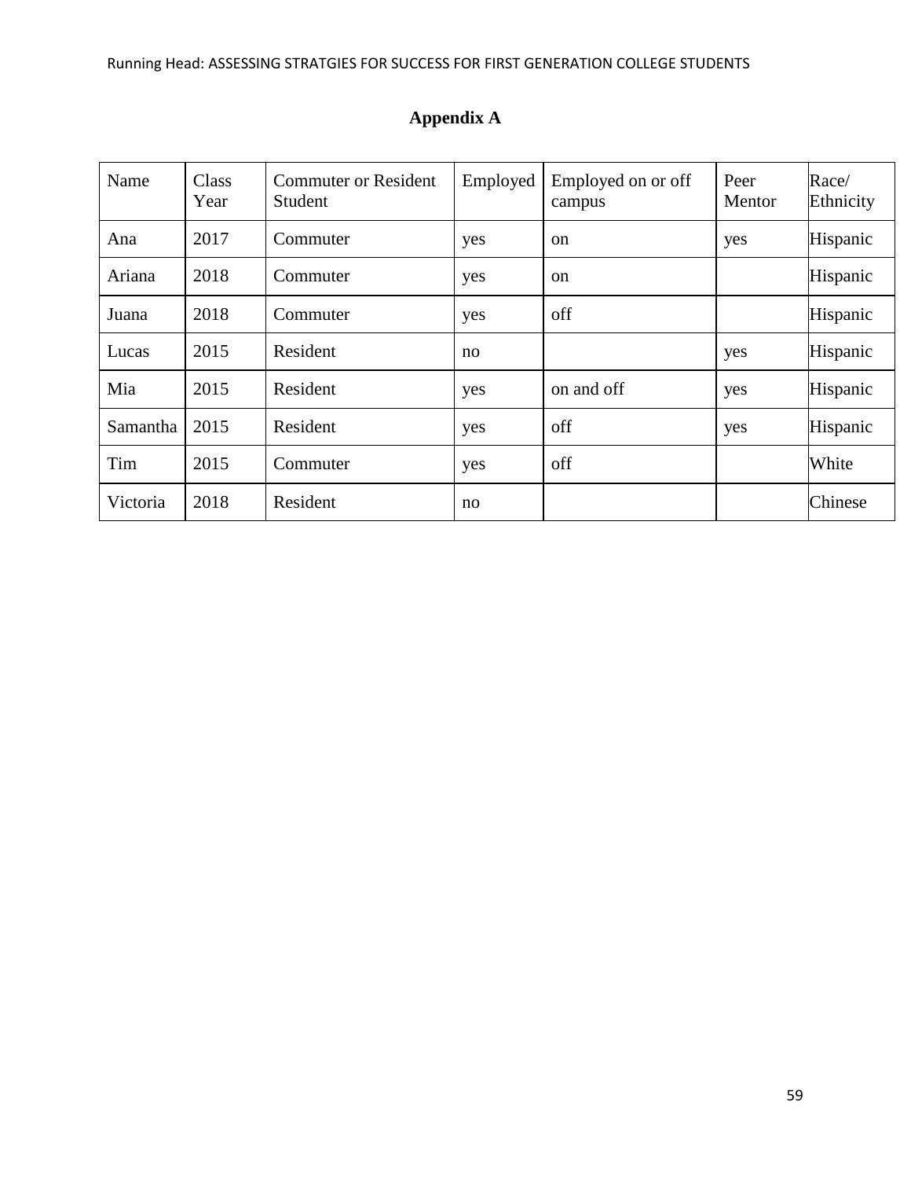## Appendix A

| Name | Class Year | Commuter or Resident Student | Employed | Employed on or off campus | Peer Mentor | Race/ Ethnicity |
|---|---|---|---|---|---|---|
| Ana | 2017 | Commuter | yes | on | yes | Hispanic |
| Ariana | 2018 | Commuter | yes | on | | Hispanic |
| Juana | 2018 | Commuter | yes | off | | Hispanic |
| Lucas | 2015 | Resident | no | | yes | Hispanic |
| Mia | 2015 | Resident | yes | on and off | yes | Hispanic |
| Samantha | 2015 | Resident | yes | off | yes | Hispanic |
| Tim | 2015 | Commuter | yes | off | | White |
| Victoria | 2018 | Resident | no | | | Chinese |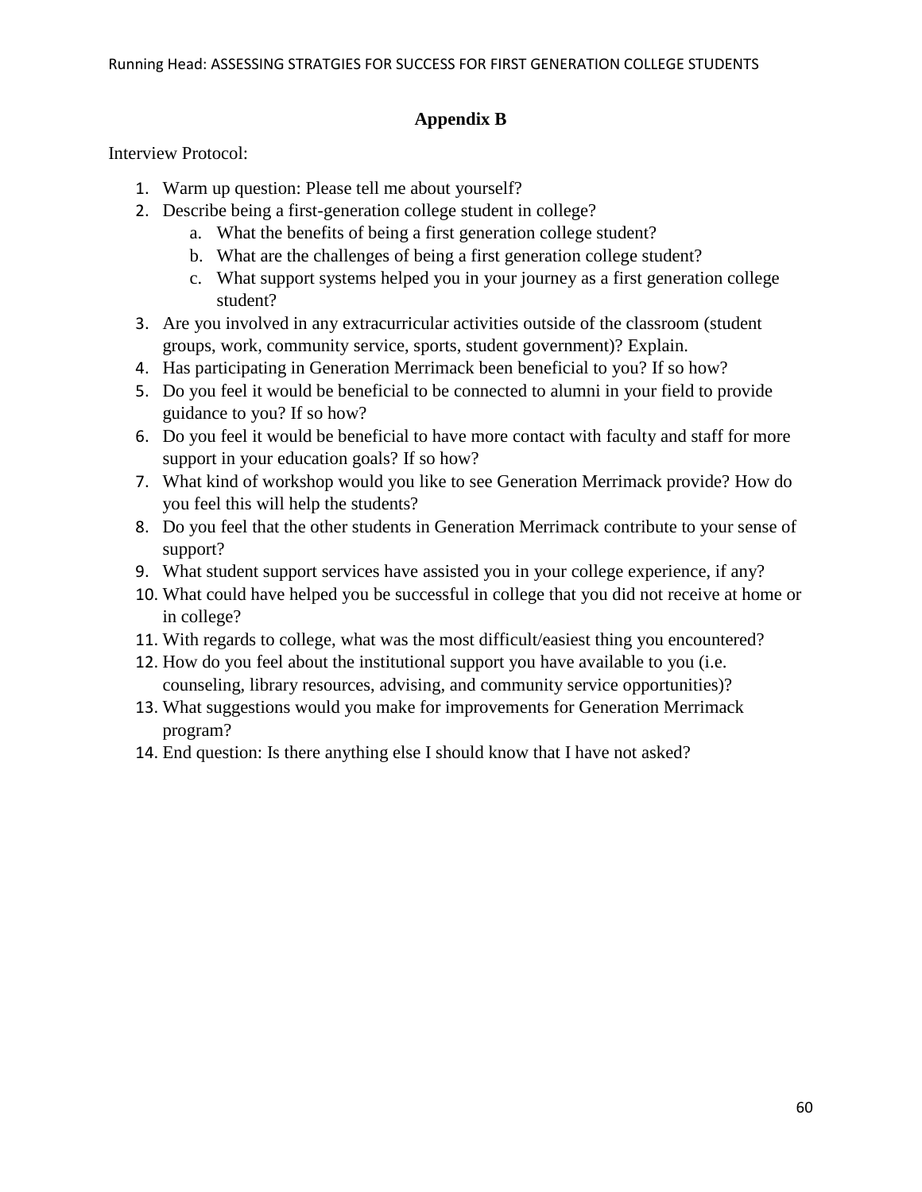## Appendix B

Interview Protocol:

1. Warm up question: Please tell me about yourself?
2. Describe being a first-generation college student in college?
   a. What the benefits of being a first generation college student?
   b. What are the challenges of being a first generation college student?
   c. What support systems helped you in your journey as a first generation college student?
3. Are you involved in any extracurricular activities outside of the classroom (student groups, work, community service, sports, student government)? Explain.
4. Has participating in Generation Merrimack been beneficial to you? If so how?
5. Do you feel it would be beneficial to be connected to alumni in your field to provide guidance to you? If so how?
6. Do you feel it would be beneficial to have more contact with faculty and staff for more support in your education goals? If so how?
7. What kind of workshop would you like to see Generation Merrimack provide? How do you feel this will help the students?
8. Do you feel that the other students in Generation Merrimack contribute to your sense of support?
9. What student support services have assisted you in your college experience, if any?
10. What could have helped you be successful in college that you did not receive at home or in college?
11. With regards to college, what was the most difficult/easiest thing you encountered?
12. How do you feel about the institutional support you have available to you (i.e. counseling, library resources, advising, and community service opportunities)?
13. What suggestions would you make for improvements for Generation Merrimack program?
14. End question: Is there anything else I should know that I have not asked?